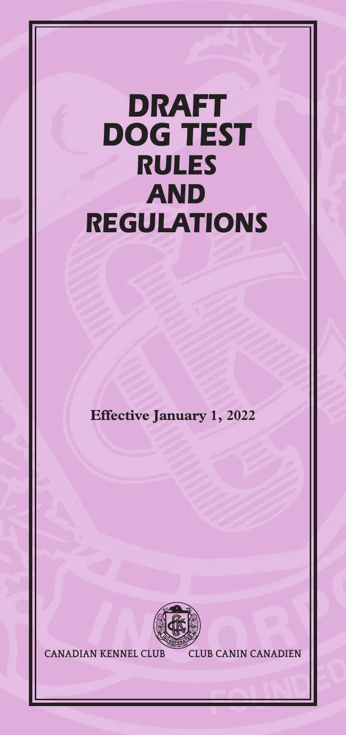# DRAFT DOG TEST RULES AND REGULATIONS

**Effective January 1, 2022**

CANADIAN KENNEL CLUB CLUB CANIN CANADIEN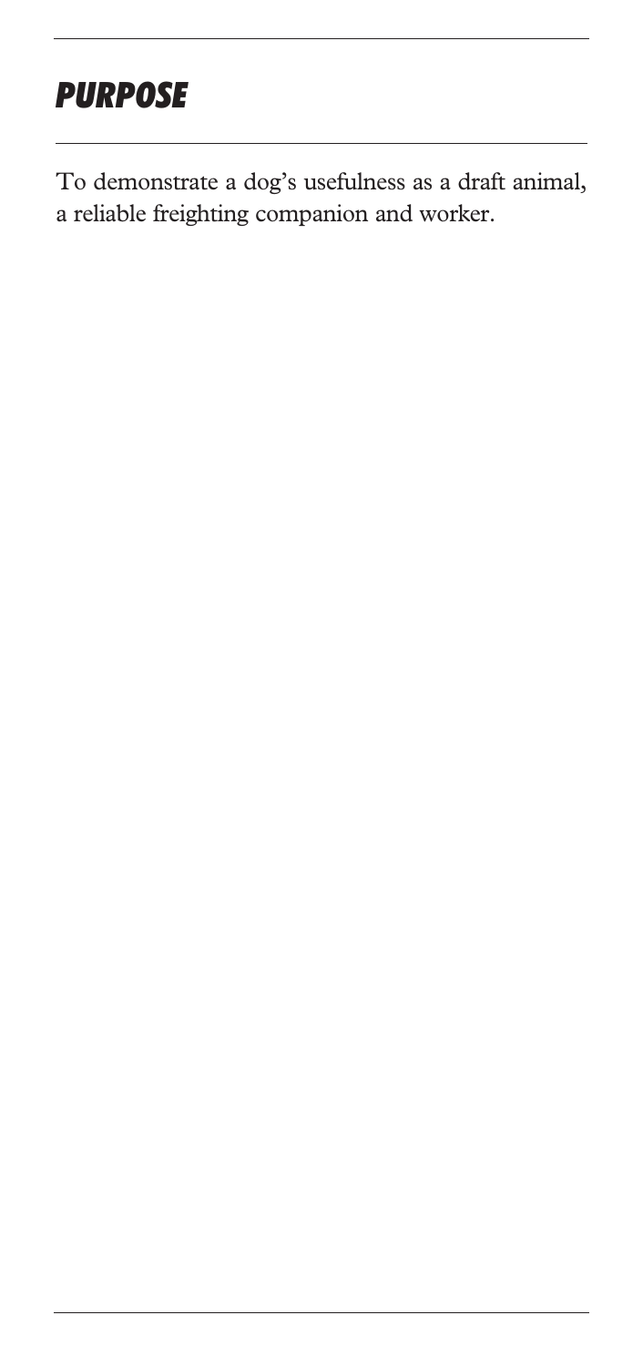## *PURPOSE*

To demonstrate a dog's usefulness as a draft animal, a reliable freighting companion and worker.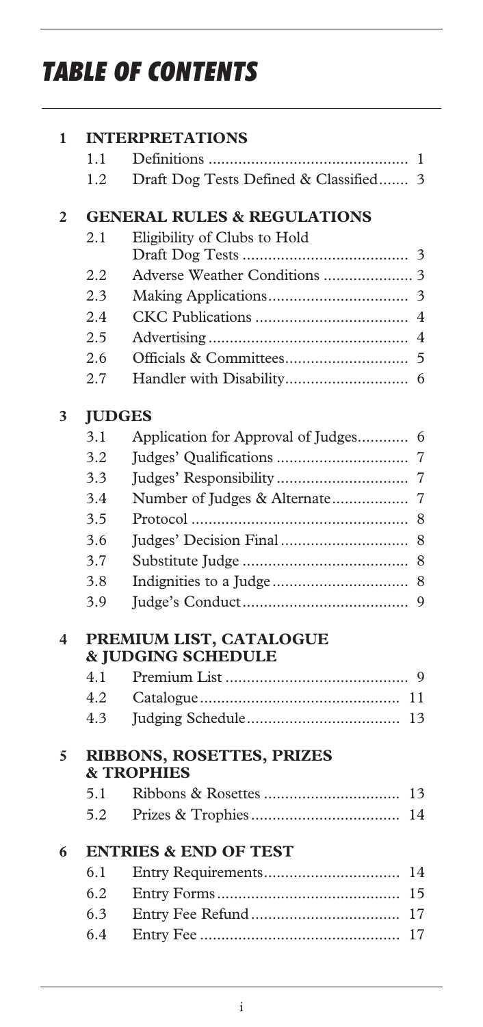# TABLE OF CONTENTS

**1 INTERPRETATIONS**

| | | |
|---|---|---|
| 1.1 | Definitions | 1 |
| 1.2 | Draft Dog Tests Defined & Classified | 3 |

**2 GENERAL RULES & REGULATIONS**

| | | |
|---|---|---|
| 2.1 | Eligibility of Clubs to Hold Draft Dog Tests | 3 |
| 2.2 | Adverse Weather Conditions | 3 |
| 2.3 | Making Applications | 3 |
| 2.4 | CKC Publications | 4 |
| 2.5 | Advertising | 4 |
| 2.6 | Officials & Committees | 5 |
| 2.7 | Handler with Disability | 6 |

**3 JUDGES**

| | | |
|---|---|---|
| 3.1 | Application for Approval of Judges | 6 |
| 3.2 | Judges' Qualifications | 7 |
| 3.3 | Judges' Responsibility | 7 |
| 3.4 | Number of Judges & Alternate | 7 |
| 3.5 | Protocol | 8 |
| 3.6 | Judges' Decision Final | 8 |
| 3.7 | Substitute Judge | 8 |
| 3.8 | Indignities to a Judge | 8 |
| 3.9 | Judge's Conduct | 9 |

**4 PREMIUM LIST, CATALOGUE & JUDGING SCHEDULE**

| | | |
|---|---|---|
| 4.1 | Premium List | 9 |
| 4.2 | Catalogue | 11 |
| 4.3 | Judging Schedule | 13 |

**5 RIBBONS, ROSETTES, PRIZES & TROPHIES**

| | | |
|---|---|---|
| 5.1 | Ribbons & Rosettes | 13 |
| 5.2 | Prizes & Trophies | 14 |

**6 ENTRIES & END OF TEST**

| | | |
|---|---|---|
| 6.1 | Entry Requirements | 14 |
| 6.2 | Entry Forms | 15 |
| 6.3 | Entry Fee Refund | 17 |
| 6.4 | Entry Fee | 17 |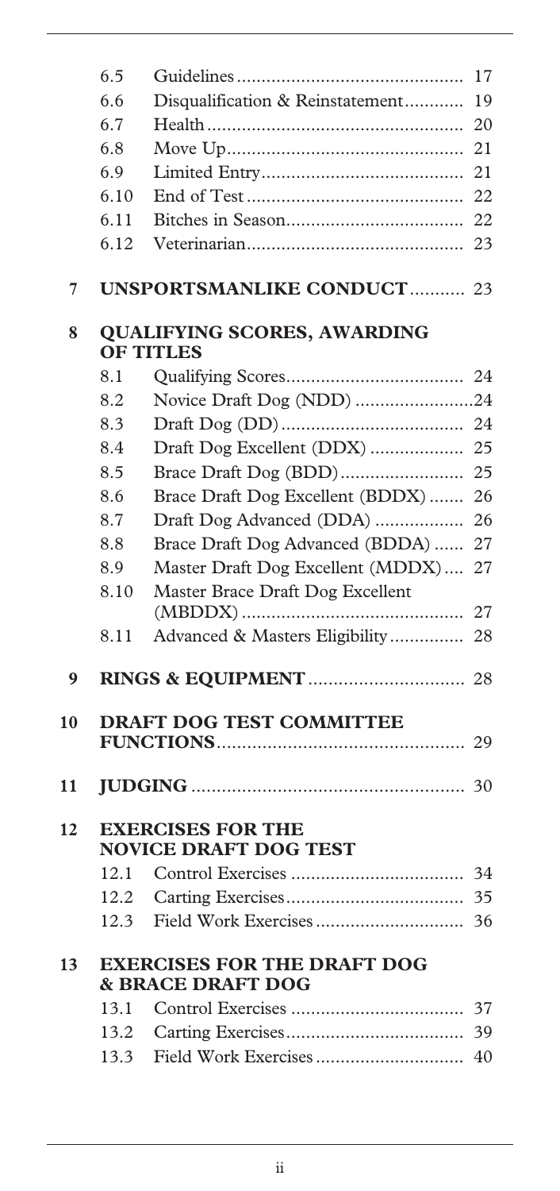| | | | |
|---|---|---|---|
| | 6.5 | Guidelines | 17 |
| | 6.6 | Disqualification & Reinstatement | 19 |
| | 6.7 | Health | 20 |
| | 6.8 | Move Up | 21 |
| | 6.9 | Limited Entry | 21 |
| | 6.10 | End of Test | 22 |
| | 6.11 | Bitches in Season | 22 |
| | 6.12 | Veterinarian | 23 |
| **7** | **UNSPORTSMANLIKE CONDUCT** | | 23 |
| **8** | **QUALIFYING SCORES, AWARDING OF TITLES** | | |
| | 8.1 | Qualifying Scores | 24 |
| | 8.2 | Novice Draft Dog (NDD) | 24 |
| | 8.3 | Draft Dog (DD) | 24 |
| | 8.4 | Draft Dog Excellent (DDX) | 25 |
| | 8.5 | Brace Draft Dog (BDD) | 25 |
| | 8.6 | Brace Draft Dog Excellent (BDDX) | 26 |
| | 8.7 | Draft Dog Advanced (DDA) | 26 |
| | 8.8 | Brace Draft Dog Advanced (BDDA) | 27 |
| | 8.9 | Master Draft Dog Excellent (MDDX) | 27 |
| | 8.10 | Master Brace Draft Dog Excellent (MBDDX) | 27 |
| | 8.11 | Advanced & Masters Eligibility | 28 |
| **9** | **RINGS & EQUIPMENT** | | 28 |
| **10** | **DRAFT DOG TEST COMMITTEE FUNCTIONS** | | 29 |
| **11** | **JUDGING** | | 30 |
| **12** | **EXERCISES FOR THE NOVICE DRAFT DOG TEST** | | |
| | 12.1 | Control Exercises | 34 |
| | 12.2 | Carting Exercises | 35 |
| | 12.3 | Field Work Exercises | 36 |
| **13** | **EXERCISES FOR THE DRAFT DOG & BRACE DRAFT DOG** | | |
| | 13.1 | Control Exercises | 37 |
| | 13.2 | Carting Exercises | 39 |
| | 13.3 | Field Work Exercises | 40 |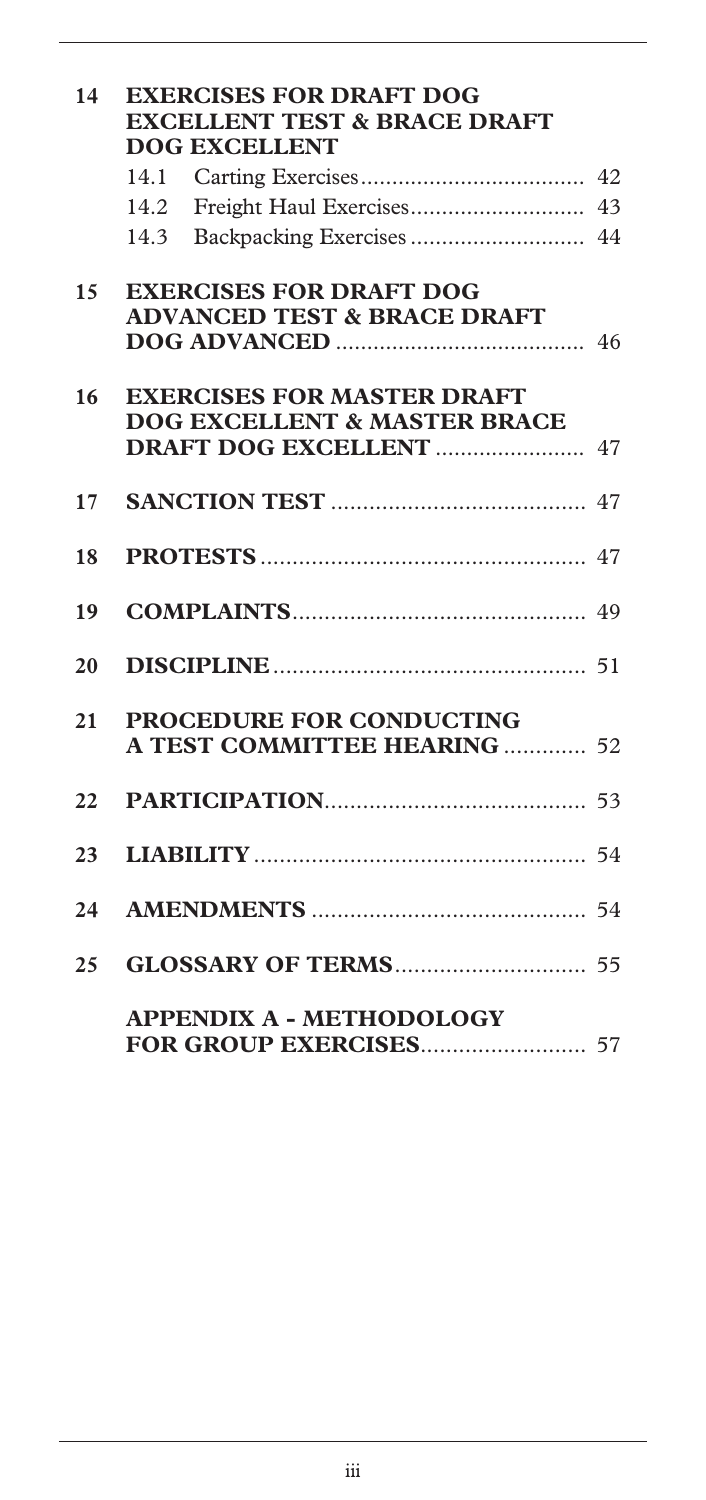**14 EXERCISES FOR DRAFT DOG EXCELLENT TEST & BRACE DRAFT DOG EXCELLENT**

- 14.1 Carting Exercises .................................... 42
- 14.2 Freight Haul Exercises ............................ 43
- 14.3 Backpacking Exercises ............................ 44

**15 EXERCISES FOR DRAFT DOG ADVANCED TEST & BRACE DRAFT DOG ADVANCED** ........................................ 46

**16 EXERCISES FOR MASTER DRAFT DOG EXCELLENT & MASTER BRACE DRAFT DOG EXCELLENT** ....................... 47

**17 SANCTION TEST** ........................................ 47

**18 PROTESTS** .................................................. 47

**19 COMPLAINTS** .............................................. 49

**20 DISCIPLINE** ................................................ 51

**21 PROCEDURE FOR CONDUCTING A TEST COMMITTEE HEARING** ............. 52

**22 PARTICIPATION** ......................................... 53

**23 LIABILITY** .................................................. 54

**24 AMENDMENTS** ........................................... 54

**25 GLOSSARY OF TERMS** ............................. 55

**APPENDIX A - METHODOLOGY FOR GROUP EXERCISES** ......................... 57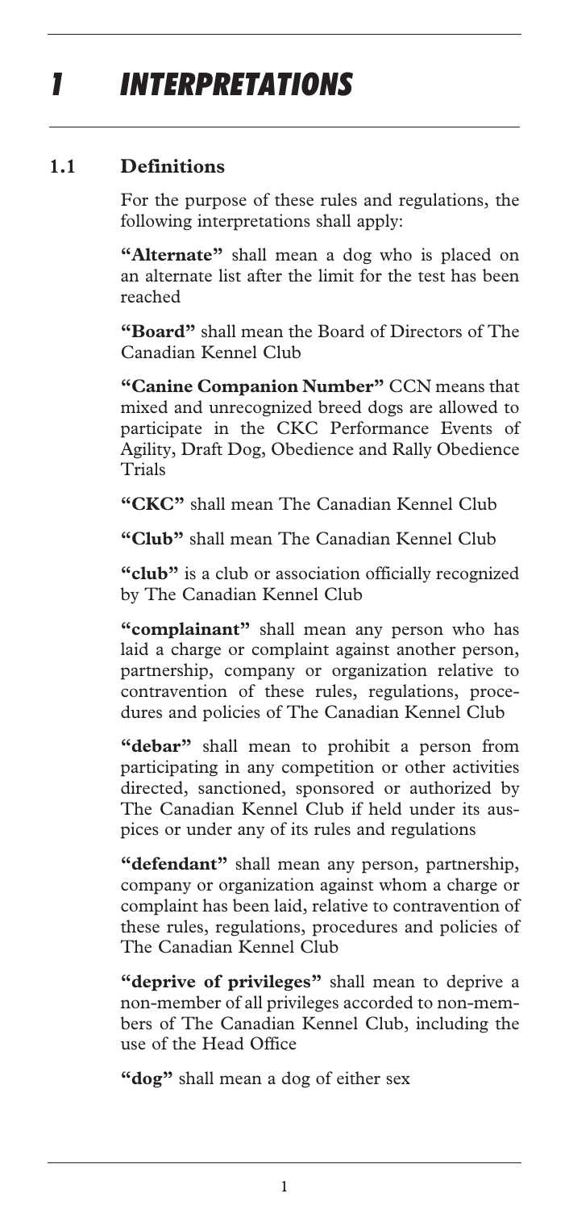# 1 INTERPRETATIONS

## 1.1 Definitions

For the purpose of these rules and regulations, the following interpretations shall apply:

**"Alternate"** shall mean a dog who is placed on an alternate list after the limit for the test has been reached

**"Board"** shall mean the Board of Directors of The Canadian Kennel Club

**"Canine Companion Number"** CCN means that mixed and unrecognized breed dogs are allowed to participate in the CKC Performance Events of Agility, Draft Dog, Obedience and Rally Obedience Trials

**"CKC"** shall mean The Canadian Kennel Club

**"Club"** shall mean The Canadian Kennel Club

**"club"** is a club or association officially recognized by The Canadian Kennel Club

**"complainant"** shall mean any person who has laid a charge or complaint against another person, partnership, company or organization relative to contravention of these rules, regulations, procedures and policies of The Canadian Kennel Club

**"debar"** shall mean to prohibit a person from participating in any competition or other activities directed, sanctioned, sponsored or authorized by The Canadian Kennel Club if held under its auspices or under any of its rules and regulations

**"defendant"** shall mean any person, partnership, company or organization against whom a charge or complaint has been laid, relative to contravention of these rules, regulations, procedures and policies of The Canadian Kennel Club

**"deprive of privileges"** shall mean to deprive a non-member of all privileges accorded to non-members of The Canadian Kennel Club, including the use of the Head Office

**"dog"** shall mean a dog of either sex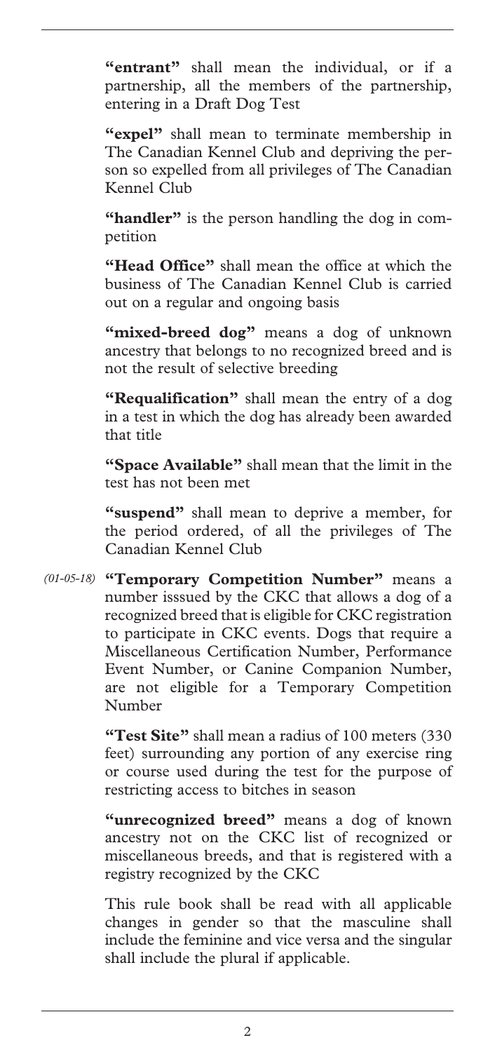**"entrant"** shall mean the individual, or if a partnership, all the members of the partnership, entering in a Draft Dog Test

**"expel"** shall mean to terminate membership in The Canadian Kennel Club and depriving the person so expelled from all privileges of The Canadian Kennel Club

**"handler"** is the person handling the dog in competition

**"Head Office"** shall mean the office at which the business of The Canadian Kennel Club is carried out on a regular and ongoing basis

**"mixed-breed dog"** means a dog of unknown ancestry that belongs to no recognized breed and is not the result of selective breeding

**"Requalification"** shall mean the entry of a dog in a test in which the dog has already been awarded that title

**"Space Available"** shall mean that the limit in the test has not been met

**"suspend"** shall mean to deprive a member, for the period ordered, of all the privileges of The Canadian Kennel Club

*(01-05-18)* **"Temporary Competition Number"** means a number isssued by the CKC that allows a dog of a recognized breed that is eligible for CKC registration to participate in CKC events. Dogs that require a Miscellaneous Certification Number, Performance Event Number, or Canine Companion Number, are not eligible for a Temporary Competition Number

**"Test Site"** shall mean a radius of 100 meters (330 feet) surrounding any portion of any exercise ring or course used during the test for the purpose of restricting access to bitches in season

**"unrecognized breed"** means a dog of known ancestry not on the CKC list of recognized or miscellaneous breeds, and that is registered with a registry recognized by the CKC

This rule book shall be read with all applicable changes in gender so that the masculine shall include the feminine and vice versa and the singular shall include the plural if applicable.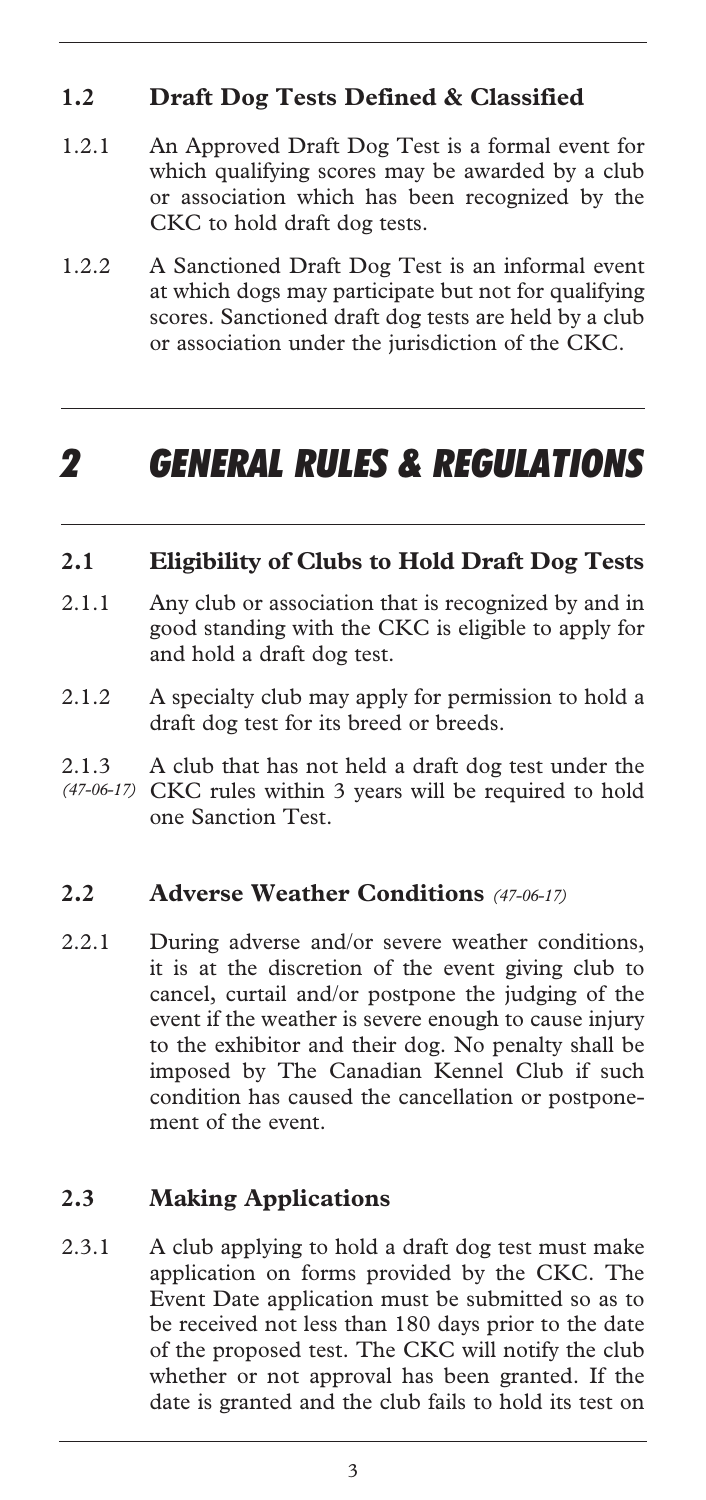### 1.2 Draft Dog Tests Defined & Classified

1.2.1 An Approved Draft Dog Test is a formal event for which qualifying scores may be awarded by a club or association which has been recognized by the CKC to hold draft dog tests.

1.2.2 A Sanctioned Draft Dog Test is an informal event at which dogs may participate but not for qualifying scores. Sanctioned draft dog tests are held by a club or association under the jurisdiction of the CKC.

# *2 GENERAL RULES & REGULATIONS*

### 2.1 Eligibility of Clubs to Hold Draft Dog Tests

2.1.1 Any club or association that is recognized by and in good standing with the CKC is eligible to apply for and hold a draft dog test.

2.1.2 A specialty club may apply for permission to hold a draft dog test for its breed or breeds.

2.1.3 *(47-06-17)* A club that has not held a draft dog test under the CKC rules within 3 years will be required to hold one Sanction Test.

### 2.2 Adverse Weather Conditions *(47-06-17)*

2.2.1 During adverse and/or severe weather conditions, it is at the discretion of the event giving club to cancel, curtail and/or postpone the judging of the event if the weather is severe enough to cause injury to the exhibitor and their dog. No penalty shall be imposed by The Canadian Kennel Club if such condition has caused the cancellation or postponement of the event.

### 2.3 Making Applications

2.3.1 A club applying to hold a draft dog test must make application on forms provided by the CKC. The Event Date application must be submitted so as to be received not less than 180 days prior to the date of the proposed test. The CKC will notify the club whether or not approval has been granted. If the date is granted and the club fails to hold its test on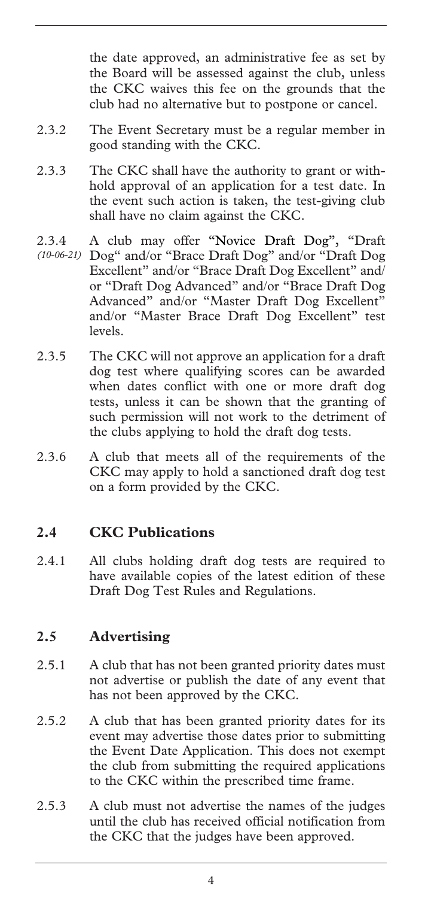the date approved, an administrative fee as set by the Board will be assessed against the club, unless the CKC waives this fee on the grounds that the club had no alternative but to postpone or cancel.

2.3.2 The Event Secretary must be a regular member in good standing with the CKC.

2.3.3 The CKC shall have the authority to grant or withhold approval of an application for a test date. In the event such action is taken, the test-giving club shall have no claim against the CKC.

2.3.4 *(10-06-21)* A club may offer "Novice Draft Dog", "Draft Dog" and/or "Brace Draft Dog" and/or "Draft Dog Excellent" and/or "Brace Draft Dog Excellent" and/or "Draft Dog Advanced" and/or "Brace Draft Dog Advanced" and/or "Master Draft Dog Excellent" and/or "Master Brace Draft Dog Excellent" test levels.

2.3.5 The CKC will not approve an application for a draft dog test where qualifying scores can be awarded when dates conflict with one or more draft dog tests, unless it can be shown that the granting of such permission will not work to the detriment of the clubs applying to hold the draft dog tests.

2.3.6 A club that meets all of the requirements of the CKC may apply to hold a sanctioned draft dog test on a form provided by the CKC.

## 2.4 CKC Publications

2.4.1 All clubs holding draft dog tests are required to have available copies of the latest edition of these Draft Dog Test Rules and Regulations.

## 2.5 Advertising

2.5.1 A club that has not been granted priority dates must not advertise or publish the date of any event that has not been approved by the CKC.

2.5.2 A club that has been granted priority dates for its event may advertise those dates prior to submitting the Event Date Application. This does not exempt the club from submitting the required applications to the CKC within the prescribed time frame.

2.5.3 A club must not advertise the names of the judges until the club has received official notification from the CKC that the judges have been approved.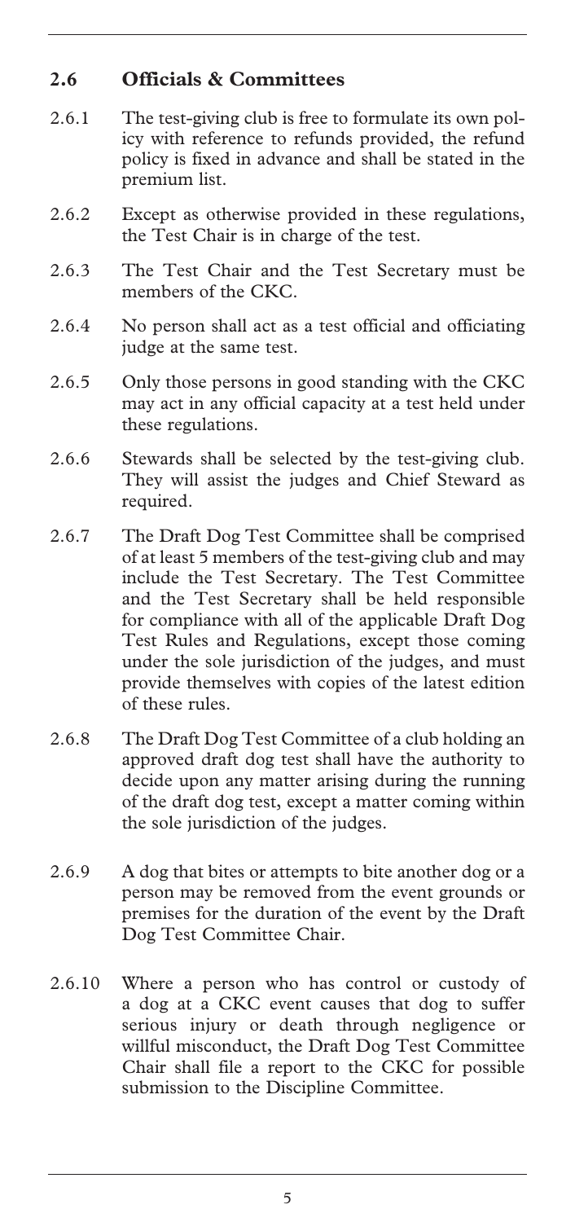## 2.6 Officials & Committees

2.6.1 The test-giving club is free to formulate its own policy with reference to refunds provided, the refund policy is fixed in advance and shall be stated in the premium list.

2.6.2 Except as otherwise provided in these regulations, the Test Chair is in charge of the test.

2.6.3 The Test Chair and the Test Secretary must be members of the CKC.

2.6.4 No person shall act as a test official and officiating judge at the same test.

2.6.5 Only those persons in good standing with the CKC may act in any official capacity at a test held under these regulations.

2.6.6 Stewards shall be selected by the test-giving club. They will assist the judges and Chief Steward as required.

2.6.7 The Draft Dog Test Committee shall be comprised of at least 5 members of the test-giving club and may include the Test Secretary. The Test Committee and the Test Secretary shall be held responsible for compliance with all of the applicable Draft Dog Test Rules and Regulations, except those coming under the sole jurisdiction of the judges, and must provide themselves with copies of the latest edition of these rules.

2.6.8 The Draft Dog Test Committee of a club holding an approved draft dog test shall have the authority to decide upon any matter arising during the running of the draft dog test, except a matter coming within the sole jurisdiction of the judges.

2.6.9 A dog that bites or attempts to bite another dog or a person may be removed from the event grounds or premises for the duration of the event by the Draft Dog Test Committee Chair.

2.6.10 Where a person who has control or custody of a dog at a CKC event causes that dog to suffer serious injury or death through negligence or willful misconduct, the Draft Dog Test Committee Chair shall file a report to the CKC for possible submission to the Discipline Committee.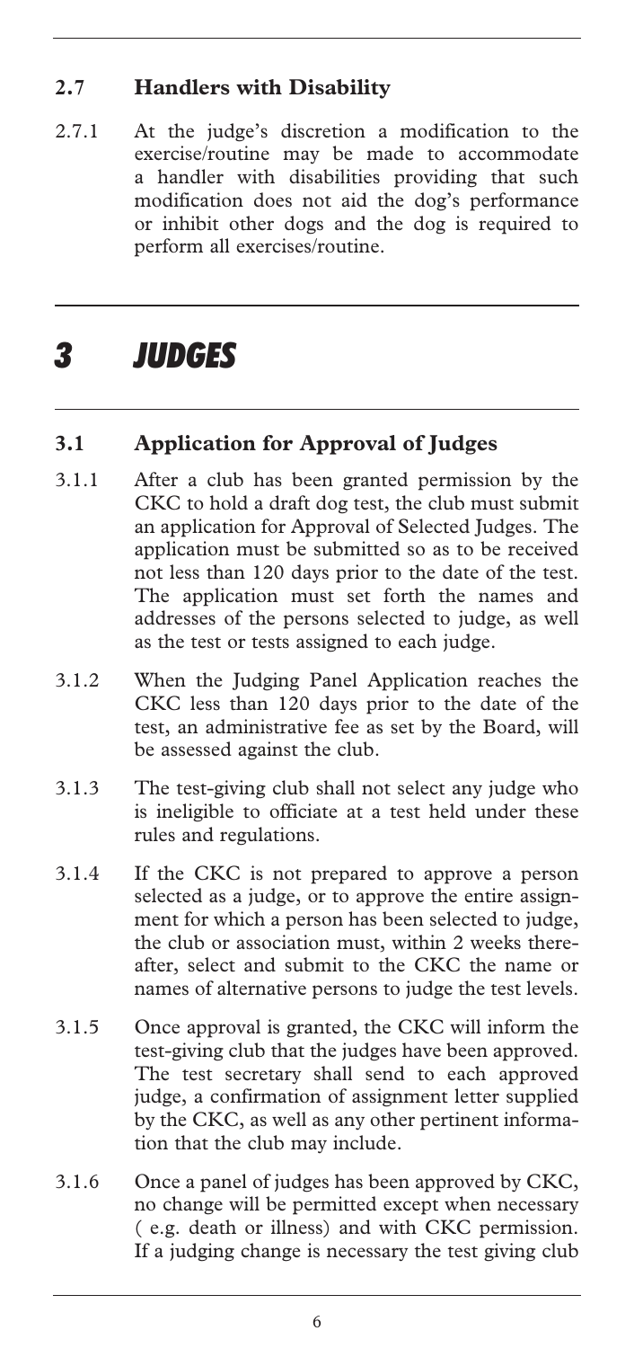### 2.7 Handlers with Disability

2.7.1 At the judge's discretion a modification to the exercise/routine may be made to accommodate a handler with disabilities providing that such modification does not aid the dog's performance or inhibit other dogs and the dog is required to perform all exercises/routine.

## *3 JUDGES*

### 3.1 Application for Approval of Judges

3.1.1 After a club has been granted permission by the CKC to hold a draft dog test, the club must submit an application for Approval of Selected Judges. The application must be submitted so as to be received not less than 120 days prior to the date of the test. The application must set forth the names and addresses of the persons selected to judge, as well as the test or tests assigned to each judge.

3.1.2 When the Judging Panel Application reaches the CKC less than 120 days prior to the date of the test, an administrative fee as set by the Board, will be assessed against the club.

3.1.3 The test-giving club shall not select any judge who is ineligible to officiate at a test held under these rules and regulations.

3.1.4 If the CKC is not prepared to approve a person selected as a judge, or to approve the entire assignment for which a person has been selected to judge, the club or association must, within 2 weeks thereafter, select and submit to the CKC the name or names of alternative persons to judge the test levels.

3.1.5 Once approval is granted, the CKC will inform the test-giving club that the judges have been approved. The test secretary shall send to each approved judge, a confirmation of assignment letter supplied by the CKC, as well as any other pertinent information that the club may include.

3.1.6 Once a panel of judges has been approved by CKC, no change will be permitted except when necessary ( e.g. death or illness) and with CKC permission. If a judging change is necessary the test giving club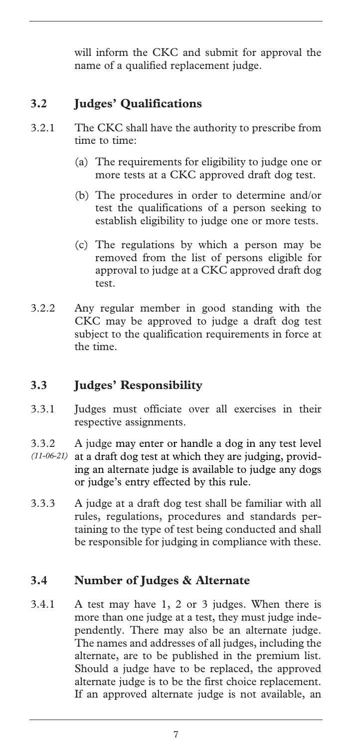will inform the CKC and submit for approval the name of a qualified replacement judge.

## 3.2 Judges' Qualifications

3.2.1 The CKC shall have the authority to prescribe from time to time:

- (a) The requirements for eligibility to judge one or more tests at a CKC approved draft dog test.
- (b) The procedures in order to determine and/or test the qualifications of a person seeking to establish eligibility to judge one or more tests.
- (c) The regulations by which a person may be removed from the list of persons eligible for approval to judge at a CKC approved draft dog test.

3.2.2 Any regular member in good standing with the CKC may be approved to judge a draft dog test subject to the qualification requirements in force at the time.

## 3.3 Judges' Responsibility

3.3.1 Judges must officiate over all exercises in their respective assignments.

3.3.2 *(11-06-21)* A judge may enter or handle a dog in any test level at a draft dog test at which they are judging, providing an alternate judge is available to judge any dogs or judge's entry effected by this rule.

3.3.3 A judge at a draft dog test shall be familiar with all rules, regulations, procedures and standards pertaining to the type of test being conducted and shall be responsible for judging in compliance with these.

## 3.4 Number of Judges & Alternate

3.4.1 A test may have 1, 2 or 3 judges. When there is more than one judge at a test, they must judge independently. There may also be an alternate judge. The names and addresses of all judges, including the alternate, are to be published in the premium list. Should a judge have to be replaced, the approved alternate judge is to be the first choice replacement. If an approved alternate judge is not available, an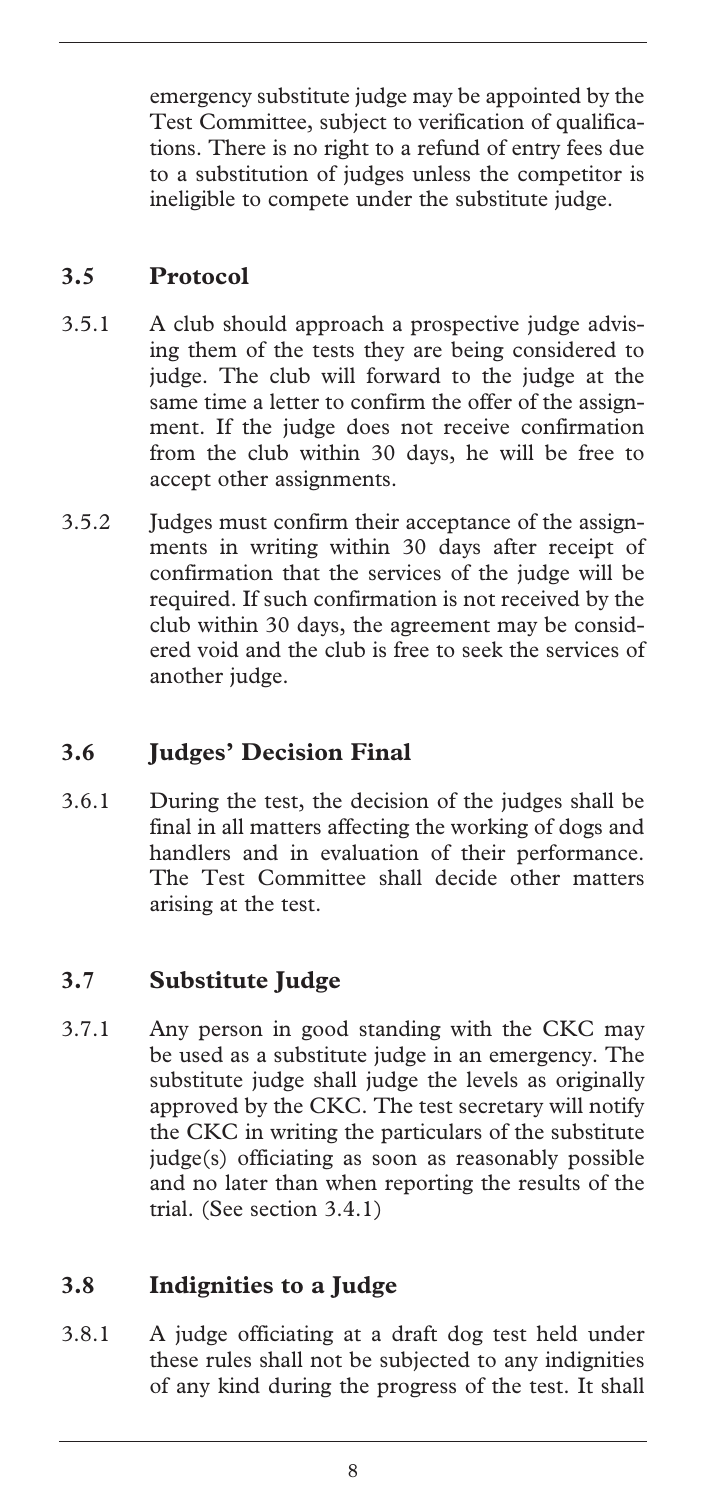emergency substitute judge may be appointed by the Test Committee, subject to verification of qualifications. There is no right to a refund of entry fees due to a substitution of judges unless the competitor is ineligible to compete under the substitute judge.

## 3.5 Protocol

3.5.1 A club should approach a prospective judge advising them of the tests they are being considered to judge. The club will forward to the judge at the same time a letter to confirm the offer of the assignment. If the judge does not receive confirmation from the club within 30 days, he will be free to accept other assignments.

3.5.2 Judges must confirm their acceptance of the assignments in writing within 30 days after receipt of confirmation that the services of the judge will be required. If such confirmation is not received by the club within 30 days, the agreement may be considered void and the club is free to seek the services of another judge.

## 3.6 Judges' Decision Final

3.6.1 During the test, the decision of the judges shall be final in all matters affecting the working of dogs and handlers and in evaluation of their performance. The Test Committee shall decide other matters arising at the test.

## 3.7 Substitute Judge

3.7.1 Any person in good standing with the CKC may be used as a substitute judge in an emergency. The substitute judge shall judge the levels as originally approved by the CKC. The test secretary will notify the CKC in writing the particulars of the substitute judge(s) officiating as soon as reasonably possible and no later than when reporting the results of the trial. (See section 3.4.1)

## 3.8 Indignities to a Judge

3.8.1 A judge officiating at a draft dog test held under these rules shall not be subjected to any indignities of any kind during the progress of the test. It shall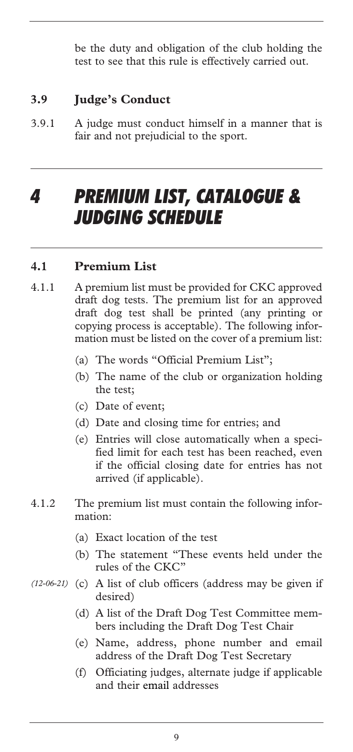be the duty and obligation of the club holding the test to see that this rule is effectively carried out.

### 3.9 Judge's Conduct

3.9.1 A judge must conduct himself in a manner that is fair and not prejudicial to the sport.

# 4 PREMIUM LIST, CATALOGUE & JUDGING SCHEDULE

### 4.1 Premium List

4.1.1 A premium list must be provided for CKC approved draft dog tests. The premium list for an approved draft dog test shall be printed (any printing or copying process is acceptable). The following information must be listed on the cover of a premium list:

(a) The words "Official Premium List";

(b) The name of the club or organization holding the test;

(c) Date of event;

(d) Date and closing time for entries; and

(e) Entries will close automatically when a specified limit for each test has been reached, even if the official closing date for entries has not arrived (if applicable).

4.1.2 The premium list must contain the following information:

(a) Exact location of the test

(b) The statement "These events held under the rules of the CKC"

*(12-06-21)* (c) A list of club officers (address may be given if desired)

(d) A list of the Draft Dog Test Committee members including the Draft Dog Test Chair

(e) Name, address, phone number and email address of the Draft Dog Test Secretary

(f) Officiating judges, alternate judge if applicable and their email addresses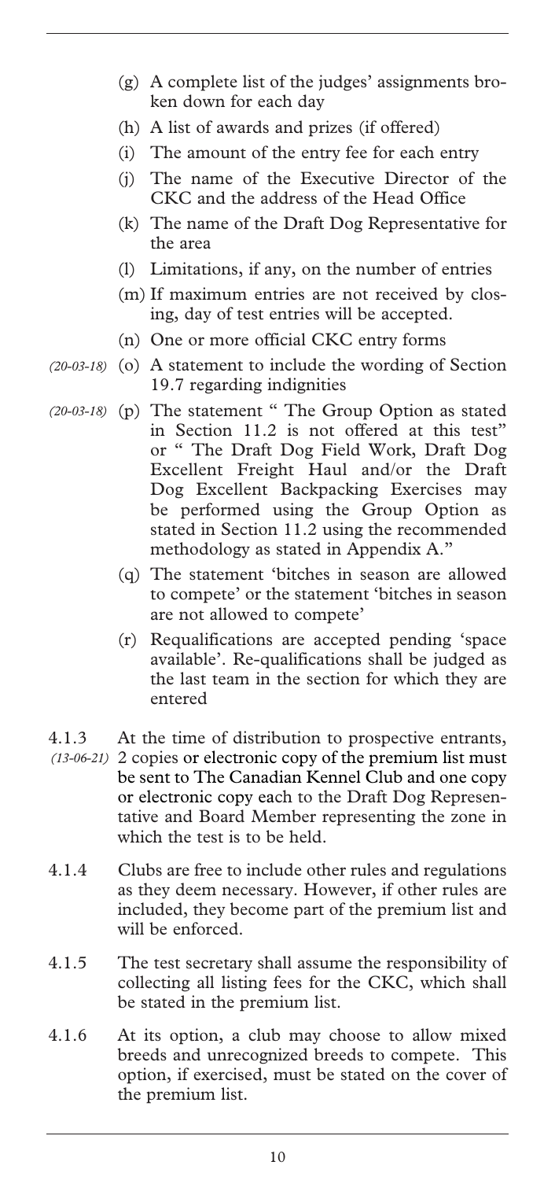(g) A complete list of the judges' assignments broken down for each day

(h) A list of awards and prizes (if offered)

(i) The amount of the entry fee for each entry

(j) The name of the Executive Director of the CKC and the address of the Head Office

(k) The name of the Draft Dog Representative for the area

(l) Limitations, if any, on the number of entries

(m) If maximum entries are not received by closing, day of test entries will be accepted.

(n) One or more official CKC entry forms

*(20-03-18)* (o) A statement to include the wording of Section 19.7 regarding indignities

*(20-03-18)* (p) The statement " The Group Option as stated in Section 11.2 is not offered at this test" or " The Draft Dog Field Work, Draft Dog Excellent Freight Haul and/or the Draft Dog Excellent Backpacking Exercises may be performed using the Group Option as stated in Section 11.2 using the recommended methodology as stated in Appendix A."

(q) The statement 'bitches in season are allowed to compete' or the statement 'bitches in season are not allowed to compete'

(r) Requalifications are accepted pending 'space available'. Re-qualifications shall be judged as the last team in the section for which they are entered

4.1.3 *(13-06-21)* At the time of distribution to prospective entrants, 2 copies or electronic copy of the premium list must be sent to The Canadian Kennel Club and one copy or electronic copy each to the Draft Dog Representative and Board Member representing the zone in which the test is to be held.

4.1.4 Clubs are free to include other rules and regulations as they deem necessary. However, if other rules are included, they become part of the premium list and will be enforced.

4.1.5 The test secretary shall assume the responsibility of collecting all listing fees for the CKC, which shall be stated in the premium list.

4.1.6 At its option, a club may choose to allow mixed breeds and unrecognized breeds to compete. This option, if exercised, must be stated on the cover of the premium list.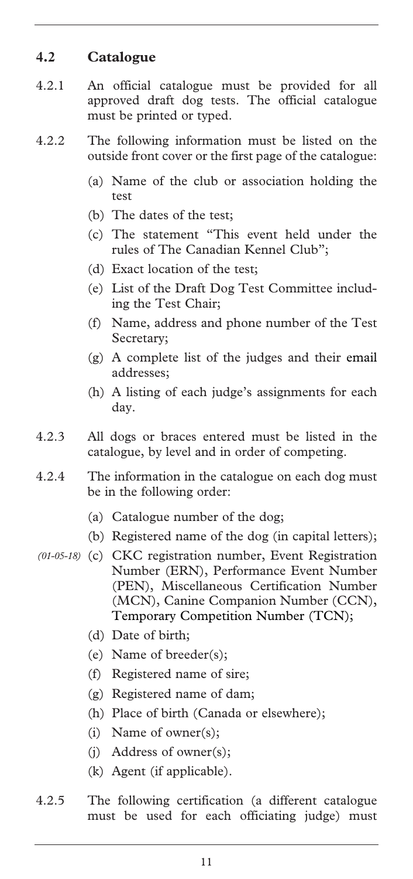## 4.2 Catalogue

4.2.1 An official catalogue must be provided for all approved draft dog tests. The official catalogue must be printed or typed.

4.2.2 The following information must be listed on the outside front cover or the first page of the catalogue:

- (a) Name of the club or association holding the test
- (b) The dates of the test;
- (c) The statement "This event held under the rules of The Canadian Kennel Club";
- (d) Exact location of the test;
- (e) List of the Draft Dog Test Committee including the Test Chair;
- (f) Name, address and phone number of the Test Secretary;
- (g) A complete list of the judges and their email addresses;
- (h) A listing of each judge's assignments for each day.

4.2.3 All dogs or braces entered must be listed in the catalogue, by level and in order of competing.

4.2.4 The information in the catalogue on each dog must be in the following order:

- (a) Catalogue number of the dog;
- (b) Registered name of the dog (in capital letters);
- *(01-05-18)* (c) CKC registration number, Event Registration Number (ERN), Performance Event Number (PEN), Miscellaneous Certification Number (MCN), Canine Companion Number (CCN), Temporary Competition Number (TCN);
- (d) Date of birth;
- (e) Name of breeder(s);
- (f) Registered name of sire;
- (g) Registered name of dam;
- (h) Place of birth (Canada or elsewhere);
- (i) Name of owner(s);
- (j) Address of owner(s);
- (k) Agent (if applicable).

4.2.5 The following certification (a different catalogue must be used for each officiating judge) must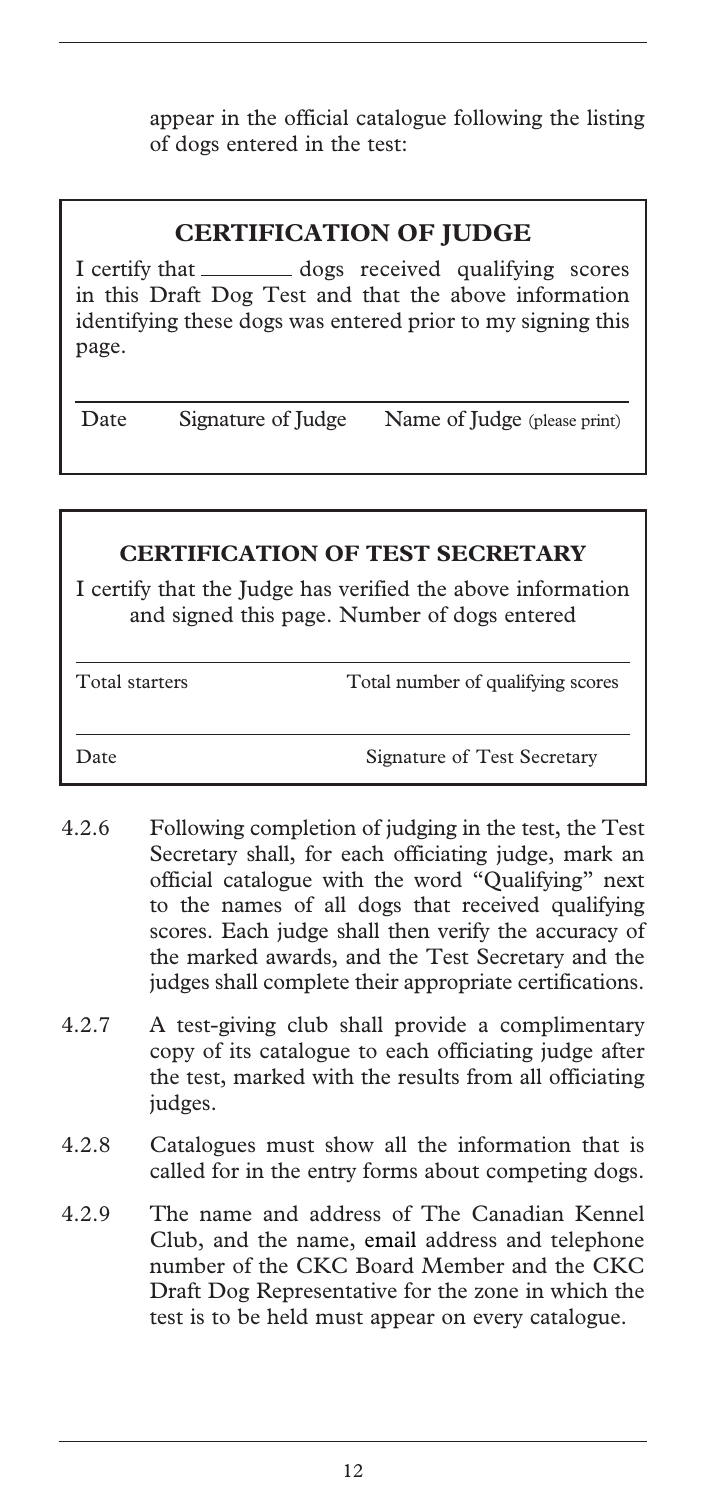appear in the official catalogue following the listing of dogs entered in the test:

### CERTIFICATION OF JUDGE

I certify that ________ dogs received qualifying scores in this Draft Dog Test and that the above information identifying these dogs was entered prior to my signing this page.

| Date | Signature of Judge | Name of Judge (please print) |
|---|---|---|

### CERTIFICATION OF TEST SECRETARY

I certify that the Judge has verified the above information and signed this page. Number of dogs entered

| Total starters | Total number of qualifying scores |
|---|---|
| Date | Signature of Test Secretary |

4.2.6 Following completion of judging in the test, the Test Secretary shall, for each officiating judge, mark an official catalogue with the word "Qualifying" next to the names of all dogs that received qualifying scores. Each judge shall then verify the accuracy of the marked awards, and the Test Secretary and the judges shall complete their appropriate certifications.

4.2.7 A test-giving club shall provide a complimentary copy of its catalogue to each officiating judge after the test, marked with the results from all officiating judges.

4.2.8 Catalogues must show all the information that is called for in the entry forms about competing dogs.

4.2.9 The name and address of The Canadian Kennel Club, and the name, email address and telephone number of the CKC Board Member and the CKC Draft Dog Representative for the zone in which the test is to be held must appear on every catalogue.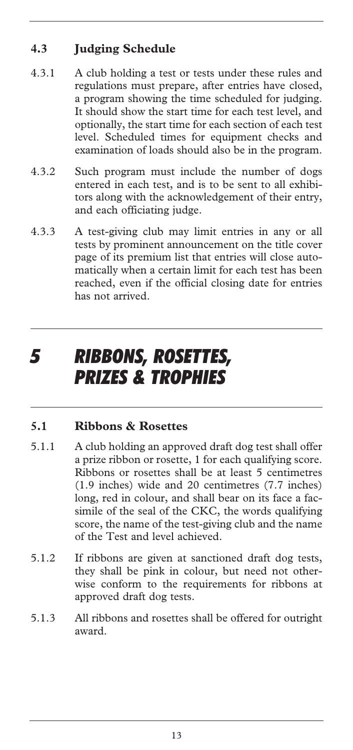### 4.3 Judging Schedule

4.3.1 A club holding a test or tests under these rules and regulations must prepare, after entries have closed, a program showing the time scheduled for judging. It should show the start time for each test level, and optionally, the start time for each section of each test level. Scheduled times for equipment checks and examination of loads should also be in the program.

4.3.2 Such program must include the number of dogs entered in each test, and is to be sent to all exhibitors along with the acknowledgement of their entry, and each officiating judge.

4.3.3 A test-giving club may limit entries in any or all tests by prominent announcement on the title cover page of its premium list that entries will close automatically when a certain limit for each test has been reached, even if the official closing date for entries has not arrived.

# 5 RIBBONS, ROSETTES, PRIZES & TROPHIES

### 5.1 Ribbons & Rosettes

5.1.1 A club holding an approved draft dog test shall offer a prize ribbon or rosette, 1 for each qualifying score. Ribbons or rosettes shall be at least 5 centimetres (1.9 inches) wide and 20 centimetres (7.7 inches) long, red in colour, and shall bear on its face a facsimile of the seal of the CKC, the words qualifying score, the name of the test-giving club and the name of the Test and level achieved.

5.1.2 If ribbons are given at sanctioned draft dog tests, they shall be pink in colour, but need not otherwise conform to the requirements for ribbons at approved draft dog tests.

5.1.3 All ribbons and rosettes shall be offered for outright award.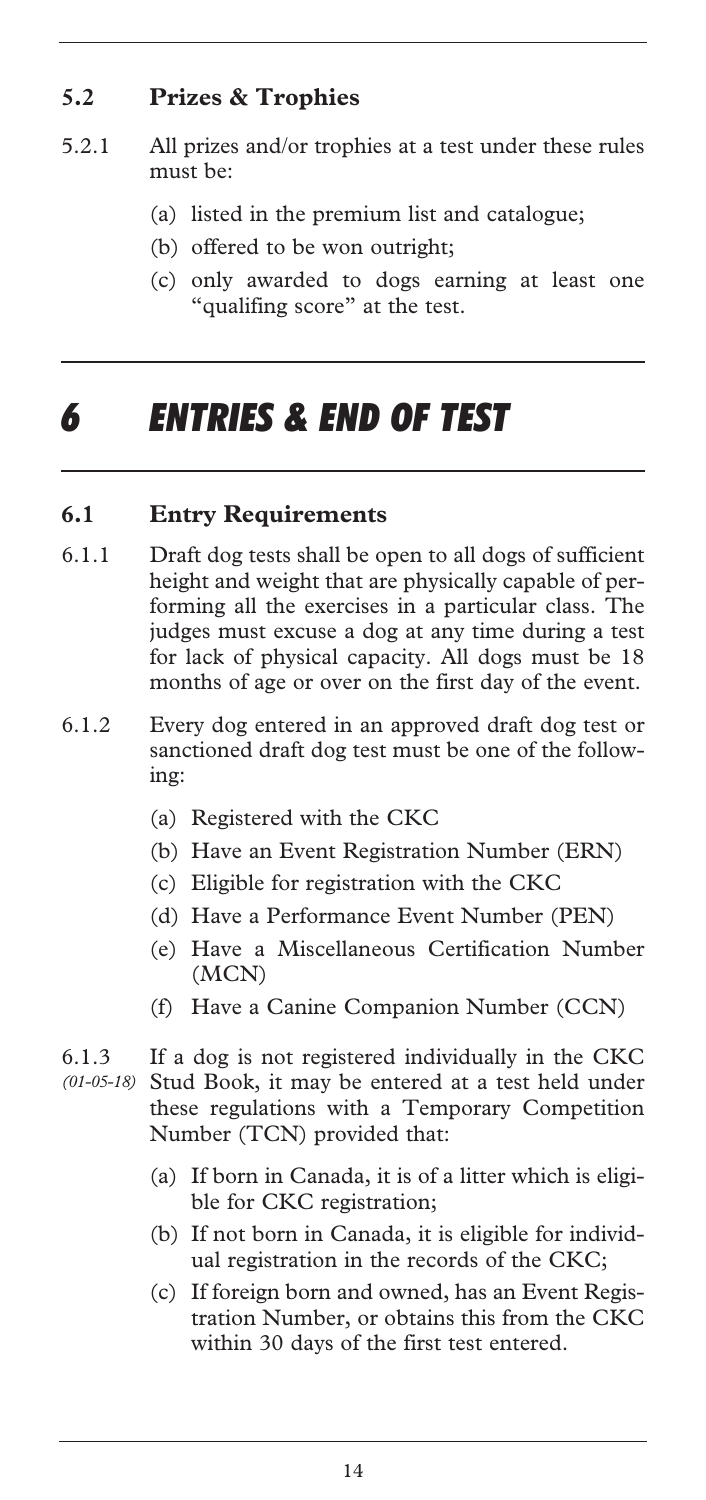### 5.2 Prizes & Trophies

5.2.1 All prizes and/or trophies at a test under these rules must be:

(a) listed in the premium list and catalogue;

(b) offered to be won outright;

(c) only awarded to dogs earning at least one "qualifing score" at the test.

## 6 ENTRIES & END OF TEST

### 6.1 Entry Requirements

6.1.1 Draft dog tests shall be open to all dogs of sufficient height and weight that are physically capable of performing all the exercises in a particular class. The judges must excuse a dog at any time during a test for lack of physical capacity. All dogs must be 18 months of age or over on the first day of the event.

6.1.2 Every dog entered in an approved draft dog test or sanctioned draft dog test must be one of the following:

(a) Registered with the CKC

(b) Have an Event Registration Number (ERN)

(c) Eligible for registration with the CKC

(d) Have a Performance Event Number (PEN)

(e) Have a Miscellaneous Certification Number (MCN)

(f) Have a Canine Companion Number (CCN)

6.1.3 *(01-05-18)* If a dog is not registered individually in the CKC Stud Book, it may be entered at a test held under these regulations with a Temporary Competition Number (TCN) provided that:

(a) If born in Canada, it is of a litter which is eligible for CKC registration;

(b) If not born in Canada, it is eligible for individual registration in the records of the CKC;

(c) If foreign born and owned, has an Event Registration Number, or obtains this from the CKC within 30 days of the first test entered.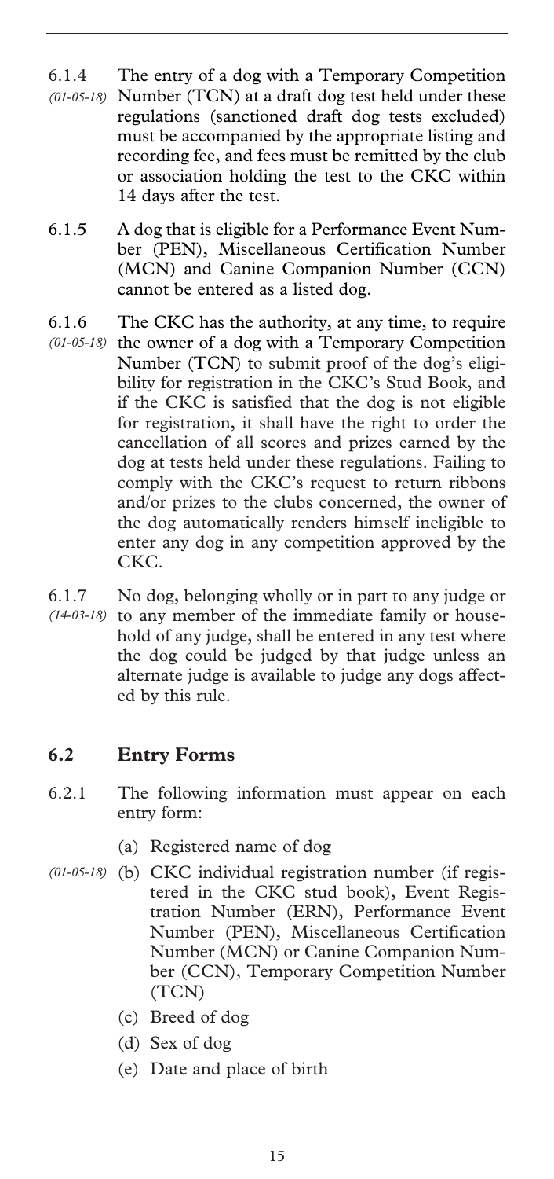6.1.4 *(01-05-18)* The entry of a dog with a Temporary Competition Number (TCN) at a draft dog test held under these regulations (sanctioned draft dog tests excluded) must be accompanied by the appropriate listing and recording fee, and fees must be remitted by the club or association holding the test to the CKC within 14 days after the test.

6.1.5 A dog that is eligible for a Performance Event Number (PEN), Miscellaneous Certification Number (MCN) and Canine Companion Number (CCN) cannot be entered as a listed dog.

6.1.6 *(01-05-18)* The CKC has the authority, at any time, to require the owner of a dog with a Temporary Competition Number (TCN) to submit proof of the dog's eligibility for registration in the CKC's Stud Book, and if the CKC is satisfied that the dog is not eligible for registration, it shall have the right to order the cancellation of all scores and prizes earned by the dog at tests held under these regulations. Failing to comply with the CKC's request to return ribbons and/or prizes to the clubs concerned, the owner of the dog automatically renders himself ineligible to enter any dog in any competition approved by the CKC.

6.1.7 *(14-03-18)* No dog, belonging wholly or in part to any judge or to any member of the immediate family or household of any judge, shall be entered in any test where the dog could be judged by that judge unless an alternate judge is available to judge any dogs affected by this rule.

## 6.2 Entry Forms

6.2.1 The following information must appear on each entry form:

(a) Registered name of dog

*(01-05-18)* (b) CKC individual registration number (if registered in the CKC stud book), Event Registration Number (ERN), Performance Event Number (PEN), Miscellaneous Certification Number (MCN) or Canine Companion Number (CCN), Temporary Competition Number (TCN)

(c) Breed of dog

(d) Sex of dog

(e) Date and place of birth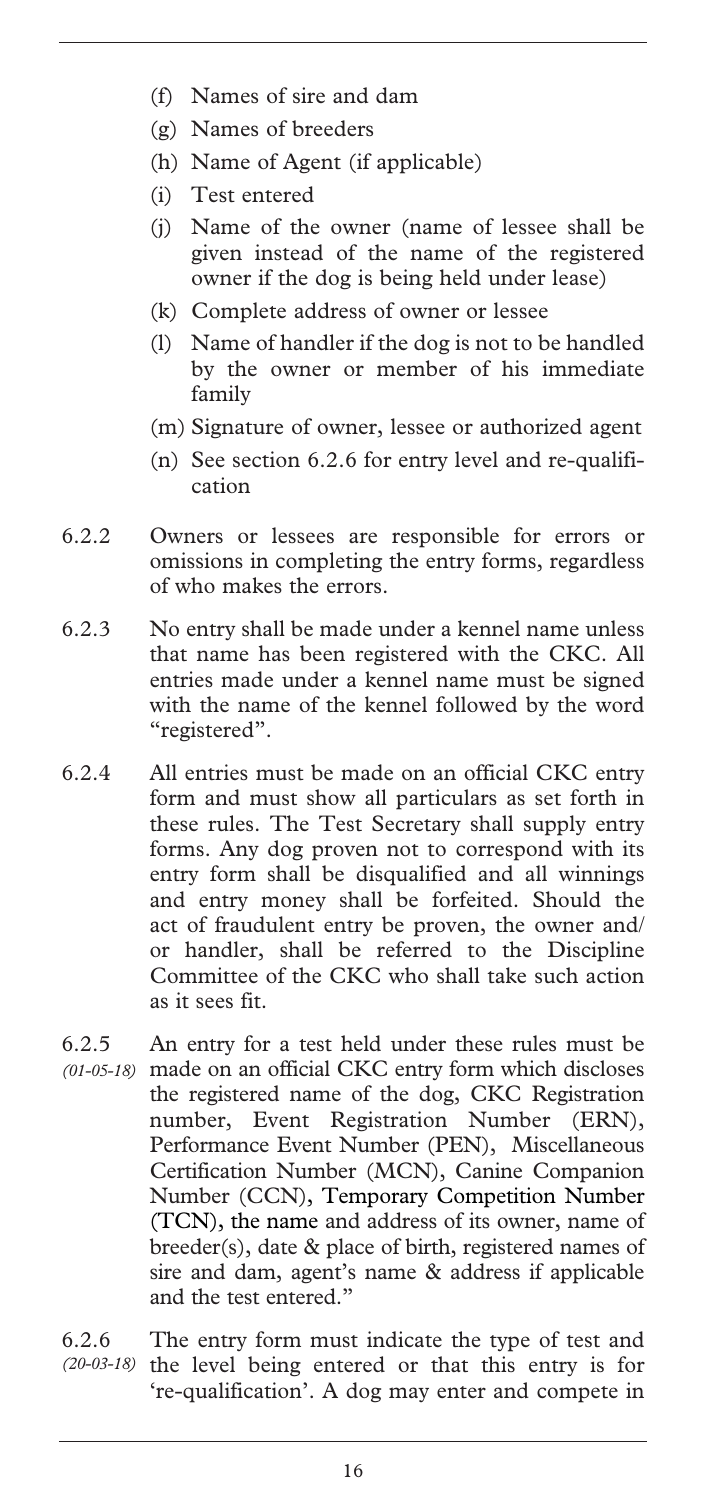- (f) Names of sire and dam
- (g) Names of breeders
- (h) Name of Agent (if applicable)
- (i) Test entered
- (j) Name of the owner (name of lessee shall be given instead of the name of the registered owner if the dog is being held under lease)
- (k) Complete address of owner or lessee
- (l) Name of handler if the dog is not to be handled by the owner or member of his immediate family
- (m) Signature of owner, lessee or authorized agent
- (n) See section 6.2.6 for entry level and re-qualification

6.2.2 Owners or lessees are responsible for errors or omissions in completing the entry forms, regardless of who makes the errors.

6.2.3 No entry shall be made under a kennel name unless that name has been registered with the CKC. All entries made under a kennel name must be signed with the name of the kennel followed by the word "registered".

6.2.4 All entries must be made on an official CKC entry form and must show all particulars as set forth in these rules. The Test Secretary shall supply entry forms. Any dog proven not to correspond with its entry form shall be disqualified and all winnings and entry money shall be forfeited. Should the act of fraudulent entry be proven, the owner and/or handler, shall be referred to the Discipline Committee of the CKC who shall take such action as it sees fit.

6.2.5 *(01-05-18)* An entry for a test held under these rules must be made on an official CKC entry form which discloses the registered name of the dog, CKC Registration number, Event Registration Number (ERN), Performance Event Number (PEN), Miscellaneous Certification Number (MCN), Canine Companion Number (CCN), Temporary Competition Number (TCN), the name and address of its owner, name of breeder(s), date & place of birth, registered names of sire and dam, agent's name & address if applicable and the test entered."

6.2.6 *(20-03-18)* The entry form must indicate the type of test and the level being entered or that this entry is for 're-qualification'. A dog may enter and compete in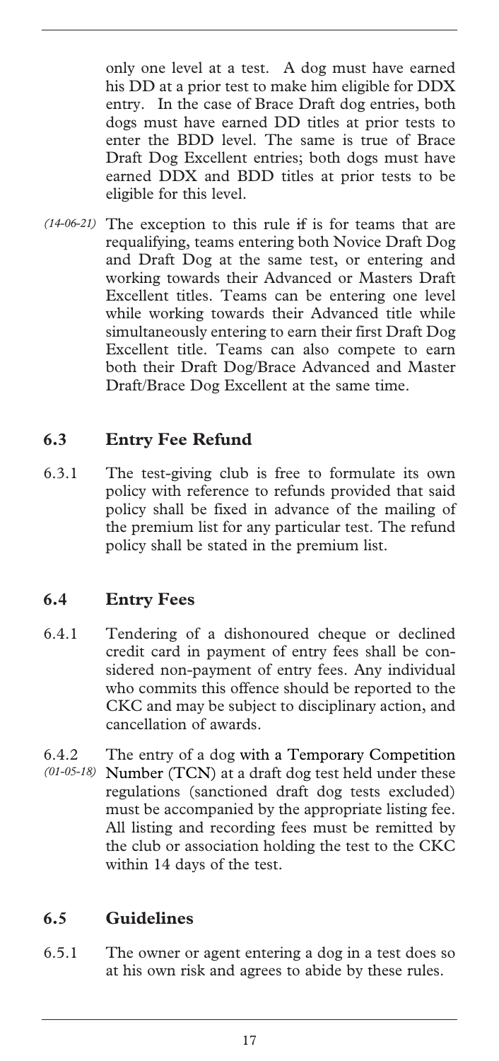only one level at a test. A dog must have earned his DD at a prior test to make him eligible for DDX entry. In the case of Brace Draft dog entries, both dogs must have earned DD titles at prior tests to enter the BDD level. The same is true of Brace Draft Dog Excellent entries; both dogs must have earned DDX and BDD titles at prior tests to be eligible for this level.

*(14-06-21)* The exception to this rule ~~if~~ is for teams that are requalifying, teams entering both Novice Draft Dog and Draft Dog at the same test, or entering and working towards their Advanced or Masters Draft Excellent titles. Teams can be entering one level while working towards their Advanced title while simultaneously entering to earn their first Draft Dog Excellent title. Teams can also compete to earn both their Draft Dog/Brace Advanced and Master Draft/Brace Dog Excellent at the same time.

## 6.3 Entry Fee Refund

6.3.1 The test-giving club is free to formulate its own policy with reference to refunds provided that said policy shall be fixed in advance of the mailing of the premium list for any particular test. The refund policy shall be stated in the premium list.

## 6.4 Entry Fees

6.4.1 Tendering of a dishonoured cheque or declined credit card in payment of entry fees shall be considered non-payment of entry fees. Any individual who commits this offence should be reported to the CKC and may be subject to disciplinary action, and cancellation of awards.

6.4.2 *(01-05-18)* The entry of a dog with a Temporary Competition Number (TCN) at a draft dog test held under these regulations (sanctioned draft dog tests excluded) must be accompanied by the appropriate listing fee. All listing and recording fees must be remitted by the club or association holding the test to the CKC within 14 days of the test.

## 6.5 Guidelines

6.5.1 The owner or agent entering a dog in a test does so at his own risk and agrees to abide by these rules.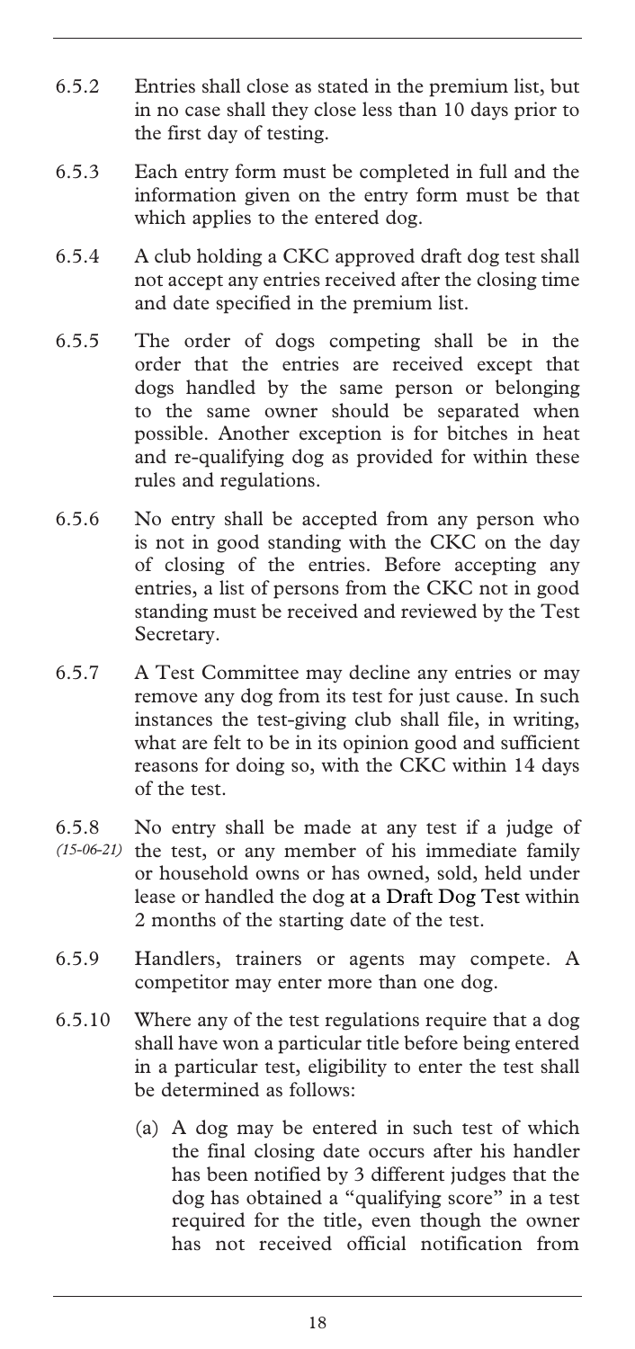6.5.2 Entries shall close as stated in the premium list, but in no case shall they close less than 10 days prior to the first day of testing.

6.5.3 Each entry form must be completed in full and the information given on the entry form must be that which applies to the entered dog.

6.5.4 A club holding a CKC approved draft dog test shall not accept any entries received after the closing time and date specified in the premium list.

6.5.5 The order of dogs competing shall be in the order that the entries are received except that dogs handled by the same person or belonging to the same owner should be separated when possible. Another exception is for bitches in heat and re-qualifying dog as provided for within these rules and regulations.

6.5.6 No entry shall be accepted from any person who is not in good standing with the CKC on the day of closing of the entries. Before accepting any entries, a list of persons from the CKC not in good standing must be received and reviewed by the Test Secretary.

6.5.7 A Test Committee may decline any entries or may remove any dog from its test for just cause. In such instances the test-giving club shall file, in writing, what are felt to be in its opinion good and sufficient reasons for doing so, with the CKC within 14 days of the test.

6.5.8 *(15-06-21)* No entry shall be made at any test if a judge of the test, or any member of his immediate family or household owns or has owned, sold, held under lease or handled the dog at a Draft Dog Test within 2 months of the starting date of the test.

6.5.9 Handlers, trainers or agents may compete. A competitor may enter more than one dog.

6.5.10 Where any of the test regulations require that a dog shall have won a particular title before being entered in a particular test, eligibility to enter the test shall be determined as follows:

(a) A dog may be entered in such test of which the final closing date occurs after his handler has been notified by 3 different judges that the dog has obtained a "qualifying score" in a test required for the title, even though the owner has not received official notification from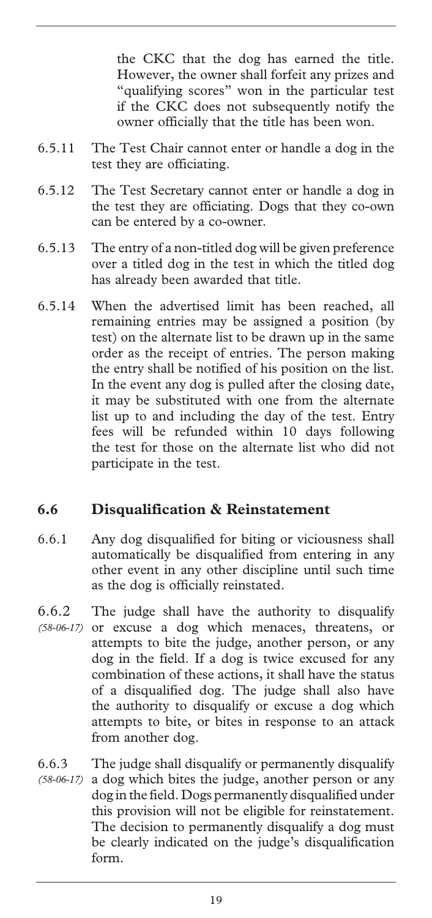the CKC that the dog has earned the title. However, the owner shall forfeit any prizes and "qualifying scores" won in the particular test if the CKC does not subsequently notify the owner officially that the title has been won.

6.5.11 The Test Chair cannot enter or handle a dog in the test they are officiating.

6.5.12 The Test Secretary cannot enter or handle a dog in the test they are officiating. Dogs that they co-own can be entered by a co-owner.

6.5.13 The entry of a non-titled dog will be given preference over a titled dog in the test in which the titled dog has already been awarded that title.

6.5.14 When the advertised limit has been reached, all remaining entries may be assigned a position (by test) on the alternate list to be drawn up in the same order as the receipt of entries. The person making the entry shall be notified of his position on the list. In the event any dog is pulled after the closing date, it may be substituted with one from the alternate list up to and including the day of the test. Entry fees will be refunded within 10 days following the test for those on the alternate list who did not participate in the test.

## 6.6 Disqualification & Reinstatement

6.6.1 Any dog disqualified for biting or viciousness shall automatically be disqualified from entering in any other event in any other discipline until such time as the dog is officially reinstated.

6.6.2 *(58-06-17)* The judge shall have the authority to disqualify or excuse a dog which menaces, threatens, or attempts to bite the judge, another person, or any dog in the field. If a dog is twice excused for any combination of these actions, it shall have the status of a disqualified dog. The judge shall also have the authority to disqualify or excuse a dog which attempts to bite, or bites in response to an attack from another dog.

6.6.3 *(58-06-17)* The judge shall disqualify or permanently disqualify a dog which bites the judge, another person or any dog in the field. Dogs permanently disqualified under this provision will not be eligible for reinstatement. The decision to permanently disqualify a dog must be clearly indicated on the judge's disqualification form.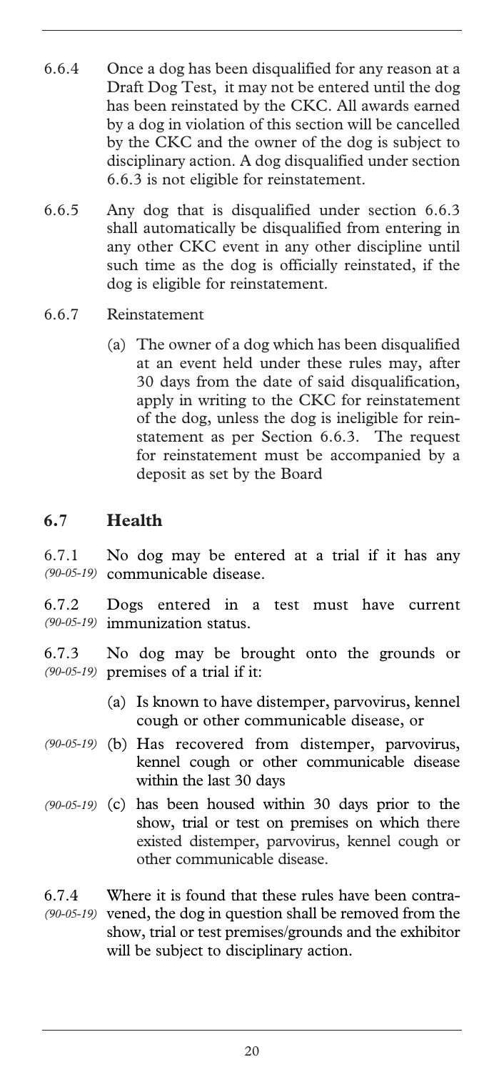6.6.4 Once a dog has been disqualified for any reason at a Draft Dog Test, it may not be entered until the dog has been reinstated by the CKC. All awards earned by a dog in violation of this section will be cancelled by the CKC and the owner of the dog is subject to disciplinary action. A dog disqualified under section 6.6.3 is not eligible for reinstatement.

6.6.5 Any dog that is disqualified under section 6.6.3 shall automatically be disqualified from entering in any other CKC event in any other discipline until such time as the dog is officially reinstated, if the dog is eligible for reinstatement.

6.6.7 Reinstatement

(a) The owner of a dog which has been disqualified at an event held under these rules may, after 30 days from the date of said disqualification, apply in writing to the CKC for reinstatement of the dog, unless the dog is ineligible for reinstatement as per Section 6.6.3. The request for reinstatement must be accompanied by a deposit as set by the Board

## 6.7 Health

6.7.1 *(90-05-19)* No dog may be entered at a trial if it has any communicable disease.

6.7.2 *(90-05-19)* Dogs entered in a test must have current immunization status.

6.7.3 *(90-05-19)* No dog may be brought onto the grounds or premises of a trial if it:

(a) Is known to have distemper, parvovirus, kennel cough or other communicable disease, or

*(90-05-19)* (b) Has recovered from distemper, parvovirus, kennel cough or other communicable disease within the last 30 days

*(90-05-19)* (c) has been housed within 30 days prior to the show, trial or test on premises on which there existed distemper, parvovirus, kennel cough or other communicable disease.

6.7.4 *(90-05-19)* Where it is found that these rules have been contravened, the dog in question shall be removed from the show, trial or test premises/grounds and the exhibitor will be subject to disciplinary action.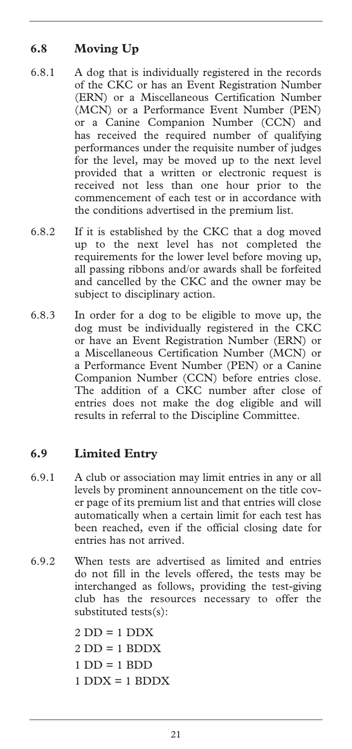## 6.8 Moving Up

6.8.1 A dog that is individually registered in the records of the CKC or has an Event Registration Number (ERN) or a Miscellaneous Certification Number (MCN) or a Performance Event Number (PEN) or a Canine Companion Number (CCN) and has received the required number of qualifying performances under the requisite number of judges for the level, may be moved up to the next level provided that a written or electronic request is received not less than one hour prior to the commencement of each test or in accordance with the conditions advertised in the premium list.

6.8.2 If it is established by the CKC that a dog moved up to the next level has not completed the requirements for the lower level before moving up, all passing ribbons and/or awards shall be forfeited and cancelled by the CKC and the owner may be subject to disciplinary action.

6.8.3 In order for a dog to be eligible to move up, the dog must be individually registered in the CKC or have an Event Registration Number (ERN) or a Miscellaneous Certification Number (MCN) or a Performance Event Number (PEN) or a Canine Companion Number (CCN) before entries close. The addition of a CKC number after close of entries does not make the dog eligible and will results in referral to the Discipline Committee.

## 6.9 Limited Entry

6.9.1 A club or association may limit entries in any or all levels by prominent announcement on the title cover page of its premium list and that entries will close automatically when a certain limit for each test has been reached, even if the official closing date for entries has not arrived.

6.9.2 When tests are advertised as limited and entries do not fill in the levels offered, the tests may be interchanged as follows, providing the test-giving club has the resources necessary to offer the substituted tests(s):

2 DD = 1 DDX
2 DD = 1 BDDX
1 DD = 1 BDD
1 DDX = 1 BDDX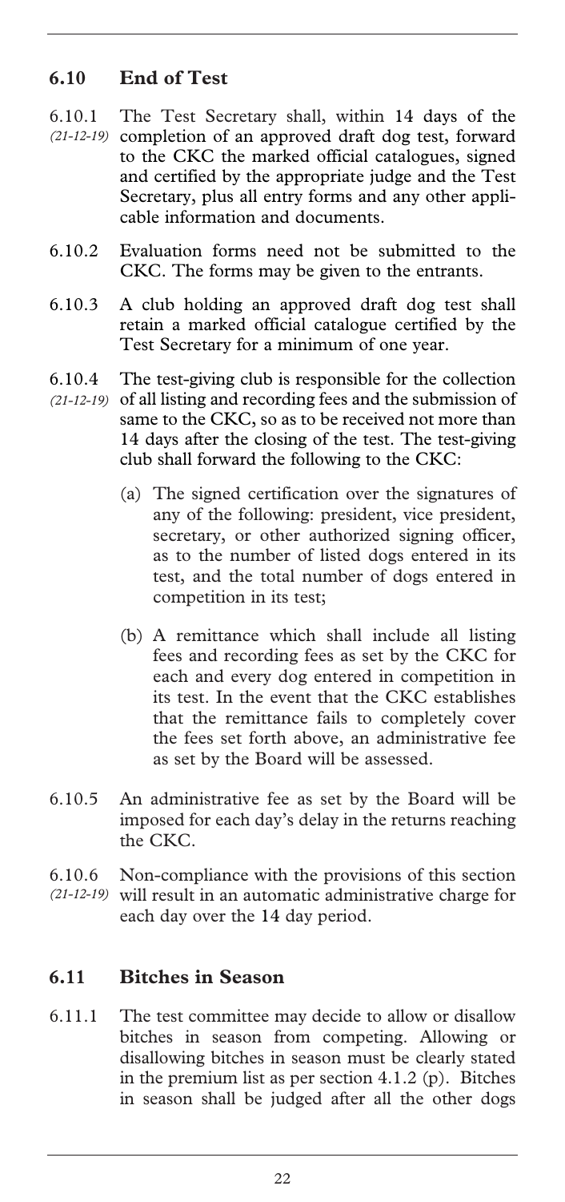## 6.10 End of Test

6.10.1 *(21-12-19)* The Test Secretary shall, within 14 days of the completion of an approved draft dog test, forward to the CKC the marked official catalogues, signed and certified by the appropriate judge and the Test Secretary, plus all entry forms and any other applicable information and documents.

6.10.2 Evaluation forms need not be submitted to the CKC. The forms may be given to the entrants.

6.10.3 A club holding an approved draft dog test shall retain a marked official catalogue certified by the Test Secretary for a minimum of one year.

6.10.4 *(21-12-19)* The test-giving club is responsible for the collection of all listing and recording fees and the submission of same to the CKC, so as to be received not more than 14 days after the closing of the test. The test-giving club shall forward the following to the CKC:

(a) The signed certification over the signatures of any of the following: president, vice president, secretary, or other authorized signing officer, as to the number of listed dogs entered in its test, and the total number of dogs entered in competition in its test;

(b) A remittance which shall include all listing fees and recording fees as set by the CKC for each and every dog entered in competition in its test. In the event that the CKC establishes that the remittance fails to completely cover the fees set forth above, an administrative fee as set by the Board will be assessed.

6.10.5 An administrative fee as set by the Board will be imposed for each day's delay in the returns reaching the CKC.

6.10.6 *(21-12-19)* Non-compliance with the provisions of this section will result in an automatic administrative charge for each day over the 14 day period.

## 6.11 Bitches in Season

6.11.1 The test committee may decide to allow or disallow bitches in season from competing. Allowing or disallowing bitches in season must be clearly stated in the premium list as per section 4.1.2 (p). Bitches in season shall be judged after all the other dogs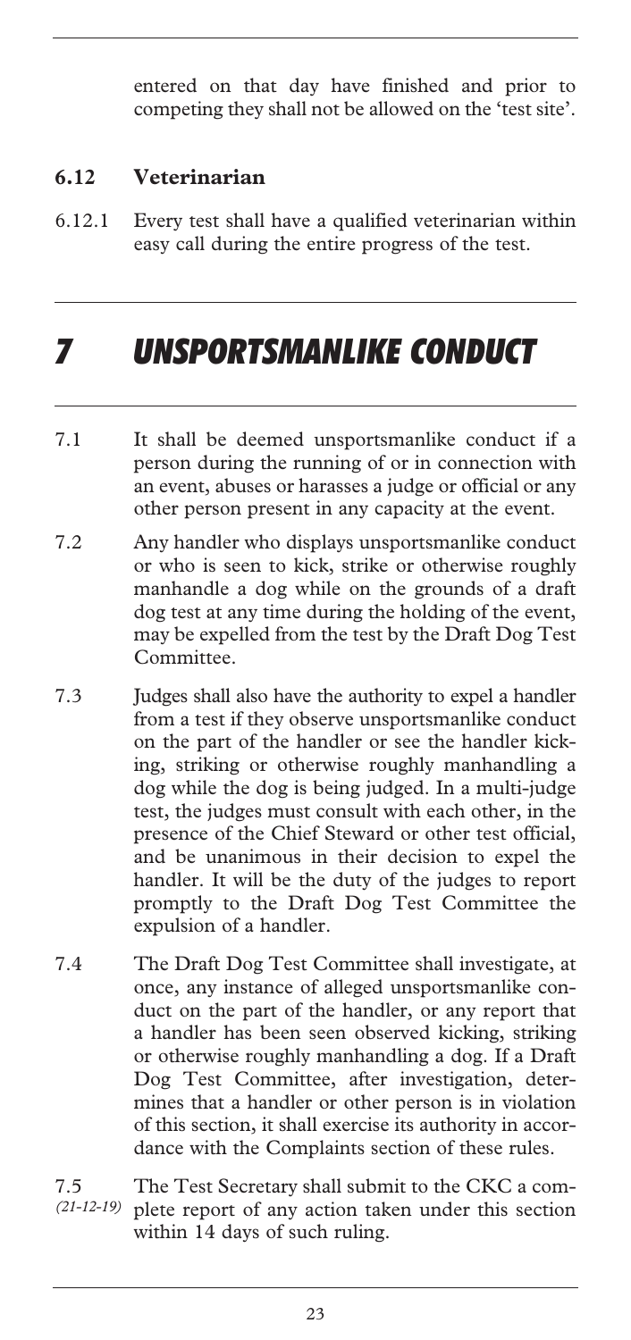entered on that day have finished and prior to competing they shall not be allowed on the 'test site'.

### 6.12 Veterinarian

6.12.1 Every test shall have a qualified veterinarian within easy call during the entire progress of the test.

# *7 UNSPORTSMANLIKE CONDUCT*

7.1 It shall be deemed unsportsmanlike conduct if a person during the running of or in connection with an event, abuses or harasses a judge or official or any other person present in any capacity at the event.

7.2 Any handler who displays unsportsmanlike conduct or who is seen to kick, strike or otherwise roughly manhandle a dog while on the grounds of a draft dog test at any time during the holding of the event, may be expelled from the test by the Draft Dog Test Committee.

7.3 Judges shall also have the authority to expel a handler from a test if they observe unsportsmanlike conduct on the part of the handler or see the handler kicking, striking or otherwise roughly manhandling a dog while the dog is being judged. In a multi-judge test, the judges must consult with each other, in the presence of the Chief Steward or other test official, and be unanimous in their decision to expel the handler. It will be the duty of the judges to report promptly to the Draft Dog Test Committee the expulsion of a handler.

7.4 The Draft Dog Test Committee shall investigate, at once, any instance of alleged unsportsmanlike conduct on the part of the handler, or any report that a handler has been seen observed kicking, striking or otherwise roughly manhandling a dog. If a Draft Dog Test Committee, after investigation, determines that a handler or other person is in violation of this section, it shall exercise its authority in accordance with the Complaints section of these rules.

7.5 *(21-12-19)* The Test Secretary shall submit to the CKC a complete report of any action taken under this section within 14 days of such ruling.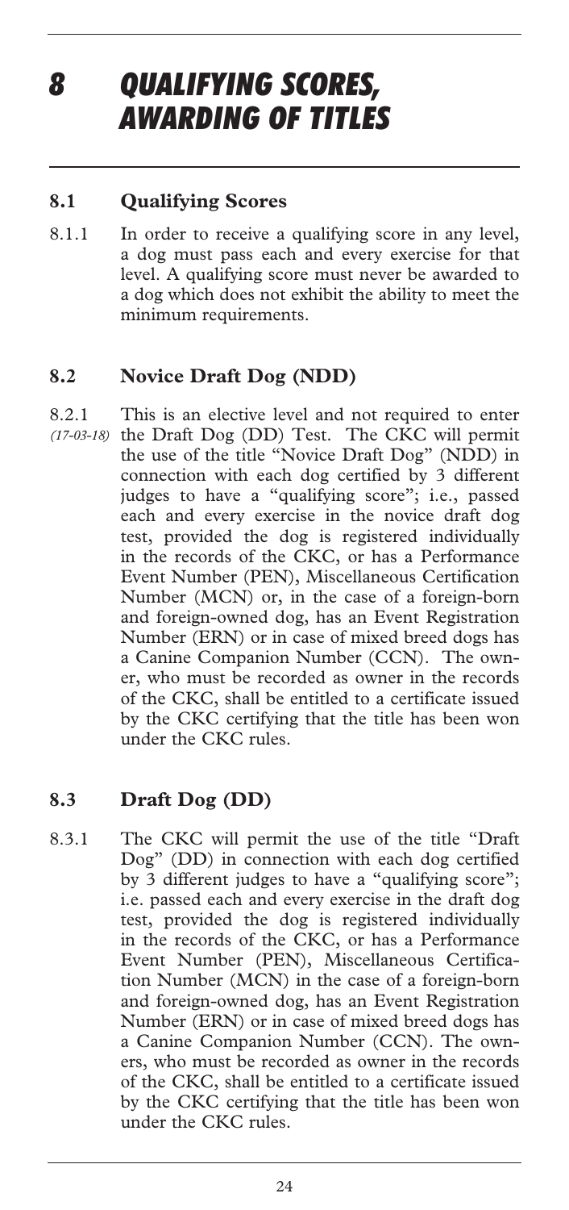# 8 QUALIFYING SCORES, AWARDING OF TITLES

## 8.1 Qualifying Scores

8.1.1 In order to receive a qualifying score in any level, a dog must pass each and every exercise for that level. A qualifying score must never be awarded to a dog which does not exhibit the ability to meet the minimum requirements.

## 8.2 Novice Draft Dog (NDD)

8.2.1 *(17-03-18)* This is an elective level and not required to enter the Draft Dog (DD) Test. The CKC will permit the use of the title "Novice Draft Dog" (NDD) in connection with each dog certified by 3 different judges to have a "qualifying score"; i.e., passed each and every exercise in the novice draft dog test, provided the dog is registered individually in the records of the CKC, or has a Performance Event Number (PEN), Miscellaneous Certification Number (MCN) or, in the case of a foreign-born and foreign-owned dog, has an Event Registration Number (ERN) or in case of mixed breed dogs has a Canine Companion Number (CCN). The owner, who must be recorded as owner in the records of the CKC, shall be entitled to a certificate issued by the CKC certifying that the title has been won under the CKC rules.

## 8.3 Draft Dog (DD)

8.3.1 The CKC will permit the use of the title "Draft Dog" (DD) in connection with each dog certified by 3 different judges to have a "qualifying score"; i.e. passed each and every exercise in the draft dog test, provided the dog is registered individually in the records of the CKC, or has a Performance Event Number (PEN), Miscellaneous Certification Number (MCN) in the case of a foreign-born and foreign-owned dog, has an Event Registration Number (ERN) or in case of mixed breed dogs has a Canine Companion Number (CCN). The owners, who must be recorded as owner in the records of the CKC, shall be entitled to a certificate issued by the CKC certifying that the title has been won under the CKC rules.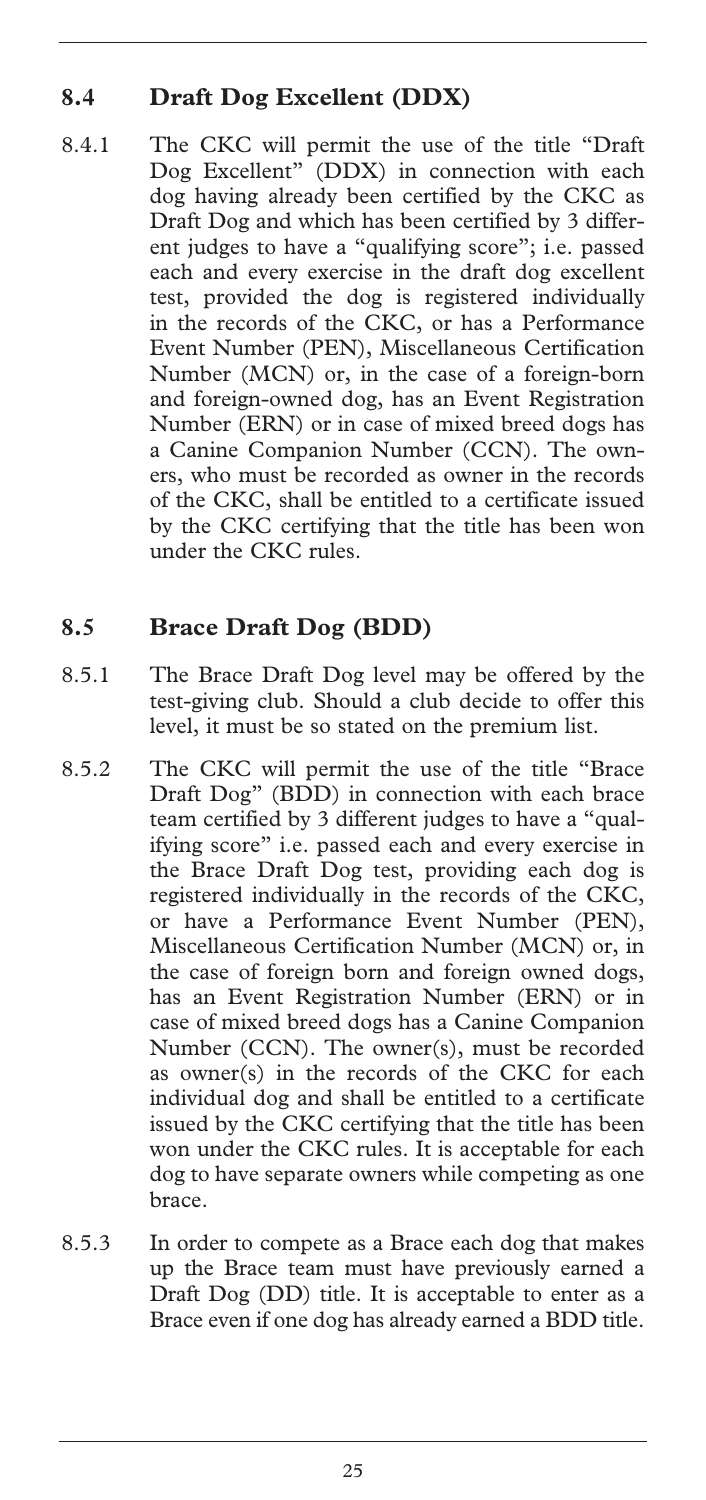## 8.4 Draft Dog Excellent (DDX)

8.4.1 The CKC will permit the use of the title "Draft Dog Excellent" (DDX) in connection with each dog having already been certified by the CKC as Draft Dog and which has been certified by 3 different judges to have a "qualifying score"; i.e. passed each and every exercise in the draft dog excellent test, provided the dog is registered individually in the records of the CKC, or has a Performance Event Number (PEN), Miscellaneous Certification Number (MCN) or, in the case of a foreign-born and foreign-owned dog, has an Event Registration Number (ERN) or in case of mixed breed dogs has a Canine Companion Number (CCN). The owners, who must be recorded as owner in the records of the CKC, shall be entitled to a certificate issued by the CKC certifying that the title has been won under the CKC rules.

## 8.5 Brace Draft Dog (BDD)

8.5.1 The Brace Draft Dog level may be offered by the test-giving club. Should a club decide to offer this level, it must be so stated on the premium list.

8.5.2 The CKC will permit the use of the title "Brace Draft Dog" (BDD) in connection with each brace team certified by 3 different judges to have a "qualifying score" i.e. passed each and every exercise in the Brace Draft Dog test, providing each dog is registered individually in the records of the CKC, or have a Performance Event Number (PEN), Miscellaneous Certification Number (MCN) or, in the case of foreign born and foreign owned dogs, has an Event Registration Number (ERN) or in case of mixed breed dogs has a Canine Companion Number (CCN). The owner(s), must be recorded as owner(s) in the records of the CKC for each individual dog and shall be entitled to a certificate issued by the CKC certifying that the title has been won under the CKC rules. It is acceptable for each dog to have separate owners while competing as one brace.

8.5.3 In order to compete as a Brace each dog that makes up the Brace team must have previously earned a Draft Dog (DD) title. It is acceptable to enter as a Brace even if one dog has already earned a BDD title.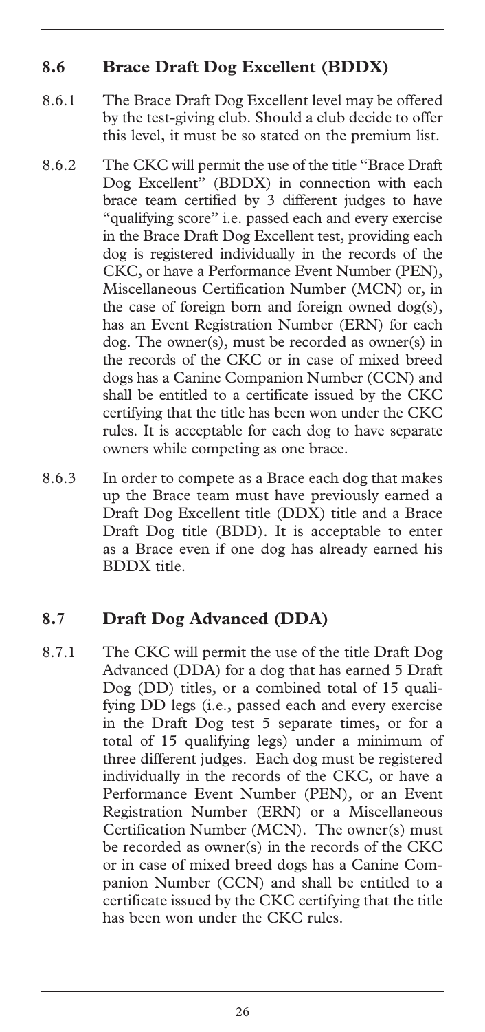## 8.6 Brace Draft Dog Excellent (BDDX)

8.6.1 The Brace Draft Dog Excellent level may be offered by the test-giving club. Should a club decide to offer this level, it must be so stated on the premium list.

8.6.2 The CKC will permit the use of the title "Brace Draft Dog Excellent" (BDDX) in connection with each brace team certified by 3 different judges to have "qualifying score" i.e. passed each and every exercise in the Brace Draft Dog Excellent test, providing each dog is registered individually in the records of the CKC, or have a Performance Event Number (PEN), Miscellaneous Certification Number (MCN) or, in the case of foreign born and foreign owned dog(s), has an Event Registration Number (ERN) for each dog. The owner(s), must be recorded as owner(s) in the records of the CKC or in case of mixed breed dogs has a Canine Companion Number (CCN) and shall be entitled to a certificate issued by the CKC certifying that the title has been won under the CKC rules. It is acceptable for each dog to have separate owners while competing as one brace.

8.6.3 In order to compete as a Brace each dog that makes up the Brace team must have previously earned a Draft Dog Excellent title (DDX) title and a Brace Draft Dog title (BDD). It is acceptable to enter as a Brace even if one dog has already earned his BDDX title.

## 8.7 Draft Dog Advanced (DDA)

8.7.1 The CKC will permit the use of the title Draft Dog Advanced (DDA) for a dog that has earned 5 Draft Dog (DD) titles, or a combined total of 15 qualifying DD legs (i.e., passed each and every exercise in the Draft Dog test 5 separate times, or for a total of 15 qualifying legs) under a minimum of three different judges. Each dog must be registered individually in the records of the CKC, or have a Performance Event Number (PEN), or an Event Registration Number (ERN) or a Miscellaneous Certification Number (MCN). The owner(s) must be recorded as owner(s) in the records of the CKC or in case of mixed breed dogs has a Canine Companion Number (CCN) and shall be entitled to a certificate issued by the CKC certifying that the title has been won under the CKC rules.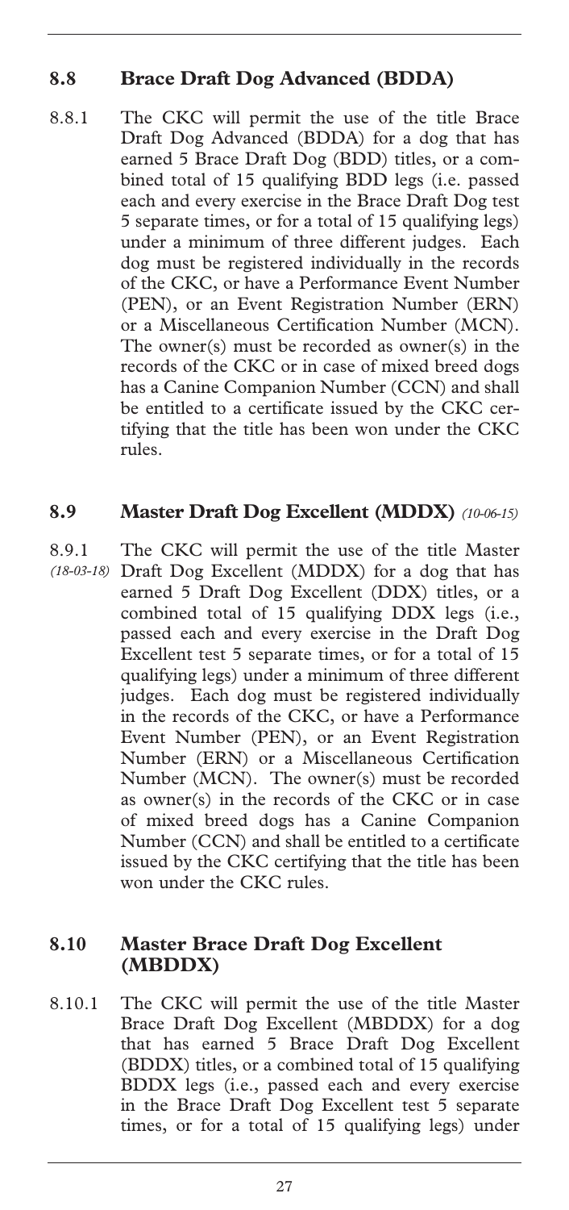## 8.8 Brace Draft Dog Advanced (BDDA)

8.8.1 The CKC will permit the use of the title Brace Draft Dog Advanced (BDDA) for a dog that has earned 5 Brace Draft Dog (BDD) titles, or a combined total of 15 qualifying BDD legs (i.e. passed each and every exercise in the Brace Draft Dog test 5 separate times, or for a total of 15 qualifying legs) under a minimum of three different judges. Each dog must be registered individually in the records of the CKC, or have a Performance Event Number (PEN), or an Event Registration Number (ERN) or a Miscellaneous Certification Number (MCN). The owner(s) must be recorded as owner(s) in the records of the CKC or in case of mixed breed dogs has a Canine Companion Number (CCN) and shall be entitled to a certificate issued by the CKC certifying that the title has been won under the CKC rules.

## 8.9 Master Draft Dog Excellent (MDDX) *(10-06-15)*

8.9.1 *(18-03-18)* The CKC will permit the use of the title Master Draft Dog Excellent (MDDX) for a dog that has earned 5 Draft Dog Excellent (DDX) titles, or a combined total of 15 qualifying DDX legs (i.e., passed each and every exercise in the Draft Dog Excellent test 5 separate times, or for a total of 15 qualifying legs) under a minimum of three different judges. Each dog must be registered individually in the records of the CKC, or have a Performance Event Number (PEN), or an Event Registration Number (ERN) or a Miscellaneous Certification Number (MCN). The owner(s) must be recorded as owner(s) in the records of the CKC or in case of mixed breed dogs has a Canine Companion Number (CCN) and shall be entitled to a certificate issued by the CKC certifying that the title has been won under the CKC rules.

## 8.10 Master Brace Draft Dog Excellent (MBDDX)

8.10.1 The CKC will permit the use of the title Master Brace Draft Dog Excellent (MBDDX) for a dog that has earned 5 Brace Draft Dog Excellent (BDDX) titles, or a combined total of 15 qualifying BDDX legs (i.e., passed each and every exercise in the Brace Draft Dog Excellent test 5 separate times, or for a total of 15 qualifying legs) under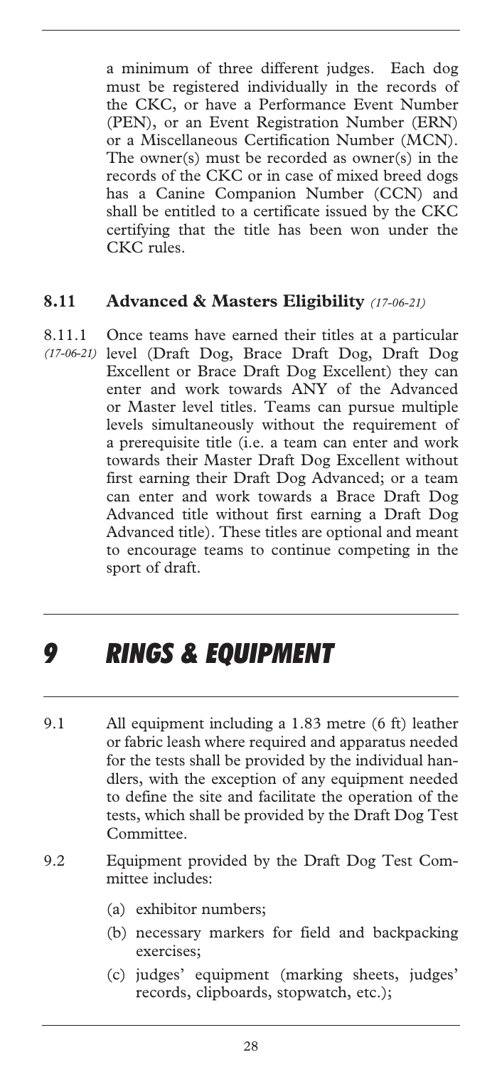a minimum of three different judges. Each dog must be registered individually in the records of the CKC, or have a Performance Event Number (PEN), or an Event Registration Number (ERN) or a Miscellaneous Certification Number (MCN). The owner(s) must be recorded as owner(s) in the records of the CKC or in case of mixed breed dogs has a Canine Companion Number (CCN) and shall be entitled to a certificate issued by the CKC certifying that the title has been won under the CKC rules.

### 8.11 Advanced & Masters Eligibility *(17-06-21)*

8.11.1 *(17-06-21)* Once teams have earned their titles at a particular level (Draft Dog, Brace Draft Dog, Draft Dog Excellent or Brace Draft Dog Excellent) they can enter and work towards ANY of the Advanced or Master level titles. Teams can pursue multiple levels simultaneously without the requirement of a prerequisite title (i.e. a team can enter and work towards their Master Draft Dog Excellent without first earning their Draft Dog Advanced; or a team can enter and work towards a Brace Draft Dog Advanced title without first earning a Draft Dog Advanced title). These titles are optional and meant to encourage teams to continue competing in the sport of draft.

## *9 RINGS & EQUIPMENT*

9.1 All equipment including a 1.83 metre (6 ft) leather or fabric leash where required and apparatus needed for the tests shall be provided by the individual handlers, with the exception of any equipment needed to define the site and facilitate the operation of the tests, which shall be provided by the Draft Dog Test Committee.

9.2 Equipment provided by the Draft Dog Test Committee includes:

- (a) exhibitor numbers;
- (b) necessary markers for field and backpacking exercises;
- (c) judges' equipment (marking sheets, judges' records, clipboards, stopwatch, etc.);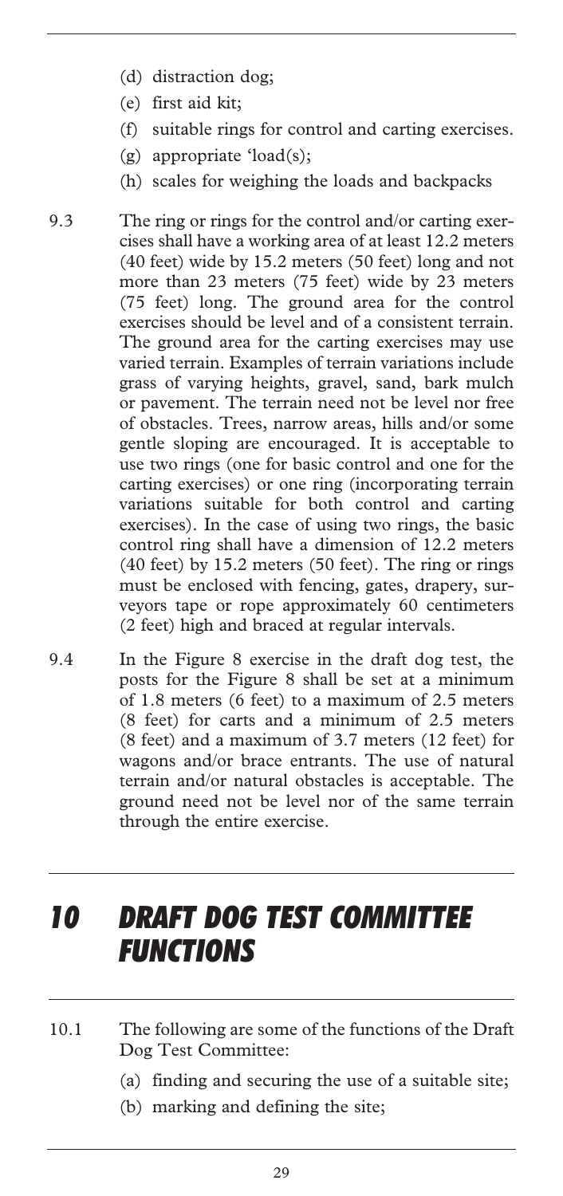(d) distraction dog;

(e) first aid kit;

(f) suitable rings for control and carting exercises.

(g) appropriate 'load(s);

(h) scales for weighing the loads and backpacks

9.3 The ring or rings for the control and/or carting exercises shall have a working area of at least 12.2 meters (40 feet) wide by 15.2 meters (50 feet) long and not more than 23 meters (75 feet) wide by 23 meters (75 feet) long. The ground area for the control exercises should be level and of a consistent terrain. The ground area for the carting exercises may use varied terrain. Examples of terrain variations include grass of varying heights, gravel, sand, bark mulch or pavement. The terrain need not be level nor free of obstacles. Trees, narrow areas, hills and/or some gentle sloping are encouraged. It is acceptable to use two rings (one for basic control and one for the carting exercises) or one ring (incorporating terrain variations suitable for both control and carting exercises). In the case of using two rings, the basic control ring shall have a dimension of 12.2 meters (40 feet) by 15.2 meters (50 feet). The ring or rings must be enclosed with fencing, gates, drapery, surveyors tape or rope approximately 60 centimeters (2 feet) high and braced at regular intervals.

9.4 In the Figure 8 exercise in the draft dog test, the posts for the Figure 8 shall be set at a minimum of 1.8 meters (6 feet) to a maximum of 2.5 meters (8 feet) for carts and a minimum of 2.5 meters (8 feet) and a maximum of 3.7 meters (12 feet) for wagons and/or brace entrants. The use of natural terrain and/or natural obstacles is acceptable. The ground need not be level nor of the same terrain through the entire exercise.

# *10 DRAFT DOG TEST COMMITTEE FUNCTIONS*

10.1 The following are some of the functions of the Draft Dog Test Committee:

(a) finding and securing the use of a suitable site;

(b) marking and defining the site;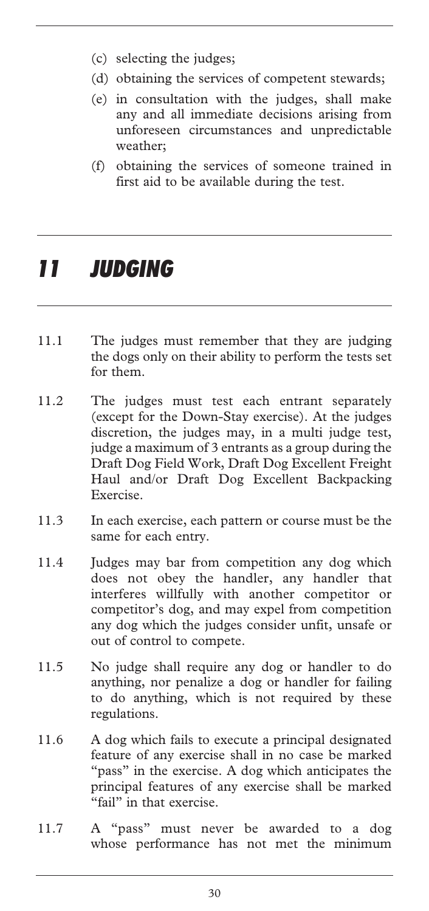(c) selecting the judges;

(d) obtaining the services of competent stewards;

(e) in consultation with the judges, shall make any and all immediate decisions arising from unforeseen circumstances and unpredictable weather;

(f) obtaining the services of someone trained in first aid to be available during the test.

# 11 JUDGING

11.1 The judges must remember that they are judging the dogs only on their ability to perform the tests set for them.

11.2 The judges must test each entrant separately (except for the Down-Stay exercise). At the judges discretion, the judges may, in a multi judge test, judge a maximum of 3 entrants as a group during the Draft Dog Field Work, Draft Dog Excellent Freight Haul and/or Draft Dog Excellent Backpacking Exercise.

11.3 In each exercise, each pattern or course must be the same for each entry.

11.4 Judges may bar from competition any dog which does not obey the handler, any handler that interferes willfully with another competitor or competitor's dog, and may expel from competition any dog which the judges consider unfit, unsafe or out of control to compete.

11.5 No judge shall require any dog or handler to do anything, nor penalize a dog or handler for failing to do anything, which is not required by these regulations.

11.6 A dog which fails to execute a principal designated feature of any exercise shall in no case be marked "pass" in the exercise. A dog which anticipates the principal features of any exercise shall be marked "fail" in that exercise.

11.7 A "pass" must never be awarded to a dog whose performance has not met the minimum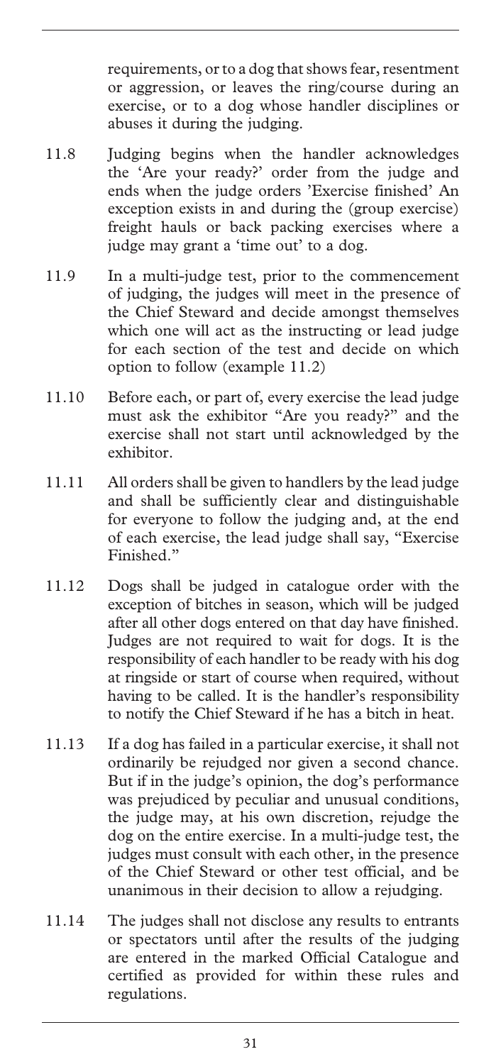requirements, or to a dog that shows fear, resentment or aggression, or leaves the ring/course during an exercise, or to a dog whose handler disciplines or abuses it during the judging.

11.8 Judging begins when the handler acknowledges the 'Are your ready?' order from the judge and ends when the judge orders 'Exercise finished' An exception exists in and during the (group exercise) freight hauls or back packing exercises where a judge may grant a 'time out' to a dog.

11.9 In a multi-judge test, prior to the commencement of judging, the judges will meet in the presence of the Chief Steward and decide amongst themselves which one will act as the instructing or lead judge for each section of the test and decide on which option to follow (example 11.2)

11.10 Before each, or part of, every exercise the lead judge must ask the exhibitor "Are you ready?" and the exercise shall not start until acknowledged by the exhibitor.

11.11 All orders shall be given to handlers by the lead judge and shall be sufficiently clear and distinguishable for everyone to follow the judging and, at the end of each exercise, the lead judge shall say, "Exercise Finished."

11.12 Dogs shall be judged in catalogue order with the exception of bitches in season, which will be judged after all other dogs entered on that day have finished. Judges are not required to wait for dogs. It is the responsibility of each handler to be ready with his dog at ringside or start of course when required, without having to be called. It is the handler's responsibility to notify the Chief Steward if he has a bitch in heat.

11.13 If a dog has failed in a particular exercise, it shall not ordinarily be rejudged nor given a second chance. But if in the judge's opinion, the dog's performance was prejudiced by peculiar and unusual conditions, the judge may, at his own discretion, rejudge the dog on the entire exercise. In a multi-judge test, the judges must consult with each other, in the presence of the Chief Steward or other test official, and be unanimous in their decision to allow a rejudging.

11.14 The judges shall not disclose any results to entrants or spectators until after the results of the judging are entered in the marked Official Catalogue and certified as provided for within these rules and regulations.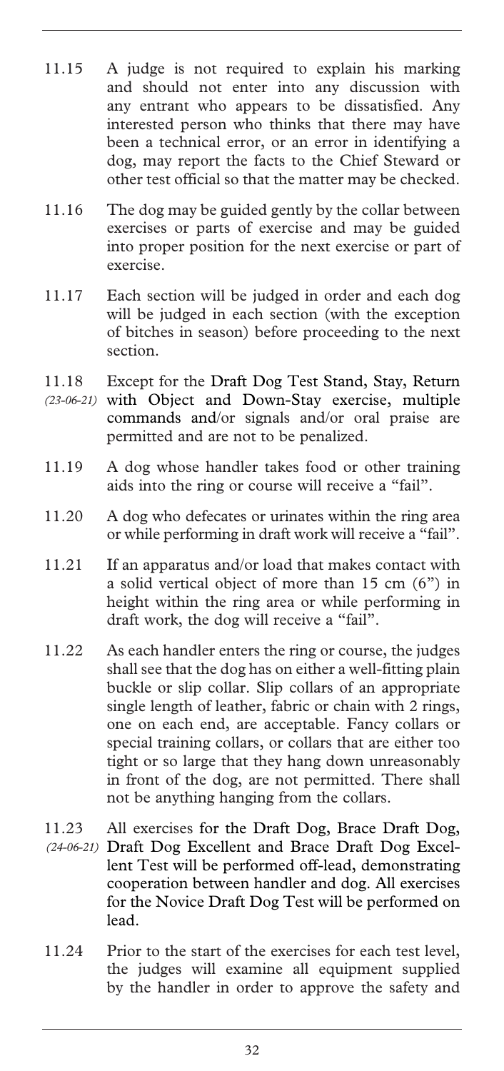11.15 A judge is not required to explain his marking and should not enter into any discussion with any entrant who appears to be dissatisfied. Any interested person who thinks that there may have been a technical error, or an error in identifying a dog, may report the facts to the Chief Steward or other test official so that the matter may be checked.

11.16 The dog may be guided gently by the collar between exercises or parts of exercise and may be guided into proper position for the next exercise or part of exercise.

11.17 Each section will be judged in order and each dog will be judged in each section (with the exception of bitches in season) before proceeding to the next section.

11.18 *(23-06-21)* Except for the Draft Dog Test Stand, Stay, Return with Object and Down-Stay exercise, multiple commands and/or signals and/or oral praise are permitted and are not to be penalized.

11.19 A dog whose handler takes food or other training aids into the ring or course will receive a "fail".

11.20 A dog who defecates or urinates within the ring area or while performing in draft work will receive a "fail".

11.21 If an apparatus and/or load that makes contact with a solid vertical object of more than 15 cm (6") in height within the ring area or while performing in draft work, the dog will receive a "fail".

11.22 As each handler enters the ring or course, the judges shall see that the dog has on either a well-fitting plain buckle or slip collar. Slip collars of an appropriate single length of leather, fabric or chain with 2 rings, one on each end, are acceptable. Fancy collars or special training collars, or collars that are either too tight or so large that they hang down unreasonably in front of the dog, are not permitted. There shall not be anything hanging from the collars.

11.23 *(24-06-21)* All exercises for the Draft Dog, Brace Draft Dog, Draft Dog Excellent and Brace Draft Dog Excellent Test will be performed off-lead, demonstrating cooperation between handler and dog. All exercises for the Novice Draft Dog Test will be performed on lead.

11.24 Prior to the start of the exercises for each test level, the judges will examine all equipment supplied by the handler in order to approve the safety and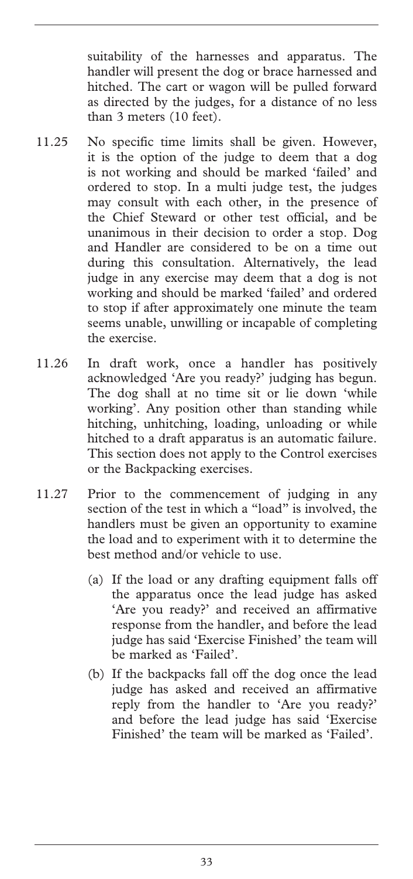suitability of the harnesses and apparatus. The handler will present the dog or brace harnessed and hitched. The cart or wagon will be pulled forward as directed by the judges, for a distance of no less than 3 meters (10 feet).

11.25 No specific time limits shall be given. However, it is the option of the judge to deem that a dog is not working and should be marked 'failed' and ordered to stop. In a multi judge test, the judges may consult with each other, in the presence of the Chief Steward or other test official, and be unanimous in their decision to order a stop. Dog and Handler are considered to be on a time out during this consultation. Alternatively, the lead judge in any exercise may deem that a dog is not working and should be marked 'failed' and ordered to stop if after approximately one minute the team seems unable, unwilling or incapable of completing the exercise.

11.26 In draft work, once a handler has positively acknowledged 'Are you ready?' judging has begun. The dog shall at no time sit or lie down 'while working'. Any position other than standing while hitching, unhitching, loading, unloading or while hitched to a draft apparatus is an automatic failure. This section does not apply to the Control exercises or the Backpacking exercises.

11.27 Prior to the commencement of judging in any section of the test in which a "load" is involved, the handlers must be given an opportunity to examine the load and to experiment with it to determine the best method and/or vehicle to use.

(a) If the load or any drafting equipment falls off the apparatus once the lead judge has asked 'Are you ready?' and received an affirmative response from the handler, and before the lead judge has said 'Exercise Finished' the team will be marked as 'Failed'.

(b) If the backpacks fall off the dog once the lead judge has asked and received an affirmative reply from the handler to 'Are you ready?' and before the lead judge has said 'Exercise Finished' the team will be marked as 'Failed'.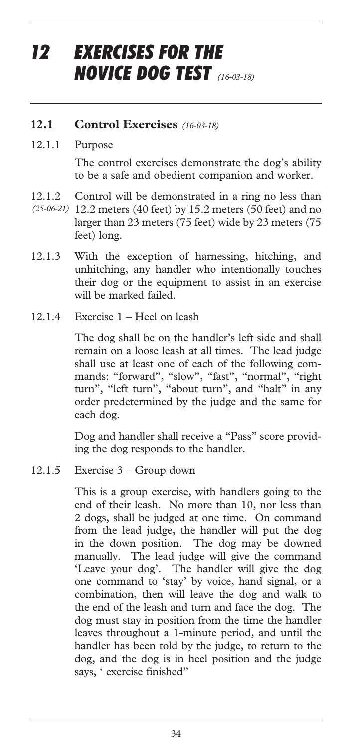# 12 EXERCISES FOR THE NOVICE DOG TEST *(16-03-18)*

## 12.1 Control Exercises *(16-03-18)*

12.1.1 Purpose

The control exercises demonstrate the dog's ability to be a safe and obedient companion and worker.

12.1.2 *(25-06-21)* Control will be demonstrated in a ring no less than 12.2 meters (40 feet) by 15.2 meters (50 feet) and no larger than 23 meters (75 feet) wide by 23 meters (75 feet) long.

12.1.3 With the exception of harnessing, hitching, and unhitching, any handler who intentionally touches their dog or the equipment to assist in an exercise will be marked failed.

12.1.4 Exercise 1 – Heel on leash

The dog shall be on the handler's left side and shall remain on a loose leash at all times. The lead judge shall use at least one of each of the following commands: "forward", "slow", "fast", "normal", "right turn", "left turn", "about turn", and "halt" in any order predetermined by the judge and the same for each dog.

Dog and handler shall receive a "Pass" score providing the dog responds to the handler.

12.1.5 Exercise 3 – Group down

This is a group exercise, with handlers going to the end of their leash. No more than 10, nor less than 2 dogs, shall be judged at one time. On command from the lead judge, the handler will put the dog in the down position. The dog may be downed manually. The lead judge will give the command 'Leave your dog'. The handler will give the dog one command to 'stay' by voice, hand signal, or a combination, then will leave the dog and walk to the end of the leash and turn and face the dog. The dog must stay in position from the time the handler leaves throughout a 1-minute period, and until the handler has been told by the judge, to return to the dog, and the dog is in heel position and the judge says, ' exercise finished"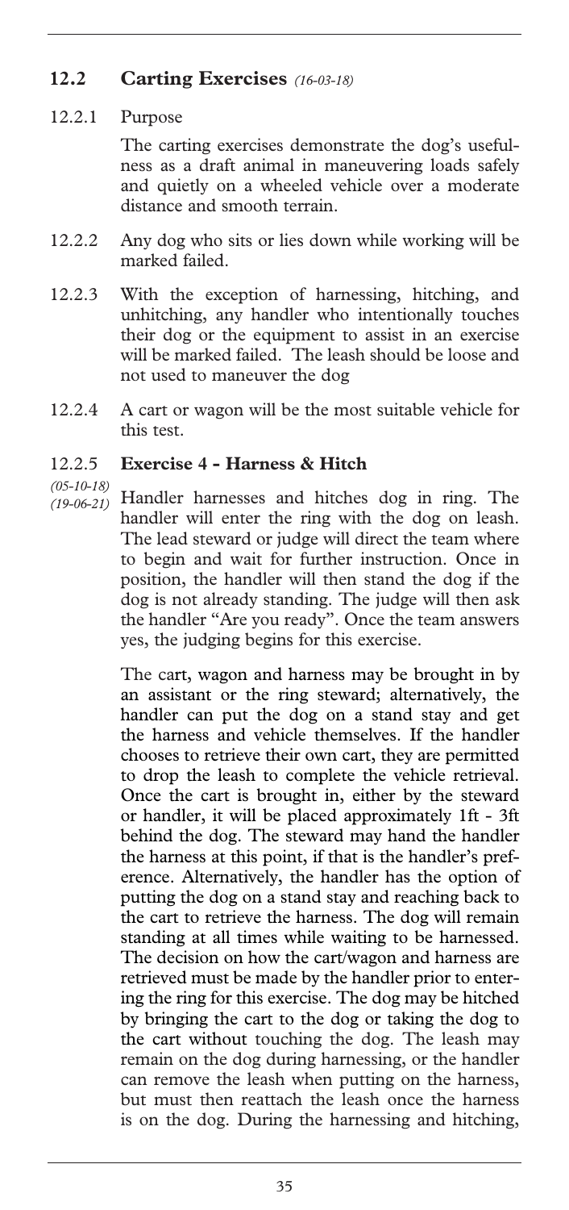## 12.2 Carting Exercises *(16-03-18)*

12.2.1 Purpose

The carting exercises demonstrate the dog's usefulness as a draft animal in maneuvering loads safely and quietly on a wheeled vehicle over a moderate distance and smooth terrain.

12.2.2 Any dog who sits or lies down while working will be marked failed.

12.2.3 With the exception of harnessing, hitching, and unhitching, any handler who intentionally touches their dog or the equipment to assist in an exercise will be marked failed. The leash should be loose and not used to maneuver the dog

12.2.4 A cart or wagon will be the most suitable vehicle for this test.

12.2.5 **Exercise 4 - Harness & Hitch**

*(05-10-18)*
*(19-06-21)*

Handler harnesses and hitches dog in ring. The handler will enter the ring with the dog on leash. The lead steward or judge will direct the team where to begin and wait for further instruction. Once in position, the handler will then stand the dog if the dog is not already standing. The judge will then ask the handler "Are you ready". Once the team answers yes, the judging begins for this exercise.

The cart, wagon and harness may be brought in by an assistant or the ring steward; alternatively, the handler can put the dog on a stand stay and get the harness and vehicle themselves. If the handler chooses to retrieve their own cart, they are permitted to drop the leash to complete the vehicle retrieval. Once the cart is brought in, either by the steward or handler, it will be placed approximately 1ft - 3ft behind the dog. The steward may hand the handler the harness at this point, if that is the handler's preference. Alternatively, the handler has the option of putting the dog on a stand stay and reaching back to the cart to retrieve the harness. The dog will remain standing at all times while waiting to be harnessed. The decision on how the cart/wagon and harness are retrieved must be made by the handler prior to entering the ring for this exercise. The dog may be hitched by bringing the cart to the dog or taking the dog to the cart without touching the dog. The leash may remain on the dog during harnessing, or the handler can remove the leash when putting on the harness, but must then reattach the leash once the harness is on the dog. During the harnessing and hitching,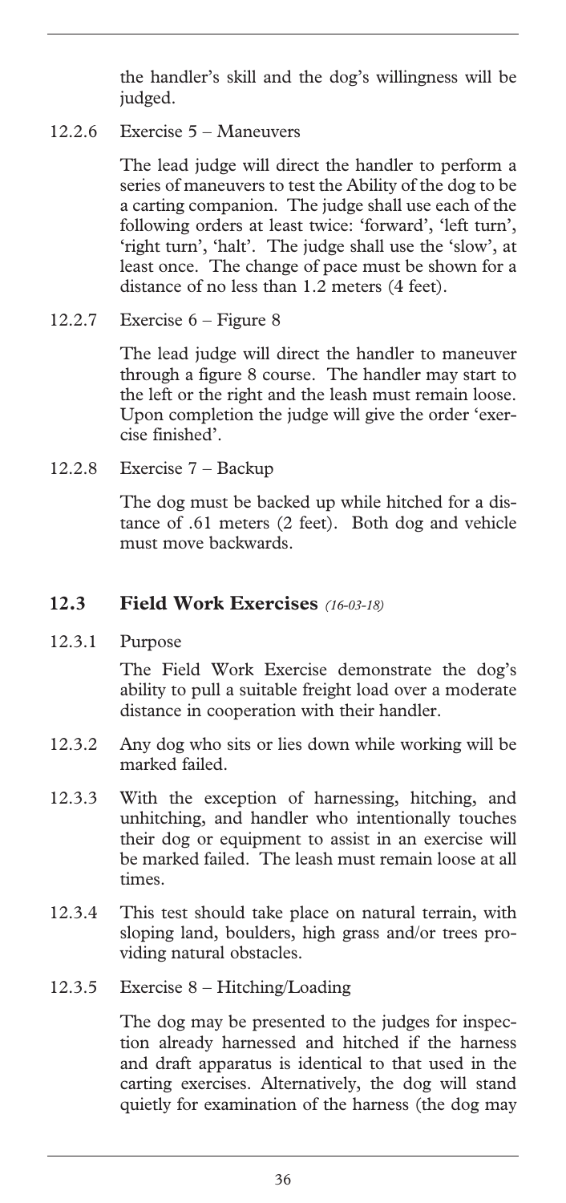the handler's skill and the dog's willingness will be judged.

12.2.6 Exercise 5 – Maneuvers

The lead judge will direct the handler to perform a series of maneuvers to test the Ability of the dog to be a carting companion. The judge shall use each of the following orders at least twice: 'forward', 'left turn', 'right turn', 'halt'. The judge shall use the 'slow', at least once. The change of pace must be shown for a distance of no less than 1.2 meters (4 feet).

12.2.7 Exercise 6 – Figure 8

The lead judge will direct the handler to maneuver through a figure 8 course. The handler may start to the left or the right and the leash must remain loose. Upon completion the judge will give the order 'exercise finished'.

12.2.8 Exercise 7 – Backup

The dog must be backed up while hitched for a distance of .61 meters (2 feet). Both dog and vehicle must move backwards.

## 12.3 Field Work Exercises *(16-03-18)*

12.3.1 Purpose

The Field Work Exercise demonstrate the dog's ability to pull a suitable freight load over a moderate distance in cooperation with their handler.

12.3.2 Any dog who sits or lies down while working will be marked failed.

12.3.3 With the exception of harnessing, hitching, and unhitching, and handler who intentionally touches their dog or equipment to assist in an exercise will be marked failed. The leash must remain loose at all times.

12.3.4 This test should take place on natural terrain, with sloping land, boulders, high grass and/or trees providing natural obstacles.

12.3.5 Exercise 8 – Hitching/Loading

The dog may be presented to the judges for inspection already harnessed and hitched if the harness and draft apparatus is identical to that used in the carting exercises. Alternatively, the dog will stand quietly for examination of the harness (the dog may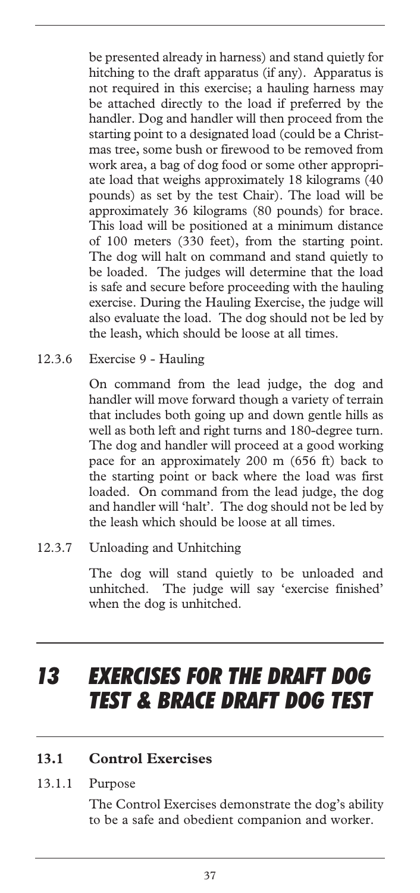be presented already in harness) and stand quietly for hitching to the draft apparatus (if any). Apparatus is not required in this exercise; a hauling harness may be attached directly to the load if preferred by the handler. Dog and handler will then proceed from the starting point to a designated load (could be a Christmas tree, some bush or firewood to be removed from work area, a bag of dog food or some other appropriate load that weighs approximately 18 kilograms (40 pounds) as set by the test Chair). The load will be approximately 36 kilograms (80 pounds) for brace. This load will be positioned at a minimum distance of 100 meters (330 feet), from the starting point. The dog will halt on command and stand quietly to be loaded. The judges will determine that the load is safe and secure before proceeding with the hauling exercise. During the Hauling Exercise, the judge will also evaluate the load. The dog should not be led by the leash, which should be loose at all times.

12.3.6 Exercise 9 - Hauling

On command from the lead judge, the dog and handler will move forward though a variety of terrain that includes both going up and down gentle hills as well as both left and right turns and 180-degree turn. The dog and handler will proceed at a good working pace for an approximately 200 m (656 ft) back to the starting point or back where the load was first loaded. On command from the lead judge, the dog and handler will 'halt'. The dog should not be led by the leash which should be loose at all times.

12.3.7 Unloading and Unhitching

The dog will stand quietly to be unloaded and unhitched. The judge will say 'exercise finished' when the dog is unhitched.

# *13 EXERCISES FOR THE DRAFT DOG TEST & BRACE DRAFT DOG TEST*

## 13.1 Control Exercises

13.1.1 Purpose

The Control Exercises demonstrate the dog's ability to be a safe and obedient companion and worker.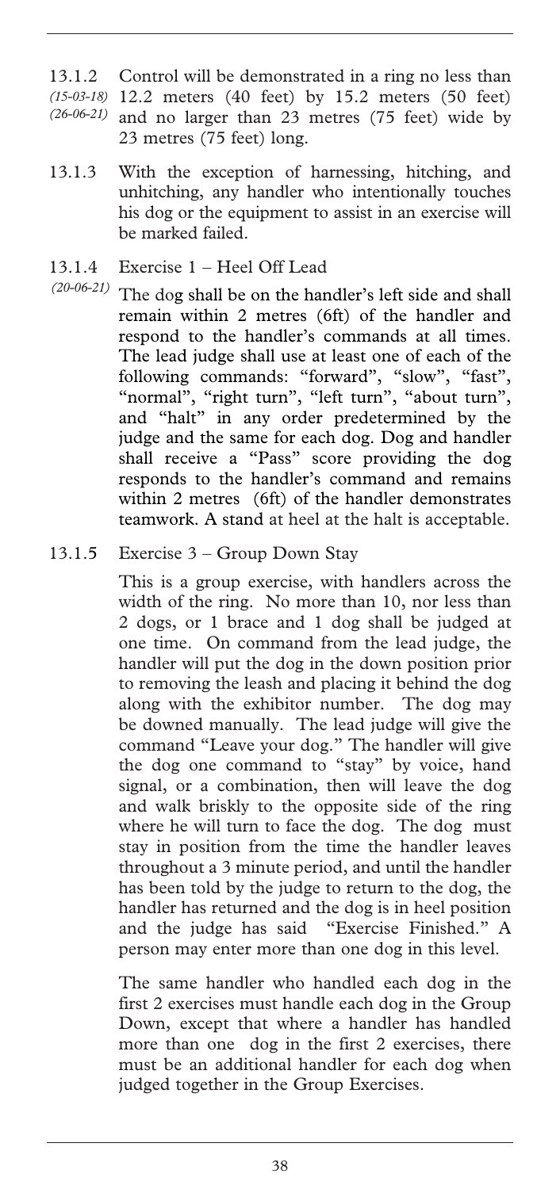13.1.2 *(15-03-18) (26-06-21)* Control will be demonstrated in a ring no less than 12.2 meters (40 feet) by 15.2 meters (50 feet) and no larger than 23 metres (75 feet) wide by 23 metres (75 feet) long.

13.1.3 With the exception of harnessing, hitching, and unhitching, any handler who intentionally touches his dog or the equipment to assist in an exercise will be marked failed.

13.1.4 Exercise 1 – Heel Off Lead

*(20-06-21)* The dog shall be on the handler's left side and shall remain within 2 metres (6ft) of the handler and respond to the handler's commands at all times. The lead judge shall use at least one of each of the following commands: "forward", "slow", "fast", "normal", "right turn", "left turn", "about turn", and "halt" in any order predetermined by the judge and the same for each dog. Dog and handler shall receive a "Pass" score providing the dog responds to the handler's command and remains within 2 metres (6ft) of the handler demonstrates teamwork. A stand at heel at the halt is acceptable.

13.1.5 Exercise 3 – Group Down Stay

This is a group exercise, with handlers across the width of the ring. No more than 10, nor less than 2 dogs, or 1 brace and 1 dog shall be judged at one time. On command from the lead judge, the handler will put the dog in the down position prior to removing the leash and placing it behind the dog along with the exhibitor number. The dog may be downed manually. The lead judge will give the command "Leave your dog." The handler will give the dog one command to "stay" by voice, hand signal, or a combination, then will leave the dog and walk briskly to the opposite side of the ring where he will turn to face the dog. The dog must stay in position from the time the handler leaves throughout a 3 minute period, and until the handler has been told by the judge to return to the dog, the handler has returned and the dog is in heel position and the judge has said "Exercise Finished." A person may enter more than one dog in this level.

The same handler who handled each dog in the first 2 exercises must handle each dog in the Group Down, except that where a handler has handled more than one dog in the first 2 exercises, there must be an additional handler for each dog when judged together in the Group Exercises.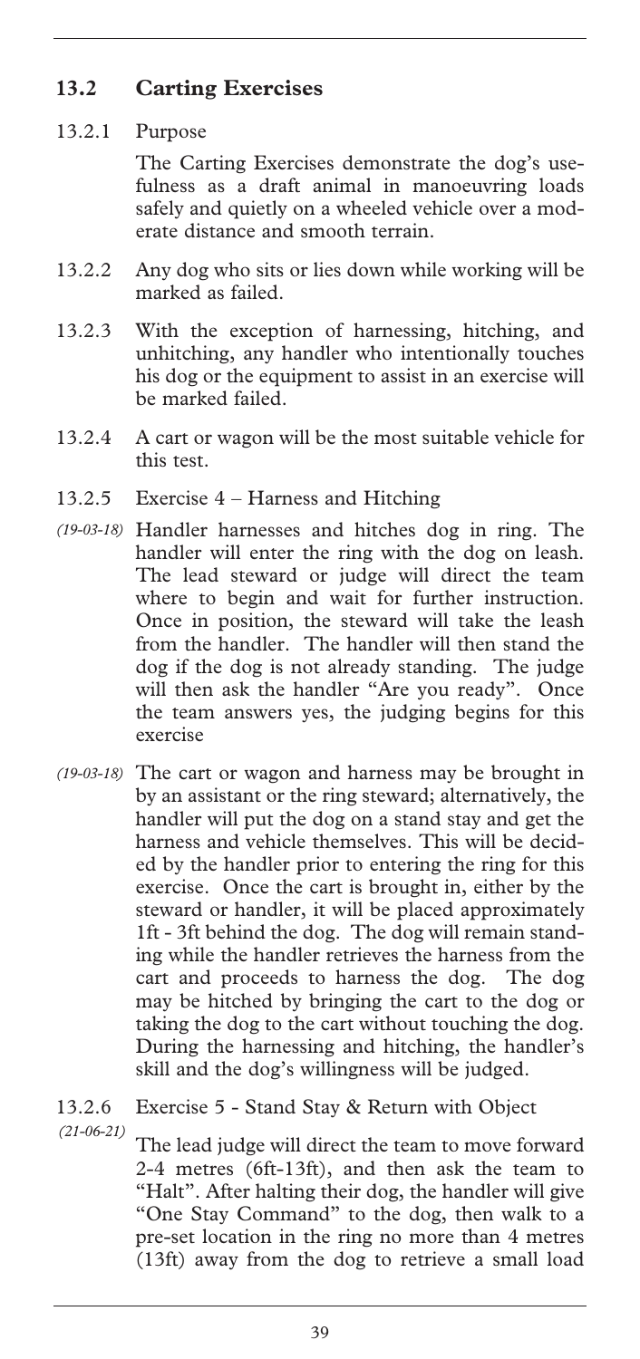## 13.2 Carting Exercises

13.2.1 Purpose

The Carting Exercises demonstrate the dog's usefulness as a draft animal in manoeuvring loads safely and quietly on a wheeled vehicle over a moderate distance and smooth terrain.

13.2.2 Any dog who sits or lies down while working will be marked as failed.

13.2.3 With the exception of harnessing, hitching, and unhitching, any handler who intentionally touches his dog or the equipment to assist in an exercise will be marked failed.

13.2.4 A cart or wagon will be the most suitable vehicle for this test.

13.2.5 Exercise 4 – Harness and Hitching

*(19-03-18)* Handler harnesses and hitches dog in ring. The handler will enter the ring with the dog on leash. The lead steward or judge will direct the team where to begin and wait for further instruction. Once in position, the steward will take the leash from the handler. The handler will then stand the dog if the dog is not already standing. The judge will then ask the handler "Are you ready". Once the team answers yes, the judging begins for this exercise

*(19-03-18)* The cart or wagon and harness may be brought in by an assistant or the ring steward; alternatively, the handler will put the dog on a stand stay and get the harness and vehicle themselves. This will be decided by the handler prior to entering the ring for this exercise. Once the cart is brought in, either by the steward or handler, it will be placed approximately 1ft - 3ft behind the dog. The dog will remain standing while the handler retrieves the harness from the cart and proceeds to harness the dog. The dog may be hitched by bringing the cart to the dog or taking the dog to the cart without touching the dog. During the harnessing and hitching, the handler's skill and the dog's willingness will be judged.

13.2.6 Exercise 5 - Stand Stay & Return with Object

*(21-06-21)* The lead judge will direct the team to move forward 2-4 metres (6ft-13ft), and then ask the team to "Halt". After halting their dog, the handler will give "One Stay Command" to the dog, then walk to a pre-set location in the ring no more than 4 metres (13ft) away from the dog to retrieve a small load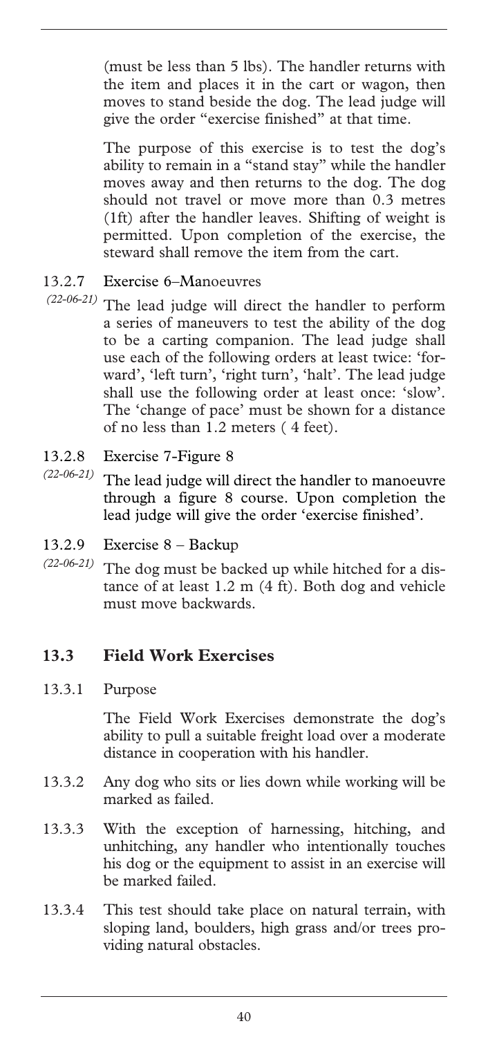(must be less than 5 lbs). The handler returns with the item and places it in the cart or wagon, then moves to stand beside the dog. The lead judge will give the order "exercise finished" at that time.

The purpose of this exercise is to test the dog's ability to remain in a "stand stay" while the handler moves away and then returns to the dog. The dog should not travel or move more than 0.3 metres (1ft) after the handler leaves. Shifting of weight is permitted. Upon completion of the exercise, the steward shall remove the item from the cart.

13.2.7 Exercise 6–Manoeuvres

*(22-06-21)* The lead judge will direct the handler to perform a series of maneuvers to test the ability of the dog to be a carting companion. The lead judge shall use each of the following orders at least twice: 'forward', 'left turn', 'right turn', 'halt'. The lead judge shall use the following order at least once: 'slow'. The 'change of pace' must be shown for a distance of no less than 1.2 meters ( 4 feet).

13.2.8 Exercise 7-Figure 8

*(22-06-21)* The lead judge will direct the handler to manoeuvre through a figure 8 course. Upon completion the lead judge will give the order 'exercise finished'.

13.2.9 Exercise 8 – Backup

*(22-06-21)* The dog must be backed up while hitched for a distance of at least 1.2 m (4 ft). Both dog and vehicle must move backwards.

## 13.3 Field Work Exercises

13.3.1 Purpose

The Field Work Exercises demonstrate the dog's ability to pull a suitable freight load over a moderate distance in cooperation with his handler.

13.3.2 Any dog who sits or lies down while working will be marked as failed.

13.3.3 With the exception of harnessing, hitching, and unhitching, any handler who intentionally touches his dog or the equipment to assist in an exercise will be marked failed.

13.3.4 This test should take place on natural terrain, with sloping land, boulders, high grass and/or trees providing natural obstacles.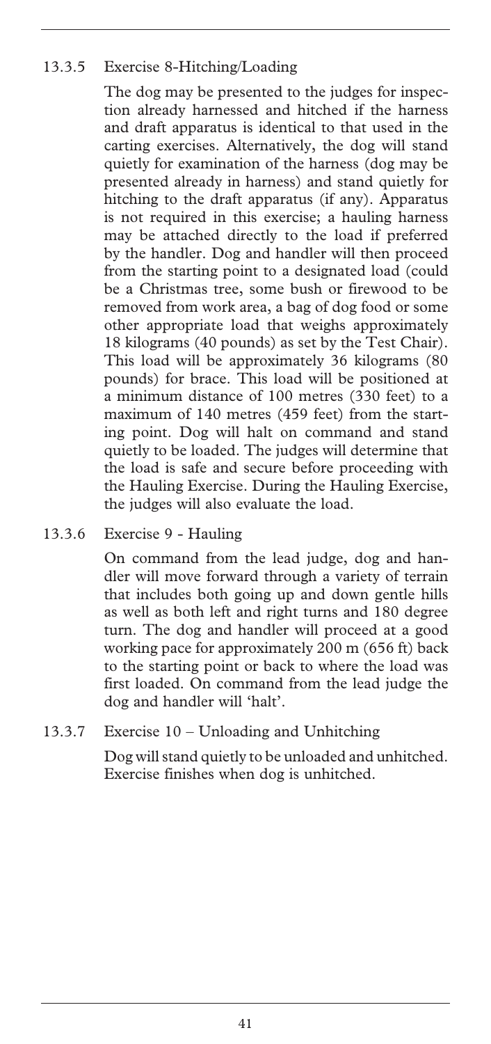### 13.3.5 Exercise 8-Hitching/Loading

The dog may be presented to the judges for inspection already harnessed and hitched if the harness and draft apparatus is identical to that used in the carting exercises. Alternatively, the dog will stand quietly for examination of the harness (dog may be presented already in harness) and stand quietly for hitching to the draft apparatus (if any). Apparatus is not required in this exercise; a hauling harness may be attached directly to the load if preferred by the handler. Dog and handler will then proceed from the starting point to a designated load (could be a Christmas tree, some bush or firewood to be removed from work area, a bag of dog food or some other appropriate load that weighs approximately 18 kilograms (40 pounds) as set by the Test Chair). This load will be approximately 36 kilograms (80 pounds) for brace. This load will be positioned at a minimum distance of 100 metres (330 feet) to a maximum of 140 metres (459 feet) from the starting point. Dog will halt on command and stand quietly to be loaded. The judges will determine that the load is safe and secure before proceeding with the Hauling Exercise. During the Hauling Exercise, the judges will also evaluate the load.

### 13.3.6 Exercise 9 - Hauling

On command from the lead judge, dog and handler will move forward through a variety of terrain that includes both going up and down gentle hills as well as both left and right turns and 180 degree turn. The dog and handler will proceed at a good working pace for approximately 200 m (656 ft) back to the starting point or back to where the load was first loaded. On command from the lead judge the dog and handler will 'halt'.

### 13.3.7 Exercise 10 – Unloading and Unhitching

Dog will stand quietly to be unloaded and unhitched. Exercise finishes when dog is unhitched.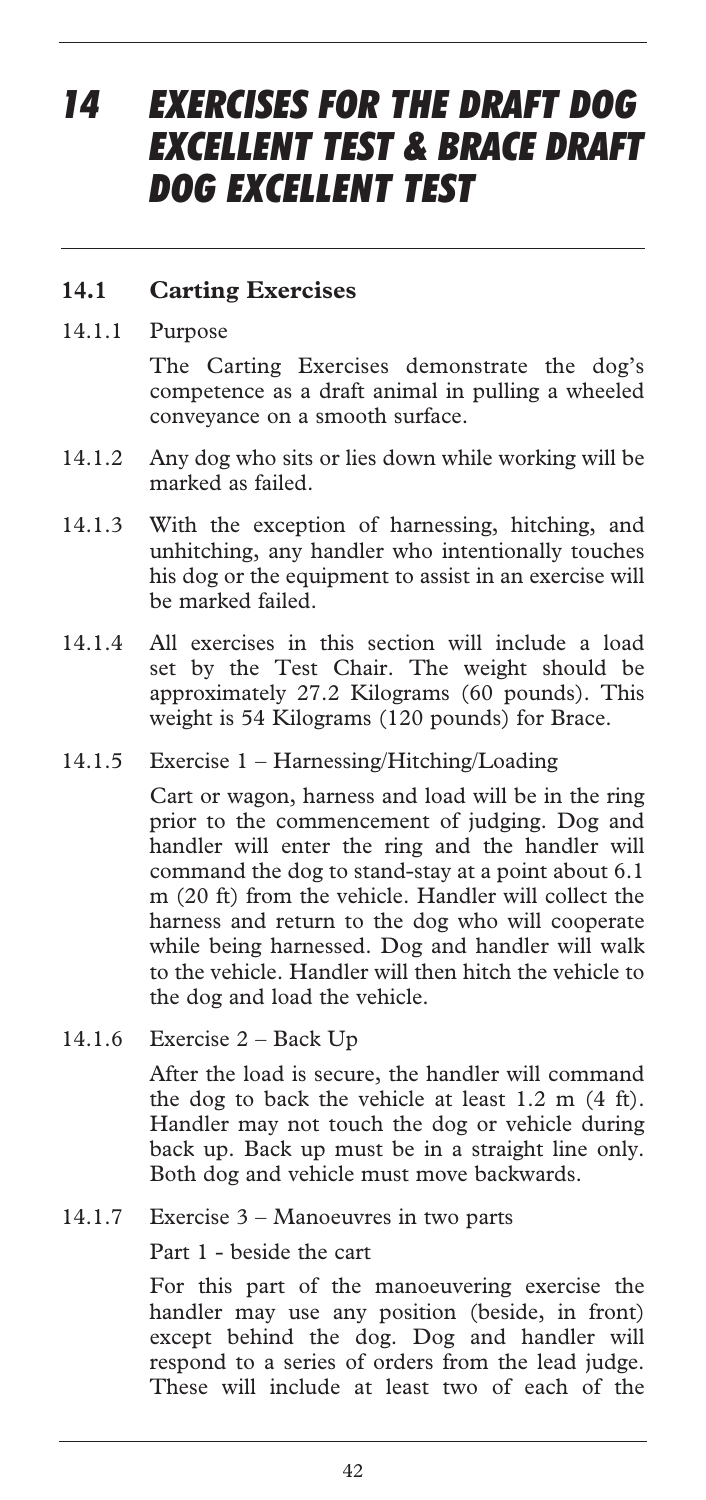# 14 EXERCISES FOR THE DRAFT DOG EXCELLENT TEST & BRACE DRAFT DOG EXCELLENT TEST

## 14.1 Carting Exercises

14.1.1 Purpose

The Carting Exercises demonstrate the dog's competence as a draft animal in pulling a wheeled conveyance on a smooth surface.

14.1.2 Any dog who sits or lies down while working will be marked as failed.

14.1.3 With the exception of harnessing, hitching, and unhitching, any handler who intentionally touches his dog or the equipment to assist in an exercise will be marked failed.

14.1.4 All exercises in this section will include a load set by the Test Chair. The weight should be approximately 27.2 Kilograms (60 pounds). This weight is 54 Kilograms (120 pounds) for Brace.

14.1.5 Exercise 1 – Harnessing/Hitching/Loading

Cart or wagon, harness and load will be in the ring prior to the commencement of judging. Dog and handler will enter the ring and the handler will command the dog to stand-stay at a point about 6.1 m (20 ft) from the vehicle. Handler will collect the harness and return to the dog who will cooperate while being harnessed. Dog and handler will walk to the vehicle. Handler will then hitch the vehicle to the dog and load the vehicle.

14.1.6 Exercise 2 – Back Up

After the load is secure, the handler will command the dog to back the vehicle at least 1.2 m (4 ft). Handler may not touch the dog or vehicle during back up. Back up must be in a straight line only. Both dog and vehicle must move backwards.

14.1.7 Exercise 3 – Manoeuvres in two parts

Part 1 - beside the cart

For this part of the manoeuvering exercise the handler may use any position (beside, in front) except behind the dog. Dog and handler will respond to a series of orders from the lead judge. These will include at least two of each of the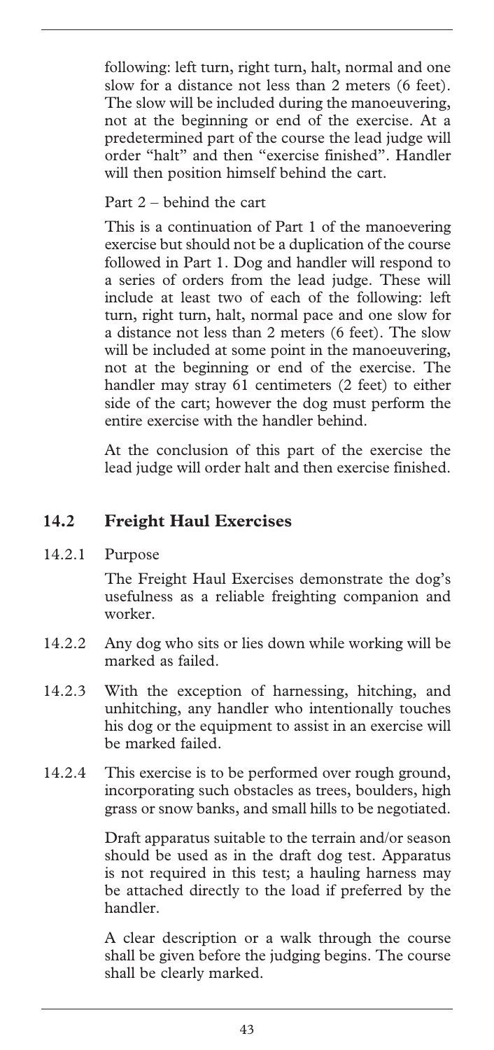following: left turn, right turn, halt, normal and one slow for a distance not less than 2 meters (6 feet). The slow will be included during the manoeuvering, not at the beginning or end of the exercise. At a predetermined part of the course the lead judge will order "halt" and then "exercise finished". Handler will then position himself behind the cart.

Part 2 – behind the cart

This is a continuation of Part 1 of the manoevering exercise but should not be a duplication of the course followed in Part 1. Dog and handler will respond to a series of orders from the lead judge. These will include at least two of each of the following: left turn, right turn, halt, normal pace and one slow for a distance not less than 2 meters (6 feet). The slow will be included at some point in the manoeuvering, not at the beginning or end of the exercise. The handler may stray 61 centimeters (2 feet) to either side of the cart; however the dog must perform the entire exercise with the handler behind.

At the conclusion of this part of the exercise the lead judge will order halt and then exercise finished.

## 14.2 Freight Haul Exercises

14.2.1 Purpose

The Freight Haul Exercises demonstrate the dog's usefulness as a reliable freighting companion and worker.

14.2.2 Any dog who sits or lies down while working will be marked as failed.

14.2.3 With the exception of harnessing, hitching, and unhitching, any handler who intentionally touches his dog or the equipment to assist in an exercise will be marked failed.

14.2.4 This exercise is to be performed over rough ground, incorporating such obstacles as trees, boulders, high grass or snow banks, and small hills to be negotiated.

Draft apparatus suitable to the terrain and/or season should be used as in the draft dog test. Apparatus is not required in this test; a hauling harness may be attached directly to the load if preferred by the handler.

A clear description or a walk through the course shall be given before the judging begins. The course shall be clearly marked.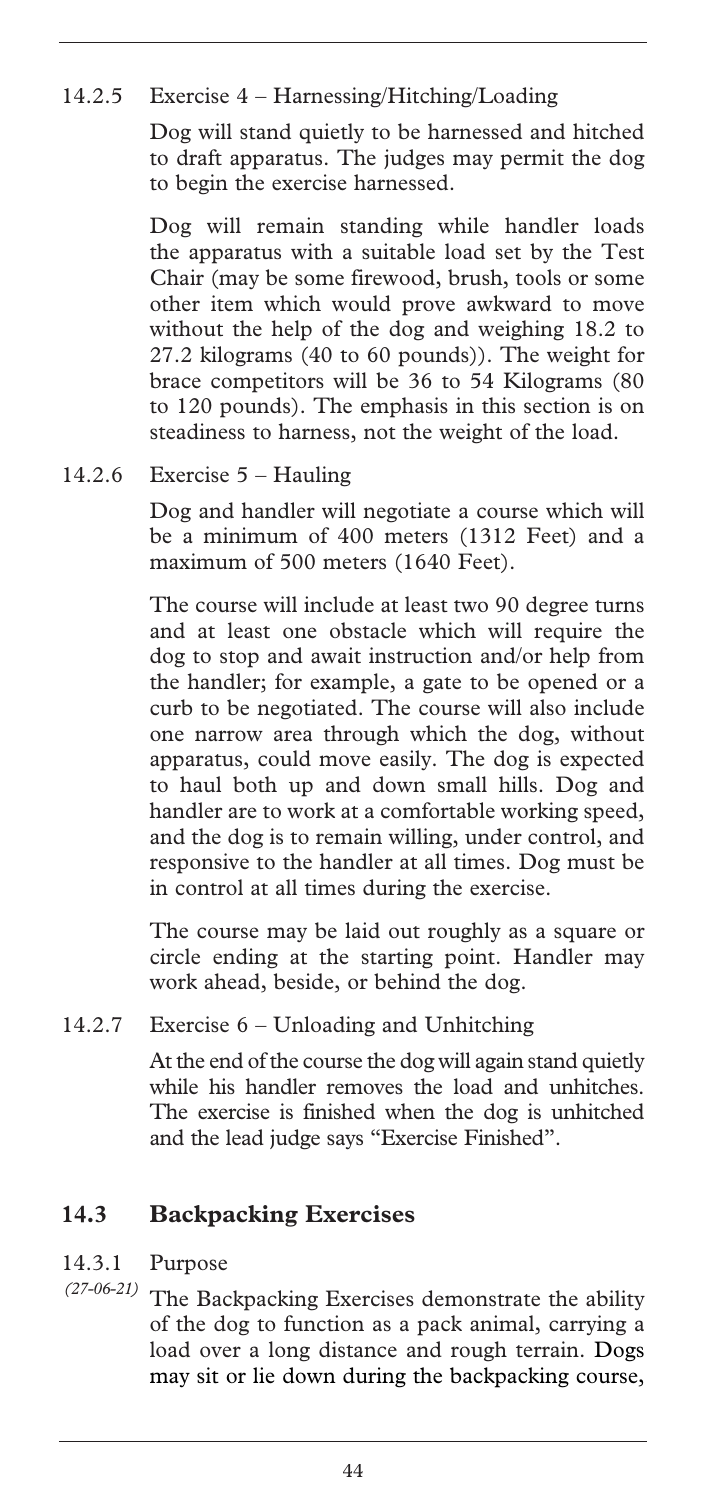14.2.5 Exercise 4 – Harnessing/Hitching/Loading

Dog will stand quietly to be harnessed and hitched to draft apparatus. The judges may permit the dog to begin the exercise harnessed.

Dog will remain standing while handler loads the apparatus with a suitable load set by the Test Chair (may be some firewood, brush, tools or some other item which would prove awkward to move without the help of the dog and weighing 18.2 to 27.2 kilograms (40 to 60 pounds)). The weight for brace competitors will be 36 to 54 Kilograms (80 to 120 pounds). The emphasis in this section is on steadiness to harness, not the weight of the load.

14.2.6 Exercise 5 – Hauling

Dog and handler will negotiate a course which will be a minimum of 400 meters (1312 Feet) and a maximum of 500 meters (1640 Feet).

The course will include at least two 90 degree turns and at least one obstacle which will require the dog to stop and await instruction and/or help from the handler; for example, a gate to be opened or a curb to be negotiated. The course will also include one narrow area through which the dog, without apparatus, could move easily. The dog is expected to haul both up and down small hills. Dog and handler are to work at a comfortable working speed, and the dog is to remain willing, under control, and responsive to the handler at all times. Dog must be in control at all times during the exercise.

The course may be laid out roughly as a square or circle ending at the starting point. Handler may work ahead, beside, or behind the dog.

14.2.7 Exercise 6 – Unloading and Unhitching

At the end of the course the dog will again stand quietly while his handler removes the load and unhitches. The exercise is finished when the dog is unhitched and the lead judge says "Exercise Finished".

## 14.3 Backpacking Exercises

14.3.1 Purpose

*(27-06-21)* The Backpacking Exercises demonstrate the ability of the dog to function as a pack animal, carrying a load over a long distance and rough terrain. Dogs may sit or lie down during the backpacking course,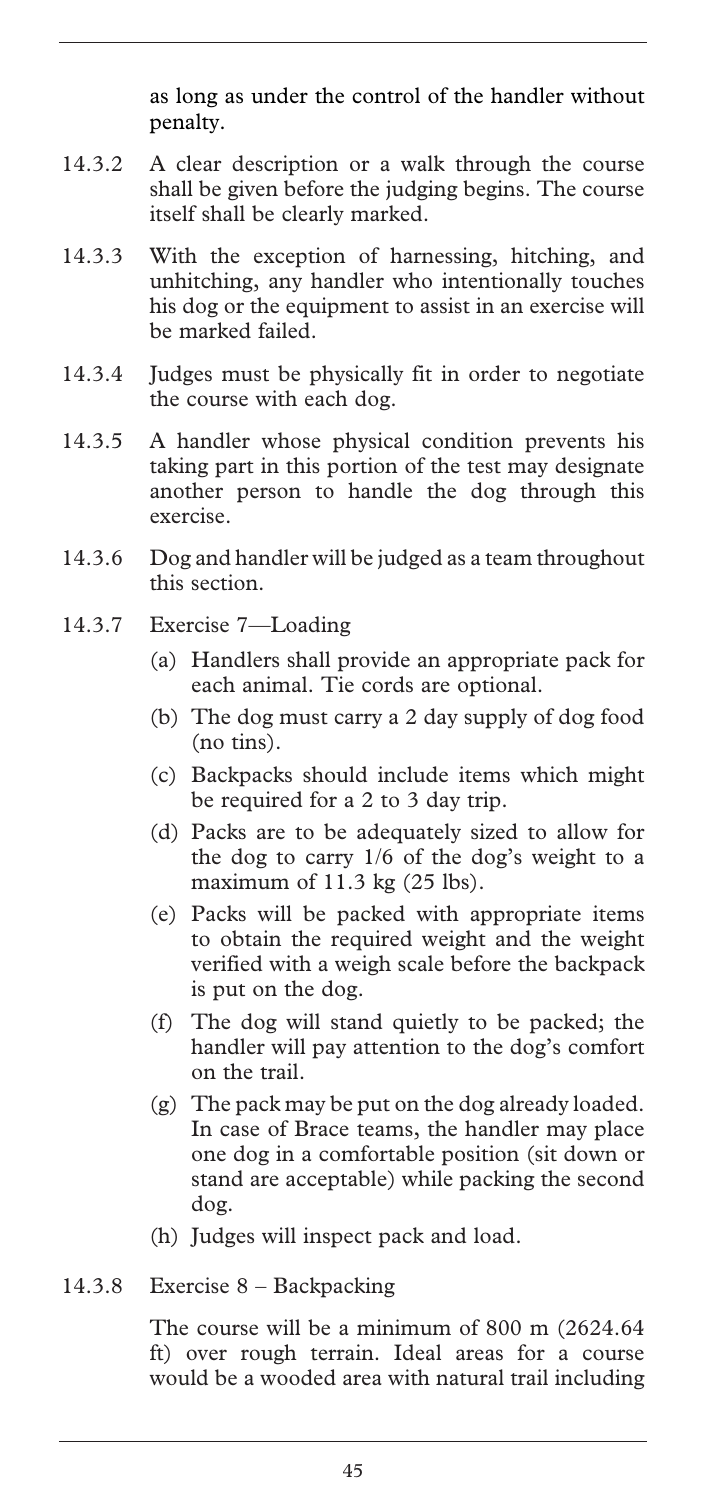as long as under the control of the handler without penalty.

14.3.2 A clear description or a walk through the course shall be given before the judging begins. The course itself shall be clearly marked.

14.3.3 With the exception of harnessing, hitching, and unhitching, any handler who intentionally touches his dog or the equipment to assist in an exercise will be marked failed.

14.3.4 Judges must be physically fit in order to negotiate the course with each dog.

14.3.5 A handler whose physical condition prevents his taking part in this portion of the test may designate another person to handle the dog through this exercise.

14.3.6 Dog and handler will be judged as a team throughout this section.

14.3.7 Exercise 7—Loading

(a) Handlers shall provide an appropriate pack for each animal. Tie cords are optional.

(b) The dog must carry a 2 day supply of dog food (no tins).

(c) Backpacks should include items which might be required for a 2 to 3 day trip.

(d) Packs are to be adequately sized to allow for the dog to carry 1/6 of the dog's weight to a maximum of 11.3 kg (25 lbs).

(e) Packs will be packed with appropriate items to obtain the required weight and the weight verified with a weigh scale before the backpack is put on the dog.

(f) The dog will stand quietly to be packed; the handler will pay attention to the dog's comfort on the trail.

(g) The pack may be put on the dog already loaded. In case of Brace teams, the handler may place one dog in a comfortable position (sit down or stand are acceptable) while packing the second dog.

(h) Judges will inspect pack and load.

14.3.8 Exercise 8 – Backpacking

The course will be a minimum of 800 m (2624.64 ft) over rough terrain. Ideal areas for a course would be a wooded area with natural trail including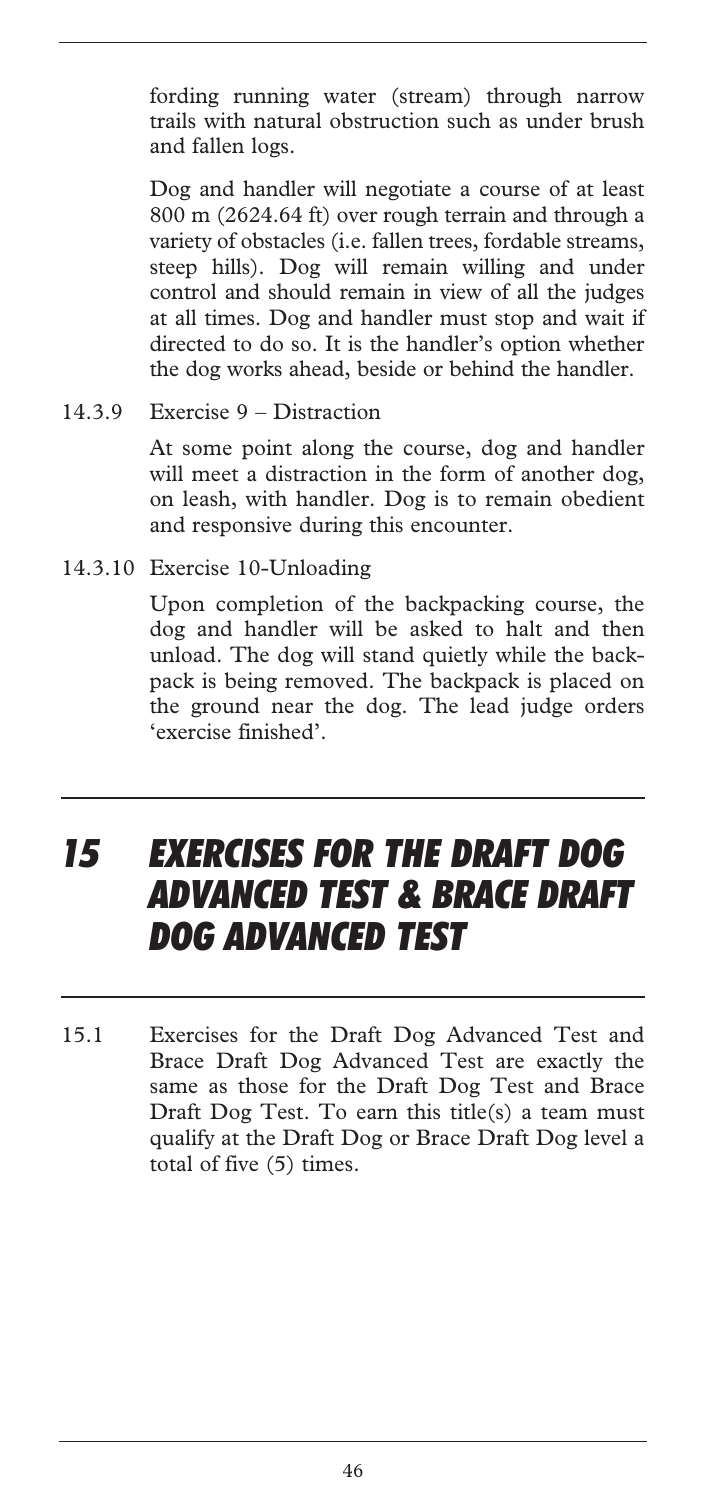fording running water (stream) through narrow trails with natural obstruction such as under brush and fallen logs.

Dog and handler will negotiate a course of at least 800 m (2624.64 ft) over rough terrain and through a variety of obstacles (i.e. fallen trees, fordable streams, steep hills). Dog will remain willing and under control and should remain in view of all the judges at all times. Dog and handler must stop and wait if directed to do so. It is the handler's option whether the dog works ahead, beside or behind the handler.

14.3.9 Exercise 9 – Distraction

At some point along the course, dog and handler will meet a distraction in the form of another dog, on leash, with handler. Dog is to remain obedient and responsive during this encounter.

14.3.10 Exercise 10-Unloading

Upon completion of the backpacking course, the dog and handler will be asked to halt and then unload. The dog will stand quietly while the backpack is being removed. The backpack is placed on the ground near the dog. The lead judge orders 'exercise finished'.

# 15 EXERCISES FOR THE DRAFT DOG ADVANCED TEST & BRACE DRAFT DOG ADVANCED TEST

15.1 Exercises for the Draft Dog Advanced Test and Brace Draft Dog Advanced Test are exactly the same as those for the Draft Dog Test and Brace Draft Dog Test. To earn this title(s) a team must qualify at the Draft Dog or Brace Draft Dog level a total of five (5) times.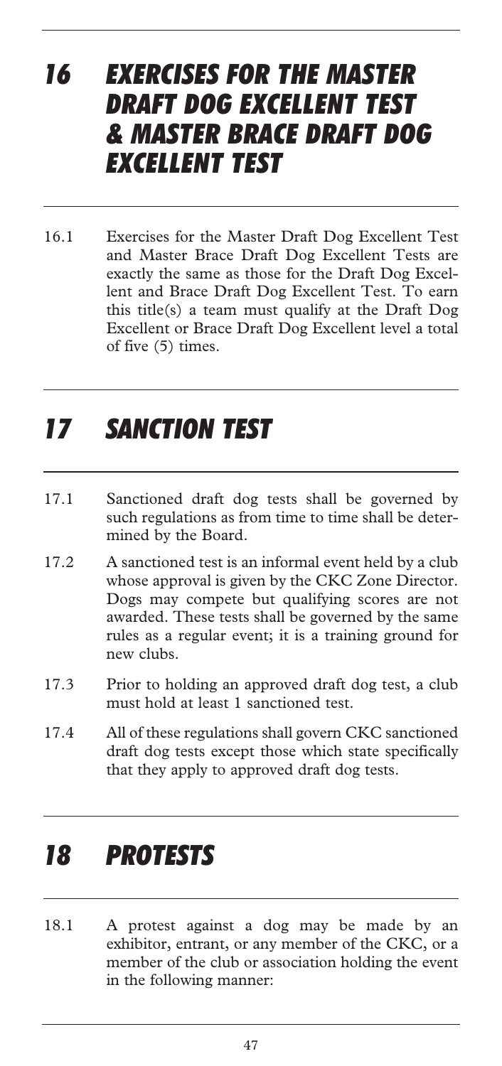## 16 EXERCISES FOR THE MASTER DRAFT DOG EXCELLENT TEST & MASTER BRACE DRAFT DOG EXCELLENT TEST

16.1 Exercises for the Master Draft Dog Excellent Test and Master Brace Draft Dog Excellent Tests are exactly the same as those for the Draft Dog Excellent and Brace Draft Dog Excellent Test. To earn this title(s) a team must qualify at the Draft Dog Excellent or Brace Draft Dog Excellent level a total of five (5) times.

## 17 SANCTION TEST

17.1 Sanctioned draft dog tests shall be governed by such regulations as from time to time shall be determined by the Board.

17.2 A sanctioned test is an informal event held by a club whose approval is given by the CKC Zone Director. Dogs may compete but qualifying scores are not awarded. These tests shall be governed by the same rules as a regular event; it is a training ground for new clubs.

17.3 Prior to holding an approved draft dog test, a club must hold at least 1 sanctioned test.

17.4 All of these regulations shall govern CKC sanctioned draft dog tests except those which state specifically that they apply to approved draft dog tests.

## 18 PROTESTS

18.1 A protest against a dog may be made by an exhibitor, entrant, or any member of the CKC, or a member of the club or association holding the event in the following manner: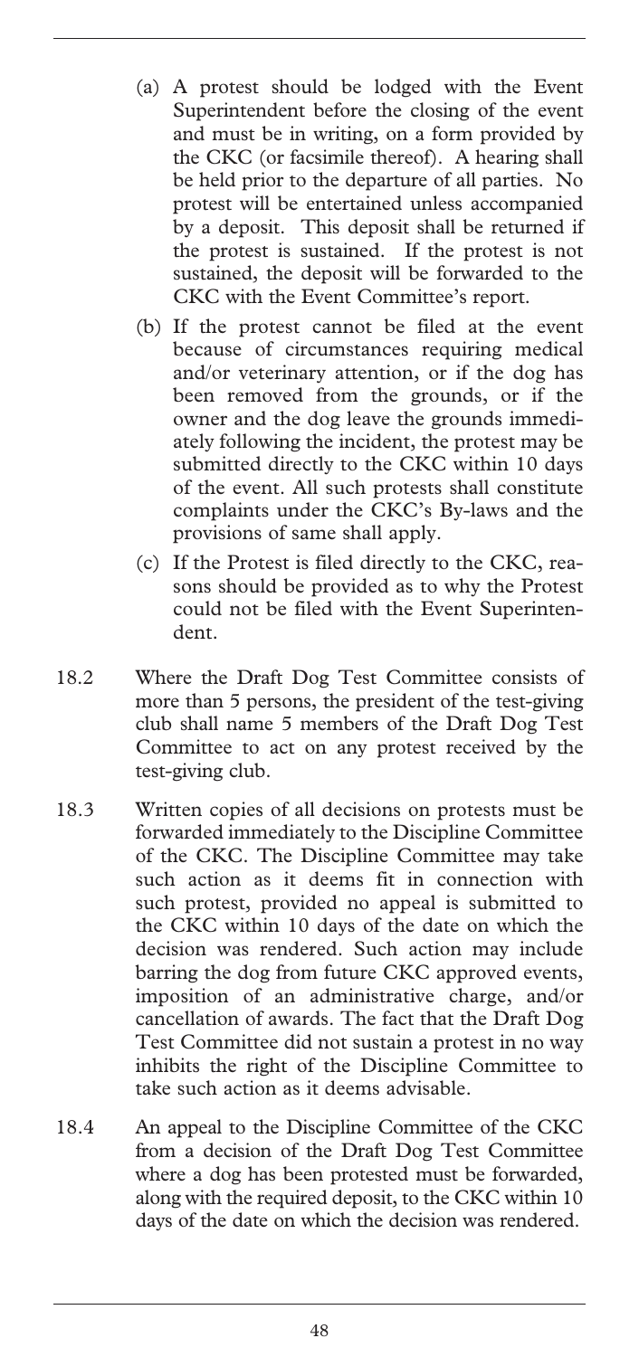(a) A protest should be lodged with the Event Superintendent before the closing of the event and must be in writing, on a form provided by the CKC (or facsimile thereof). A hearing shall be held prior to the departure of all parties. No protest will be entertained unless accompanied by a deposit. This deposit shall be returned if the protest is sustained. If the protest is not sustained, the deposit will be forwarded to the CKC with the Event Committee's report.

(b) If the protest cannot be filed at the event because of circumstances requiring medical and/or veterinary attention, or if the dog has been removed from the grounds, or if the owner and the dog leave the grounds immediately following the incident, the protest may be submitted directly to the CKC within 10 days of the event. All such protests shall constitute complaints under the CKC's By-laws and the provisions of same shall apply.

(c) If the Protest is filed directly to the CKC, reasons should be provided as to why the Protest could not be filed with the Event Superintendent.

18.2 Where the Draft Dog Test Committee consists of more than 5 persons, the president of the test-giving club shall name 5 members of the Draft Dog Test Committee to act on any protest received by the test-giving club.

18.3 Written copies of all decisions on protests must be forwarded immediately to the Discipline Committee of the CKC. The Discipline Committee may take such action as it deems fit in connection with such protest, provided no appeal is submitted to the CKC within 10 days of the date on which the decision was rendered. Such action may include barring the dog from future CKC approved events, imposition of an administrative charge, and/or cancellation of awards. The fact that the Draft Dog Test Committee did not sustain a protest in no way inhibits the right of the Discipline Committee to take such action as it deems advisable.

18.4 An appeal to the Discipline Committee of the CKC from a decision of the Draft Dog Test Committee where a dog has been protested must be forwarded, along with the required deposit, to the CKC within 10 days of the date on which the decision was rendered.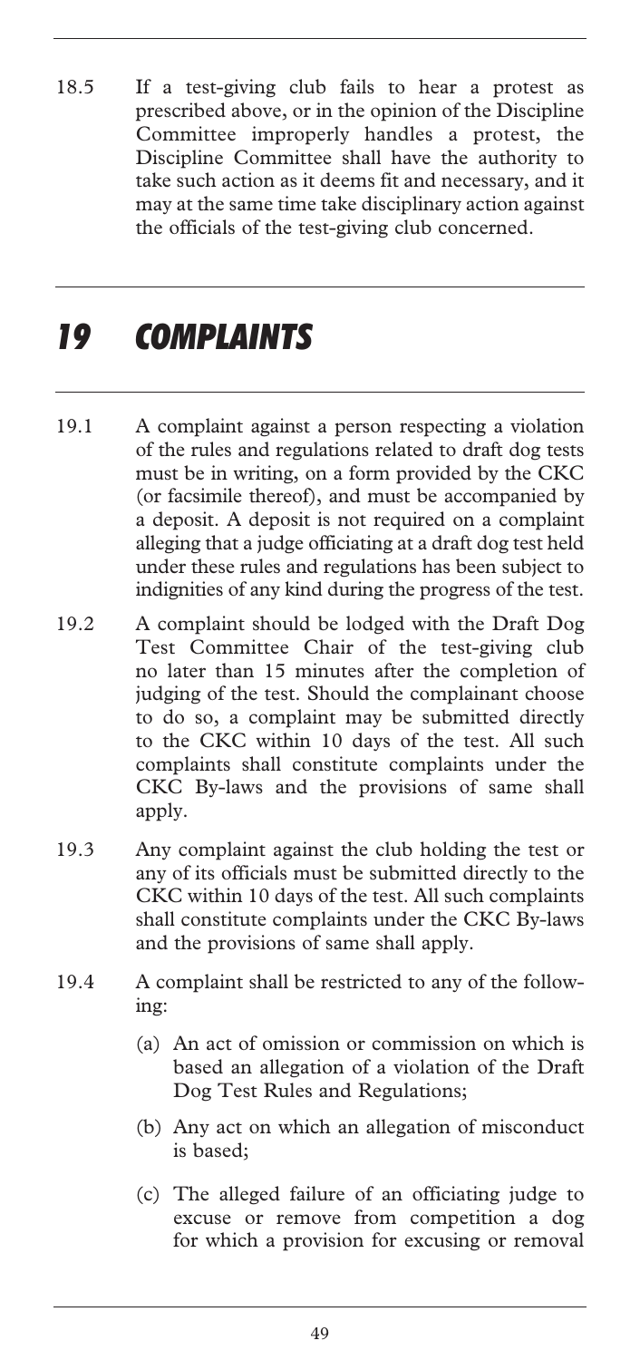18.5 If a test-giving club fails to hear a protest as prescribed above, or in the opinion of the Discipline Committee improperly handles a protest, the Discipline Committee shall have the authority to take such action as it deems fit and necessary, and it may at the same time take disciplinary action against the officials of the test-giving club concerned.

# *19 COMPLAINTS*

19.1 A complaint against a person respecting a violation of the rules and regulations related to draft dog tests must be in writing, on a form provided by the CKC (or facsimile thereof), and must be accompanied by a deposit. A deposit is not required on a complaint alleging that a judge officiating at a draft dog test held under these rules and regulations has been subject to indignities of any kind during the progress of the test.

19.2 A complaint should be lodged with the Draft Dog Test Committee Chair of the test-giving club no later than 15 minutes after the completion of judging of the test. Should the complainant choose to do so, a complaint may be submitted directly to the CKC within 10 days of the test. All such complaints shall constitute complaints under the CKC By-laws and the provisions of same shall apply.

19.3 Any complaint against the club holding the test or any of its officials must be submitted directly to the CKC within 10 days of the test. All such complaints shall constitute complaints under the CKC By-laws and the provisions of same shall apply.

19.4 A complaint shall be restricted to any of the following:

(a) An act of omission or commission on which is based an allegation of a violation of the Draft Dog Test Rules and Regulations;

(b) Any act on which an allegation of misconduct is based;

(c) The alleged failure of an officiating judge to excuse or remove from competition a dog for which a provision for excusing or removal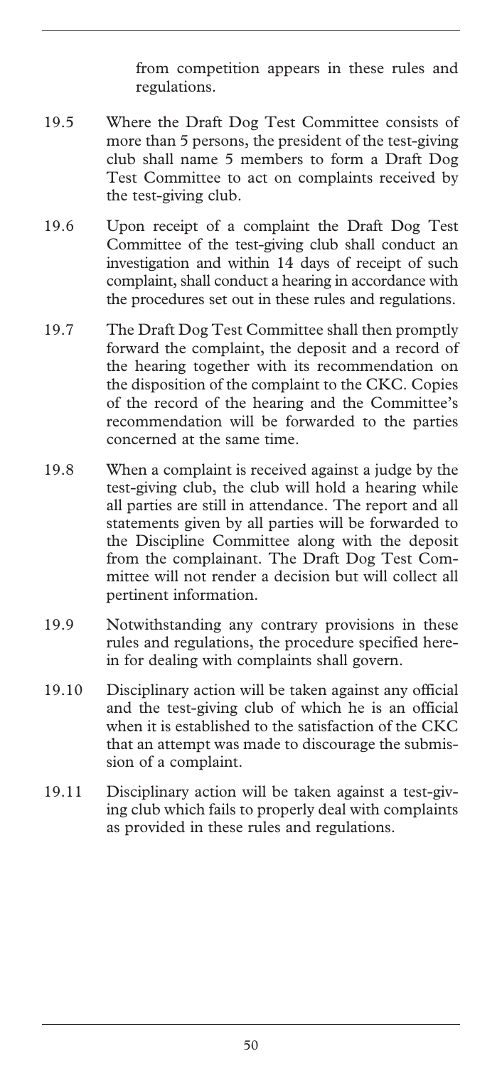from competition appears in these rules and regulations.

19.5 Where the Draft Dog Test Committee consists of more than 5 persons, the president of the test-giving club shall name 5 members to form a Draft Dog Test Committee to act on complaints received by the test-giving club.

19.6 Upon receipt of a complaint the Draft Dog Test Committee of the test-giving club shall conduct an investigation and within 14 days of receipt of such complaint, shall conduct a hearing in accordance with the procedures set out in these rules and regulations.

19.7 The Draft Dog Test Committee shall then promptly forward the complaint, the deposit and a record of the hearing together with its recommendation on the disposition of the complaint to the CKC. Copies of the record of the hearing and the Committee's recommendation will be forwarded to the parties concerned at the same time.

19.8 When a complaint is received against a judge by the test-giving club, the club will hold a hearing while all parties are still in attendance. The report and all statements given by all parties will be forwarded to the Discipline Committee along with the deposit from the complainant. The Draft Dog Test Committee will not render a decision but will collect all pertinent information.

19.9 Notwithstanding any contrary provisions in these rules and regulations, the procedure specified herein for dealing with complaints shall govern.

19.10 Disciplinary action will be taken against any official and the test-giving club of which he is an official when it is established to the satisfaction of the CKC that an attempt was made to discourage the submission of a complaint.

19.11 Disciplinary action will be taken against a test-giving club which fails to properly deal with complaints as provided in these rules and regulations.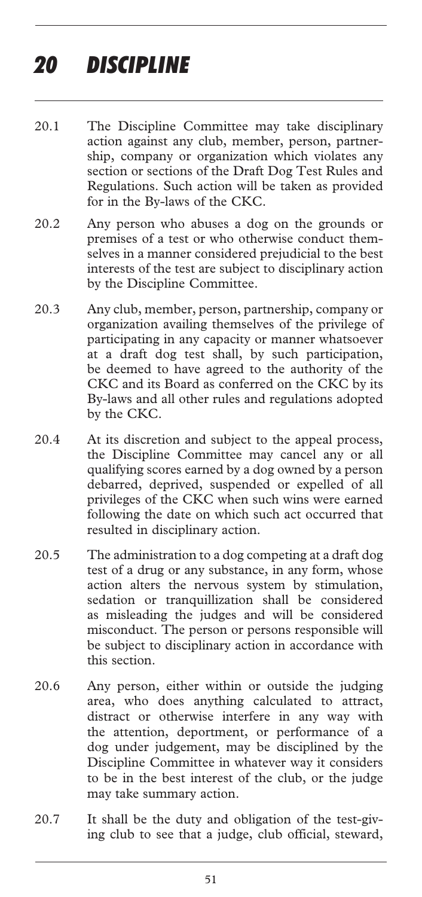# 20 DISCIPLINE

20.1 The Discipline Committee may take disciplinary action against any club, member, person, partnership, company or organization which violates any section or sections of the Draft Dog Test Rules and Regulations. Such action will be taken as provided for in the By-laws of the CKC.

20.2 Any person who abuses a dog on the grounds or premises of a test or who otherwise conduct themselves in a manner considered prejudicial to the best interests of the test are subject to disciplinary action by the Discipline Committee.

20.3 Any club, member, person, partnership, company or organization availing themselves of the privilege of participating in any capacity or manner whatsoever at a draft dog test shall, by such participation, be deemed to have agreed to the authority of the CKC and its Board as conferred on the CKC by its By-laws and all other rules and regulations adopted by the CKC.

20.4 At its discretion and subject to the appeal process, the Discipline Committee may cancel any or all qualifying scores earned by a dog owned by a person debarred, deprived, suspended or expelled of all privileges of the CKC when such wins were earned following the date on which such act occurred that resulted in disciplinary action.

20.5 The administration to a dog competing at a draft dog test of a drug or any substance, in any form, whose action alters the nervous system by stimulation, sedation or tranquillization shall be considered as misleading the judges and will be considered misconduct. The person or persons responsible will be subject to disciplinary action in accordance with this section.

20.6 Any person, either within or outside the judging area, who does anything calculated to attract, distract or otherwise interfere in any way with the attention, deportment, or performance of a dog under judgement, may be disciplined by the Discipline Committee in whatever way it considers to be in the best interest of the club, or the judge may take summary action.

20.7 It shall be the duty and obligation of the test-giving club to see that a judge, club official, steward,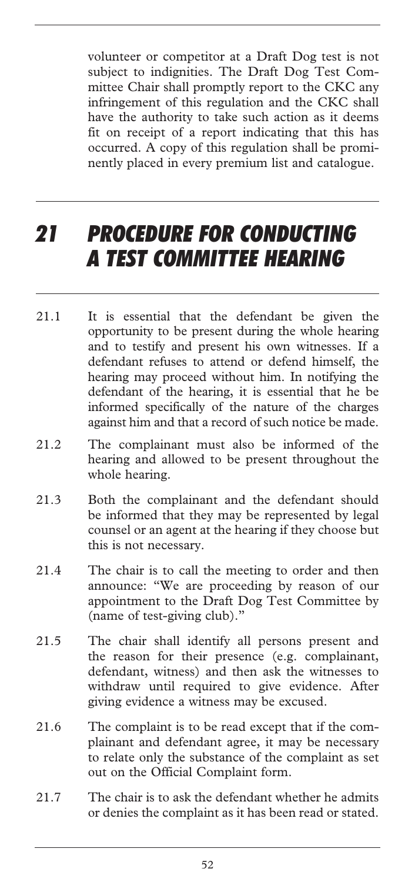volunteer or competitor at a Draft Dog test is not subject to indignities. The Draft Dog Test Committee Chair shall promptly report to the CKC any infringement of this regulation and the CKC shall have the authority to take such action as it deems fit on receipt of a report indicating that this has occurred. A copy of this regulation shall be prominently placed in every premium list and catalogue.

# 21 PROCEDURE FOR CONDUCTING A TEST COMMITTEE HEARING

21.1 It is essential that the defendant be given the opportunity to be present during the whole hearing and to testify and present his own witnesses. If a defendant refuses to attend or defend himself, the hearing may proceed without him. In notifying the defendant of the hearing, it is essential that he be informed specifically of the nature of the charges against him and that a record of such notice be made.

21.2 The complainant must also be informed of the hearing and allowed to be present throughout the whole hearing.

21.3 Both the complainant and the defendant should be informed that they may be represented by legal counsel or an agent at the hearing if they choose but this is not necessary.

21.4 The chair is to call the meeting to order and then announce: "We are proceeding by reason of our appointment to the Draft Dog Test Committee by (name of test-giving club)."

21.5 The chair shall identify all persons present and the reason for their presence (e.g. complainant, defendant, witness) and then ask the witnesses to withdraw until required to give evidence. After giving evidence a witness may be excused.

21.6 The complaint is to be read except that if the complainant and defendant agree, it may be necessary to relate only the substance of the complaint as set out on the Official Complaint form.

21.7 The chair is to ask the defendant whether he admits or denies the complaint as it has been read or stated.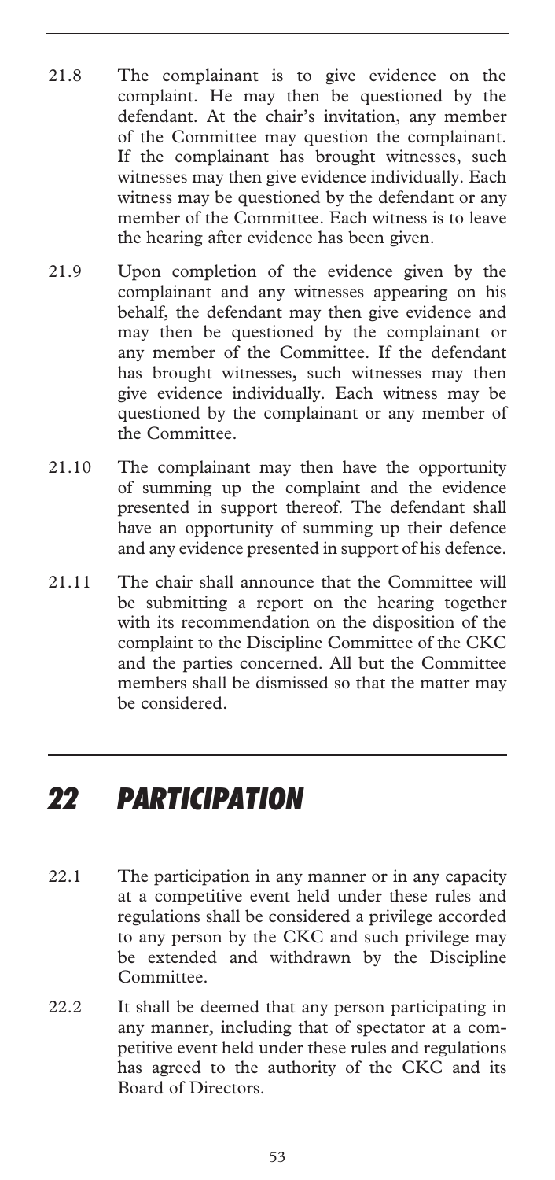21.8 The complainant is to give evidence on the complaint. He may then be questioned by the defendant. At the chair's invitation, any member of the Committee may question the complainant. If the complainant has brought witnesses, such witnesses may then give evidence individually. Each witness may be questioned by the defendant or any member of the Committee. Each witness is to leave the hearing after evidence has been given.

21.9 Upon completion of the evidence given by the complainant and any witnesses appearing on his behalf, the defendant may then give evidence and may then be questioned by the complainant or any member of the Committee. If the defendant has brought witnesses, such witnesses may then give evidence individually. Each witness may be questioned by the complainant or any member of the Committee.

21.10 The complainant may then have the opportunity of summing up the complaint and the evidence presented in support thereof. The defendant shall have an opportunity of summing up their defence and any evidence presented in support of his defence.

21.11 The chair shall announce that the Committee will be submitting a report on the hearing together with its recommendation on the disposition of the complaint to the Discipline Committee of the CKC and the parties concerned. All but the Committee members shall be dismissed so that the matter may be considered.

## *22 PARTICIPATION*

22.1 The participation in any manner or in any capacity at a competitive event held under these rules and regulations shall be considered a privilege accorded to any person by the CKC and such privilege may be extended and withdrawn by the Discipline Committee.

22.2 It shall be deemed that any person participating in any manner, including that of spectator at a competitive event held under these rules and regulations has agreed to the authority of the CKC and its Board of Directors.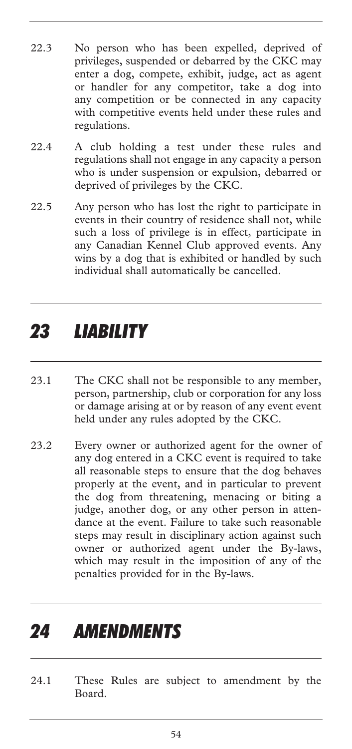22.3 No person who has been expelled, deprived of privileges, suspended or debarred by the CKC may enter a dog, compete, exhibit, judge, act as agent or handler for any competitor, take a dog into any competition or be connected in any capacity with competitive events held under these rules and regulations.

22.4 A club holding a test under these rules and regulations shall not engage in any capacity a person who is under suspension or expulsion, debarred or deprived of privileges by the CKC.

22.5 Any person who has lost the right to participate in events in their country of residence shall not, while such a loss of privilege is in effect, participate in any Canadian Kennel Club approved events. Any wins by a dog that is exhibited or handled by such individual shall automatically be cancelled.

## *23 LIABILITY*

23.1 The CKC shall not be responsible to any member, person, partnership, club or corporation for any loss or damage arising at or by reason of any event event held under any rules adopted by the CKC.

23.2 Every owner or authorized agent for the owner of any dog entered in a CKC event is required to take all reasonable steps to ensure that the dog behaves properly at the event, and in particular to prevent the dog from threatening, menacing or biting a judge, another dog, or any other person in attendance at the event. Failure to take such reasonable steps may result in disciplinary action against such owner or authorized agent under the By-laws, which may result in the imposition of any of the penalties provided for in the By-laws.

## *24 AMENDMENTS*

24.1 These Rules are subject to amendment by the Board.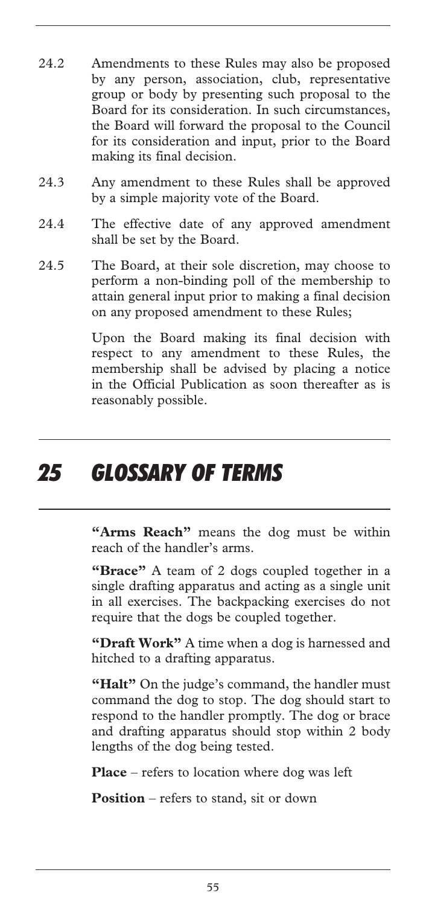24.2 Amendments to these Rules may also be proposed by any person, association, club, representative group or body by presenting such proposal to the Board for its consideration. In such circumstances, the Board will forward the proposal to the Council for its consideration and input, prior to the Board making its final decision.

24.3 Any amendment to these Rules shall be approved by a simple majority vote of the Board.

24.4 The effective date of any approved amendment shall be set by the Board.

24.5 The Board, at their sole discretion, may choose to perform a non-binding poll of the membership to attain general input prior to making a final decision on any proposed amendment to these Rules;

Upon the Board making its final decision with respect to any amendment to these Rules, the membership shall be advised by placing a notice in the Official Publication as soon thereafter as is reasonably possible.

# *25 GLOSSARY OF TERMS*

**"Arms Reach"** means the dog must be within reach of the handler's arms.

**"Brace"** A team of 2 dogs coupled together in a single drafting apparatus and acting as a single unit in all exercises. The backpacking exercises do not require that the dogs be coupled together.

**"Draft Work"** A time when a dog is harnessed and hitched to a drafting apparatus.

**"Halt"** On the judge's command, the handler must command the dog to stop. The dog should start to respond to the handler promptly. The dog or brace and drafting apparatus should stop within 2 body lengths of the dog being tested.

**Place** – refers to location where dog was left

**Position** – refers to stand, sit or down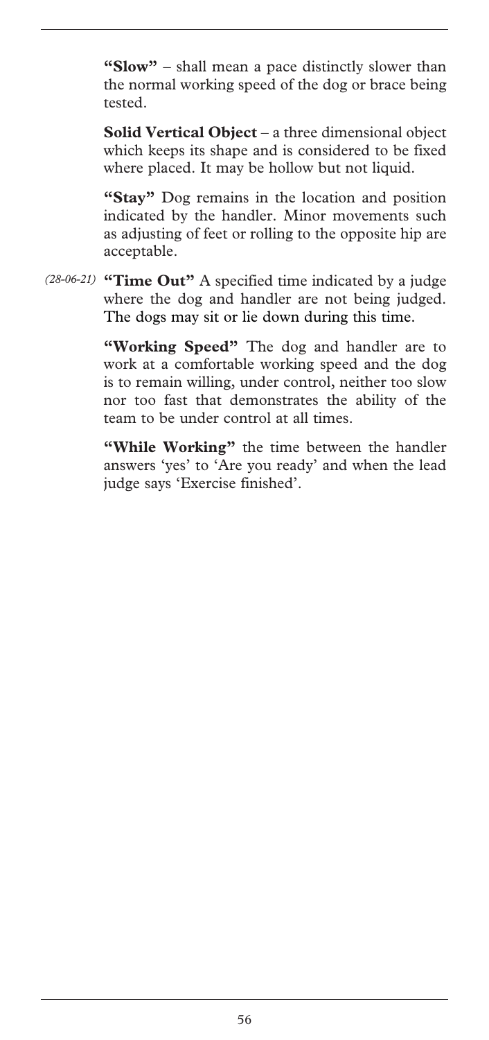**"Slow"** – shall mean a pace distinctly slower than the normal working speed of the dog or brace being tested.

**Solid Vertical Object** – a three dimensional object which keeps its shape and is considered to be fixed where placed. It may be hollow but not liquid.

**"Stay"** Dog remains in the location and position indicated by the handler. Minor movements such as adjusting of feet or rolling to the opposite hip are acceptable.

*(28-06-21)* **"Time Out"** A specified time indicated by a judge where the dog and handler are not being judged. The dogs may sit or lie down during this time.

**"Working Speed"** The dog and handler are to work at a comfortable working speed and the dog is to remain willing, under control, neither too slow nor too fast that demonstrates the ability of the team to be under control at all times.

**"While Working"** the time between the handler answers 'yes' to 'Are you ready' and when the lead judge says 'Exercise finished'.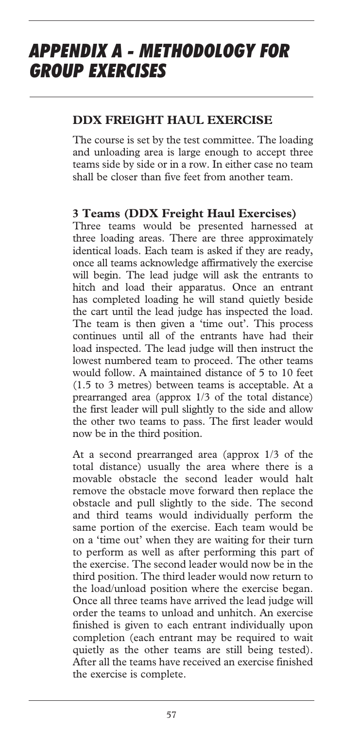# APPENDIX A - METHODOLOGY FOR GROUP EXERCISES

## DDX FREIGHT HAUL EXERCISE

The course is set by the test committee. The loading and unloading area is large enough to accept three teams side by side or in a row. In either case no team shall be closer than five feet from another team.

### 3 Teams (DDX Freight Haul Exercises)

Three teams would be presented harnessed at three loading areas. There are three approximately identical loads. Each team is asked if they are ready, once all teams acknowledge affirmatively the exercise will begin. The lead judge will ask the entrants to hitch and load their apparatus. Once an entrant has completed loading he will stand quietly beside the cart until the lead judge has inspected the load. The team is then given a 'time out'. This process continues until all of the entrants have had their load inspected. The lead judge will then instruct the lowest numbered team to proceed. The other teams would follow. A maintained distance of 5 to 10 feet (1.5 to 3 metres) between teams is acceptable. At a prearranged area (approx 1/3 of the total distance) the first leader will pull slightly to the side and allow the other two teams to pass. The first leader would now be in the third position.

At a second prearranged area (approx 1/3 of the total distance) usually the area where there is a movable obstacle the second leader would halt remove the obstacle move forward then replace the obstacle and pull slightly to the side. The second and third teams would individually perform the same portion of the exercise. Each team would be on a 'time out' when they are waiting for their turn to perform as well as after performing this part of the exercise. The second leader would now be in the third position. The third leader would now return to the load/unload position where the exercise began. Once all three teams have arrived the lead judge will order the teams to unload and unhitch. An exercise finished is given to each entrant individually upon completion (each entrant may be required to wait quietly as the other teams are still being tested). After all the teams have received an exercise finished the exercise is complete.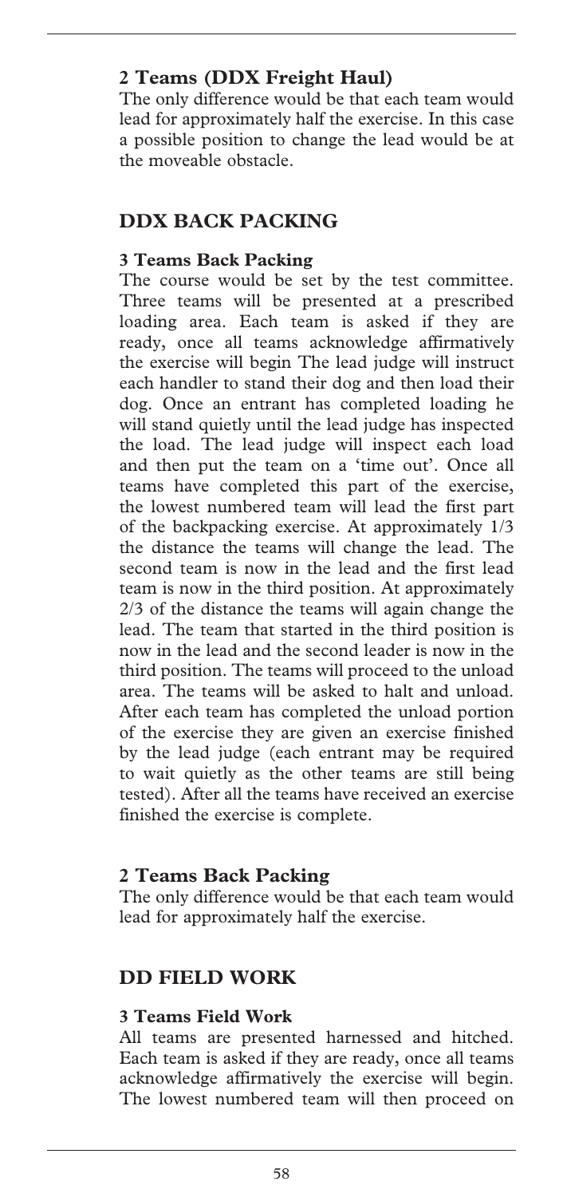### 2 Teams (DDX Freight Haul)

The only difference would be that each team would lead for approximately half the exercise. In this case a possible position to change the lead would be at the moveable obstacle.

## DDX BACK PACKING

### 3 Teams Back Packing

The course would be set by the test committee. Three teams will be presented at a prescribed loading area. Each team is asked if they are ready, once all teams acknowledge affirmatively the exercise will begin The lead judge will instruct each handler to stand their dog and then load their dog. Once an entrant has completed loading he will stand quietly until the lead judge has inspected the load. The lead judge will inspect each load and then put the team on a 'time out'. Once all teams have completed this part of the exercise, the lowest numbered team will lead the first part of the backpacking exercise. At approximately 1/3 the distance the teams will change the lead. The second team is now in the lead and the first lead team is now in the third position. At approximately 2/3 of the distance the teams will again change the lead. The team that started in the third position is now in the lead and the second leader is now in the third position. The teams will proceed to the unload area. The teams will be asked to halt and unload. After each team has completed the unload portion of the exercise they are given an exercise finished by the lead judge (each entrant may be required to wait quietly as the other teams are still being tested). After all the teams have received an exercise finished the exercise is complete.

### 2 Teams Back Packing

The only difference would be that each team would lead for approximately half the exercise.

## DD FIELD WORK

### 3 Teams Field Work

All teams are presented harnessed and hitched. Each team is asked if they are ready, once all teams acknowledge affirmatively the exercise will begin. The lowest numbered team will then proceed on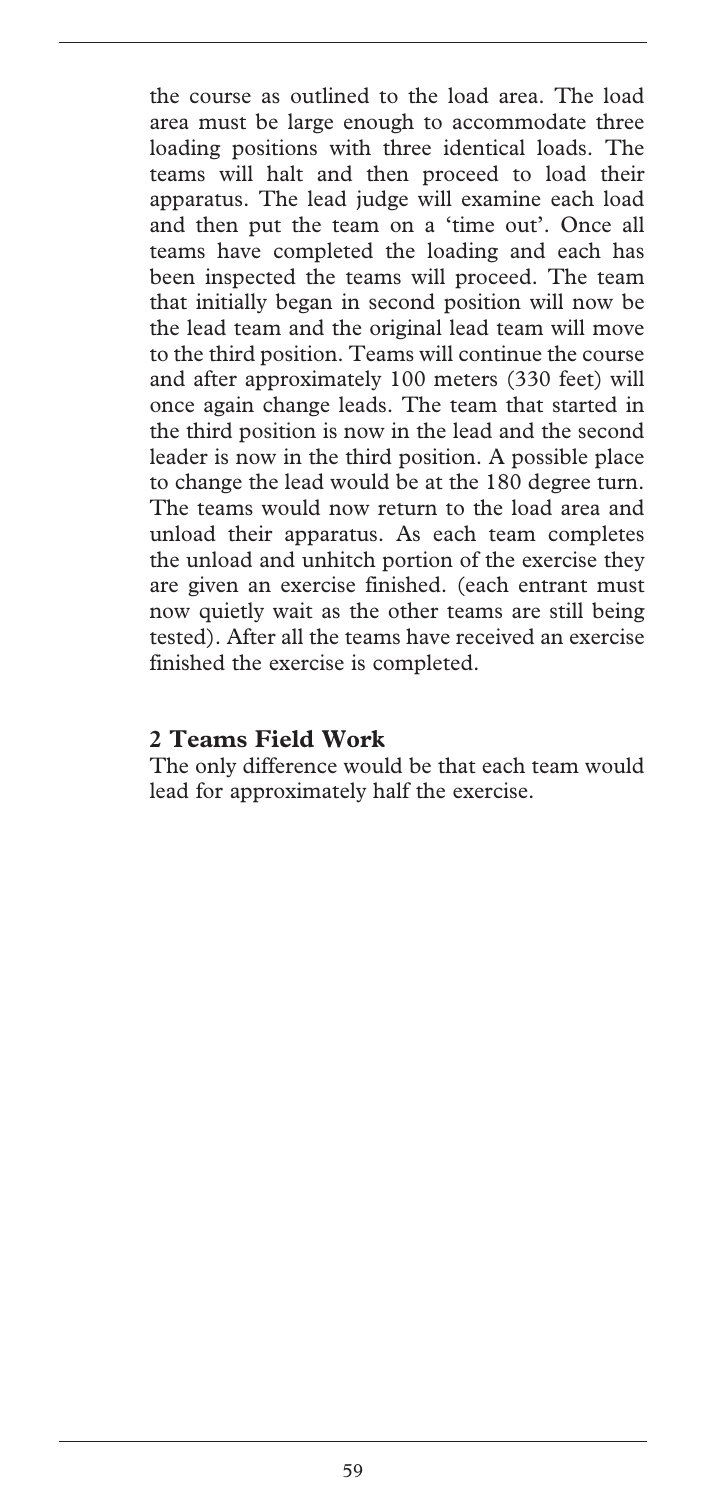the course as outlined to the load area. The load area must be large enough to accommodate three loading positions with three identical loads. The teams will halt and then proceed to load their apparatus. The lead judge will examine each load and then put the team on a 'time out'. Once all teams have completed the loading and each has been inspected the teams will proceed. The team that initially began in second position will now be the lead team and the original lead team will move to the third position. Teams will continue the course and after approximately 100 meters (330 feet) will once again change leads. The team that started in the third position is now in the lead and the second leader is now in the third position. A possible place to change the lead would be at the 180 degree turn. The teams would now return to the load area and unload their apparatus. As each team completes the unload and unhitch portion of the exercise they are given an exercise finished. (each entrant must now quietly wait as the other teams are still being tested). After all the teams have received an exercise finished the exercise is completed.

### 2 Teams Field Work

The only difference would be that each team would lead for approximately half the exercise.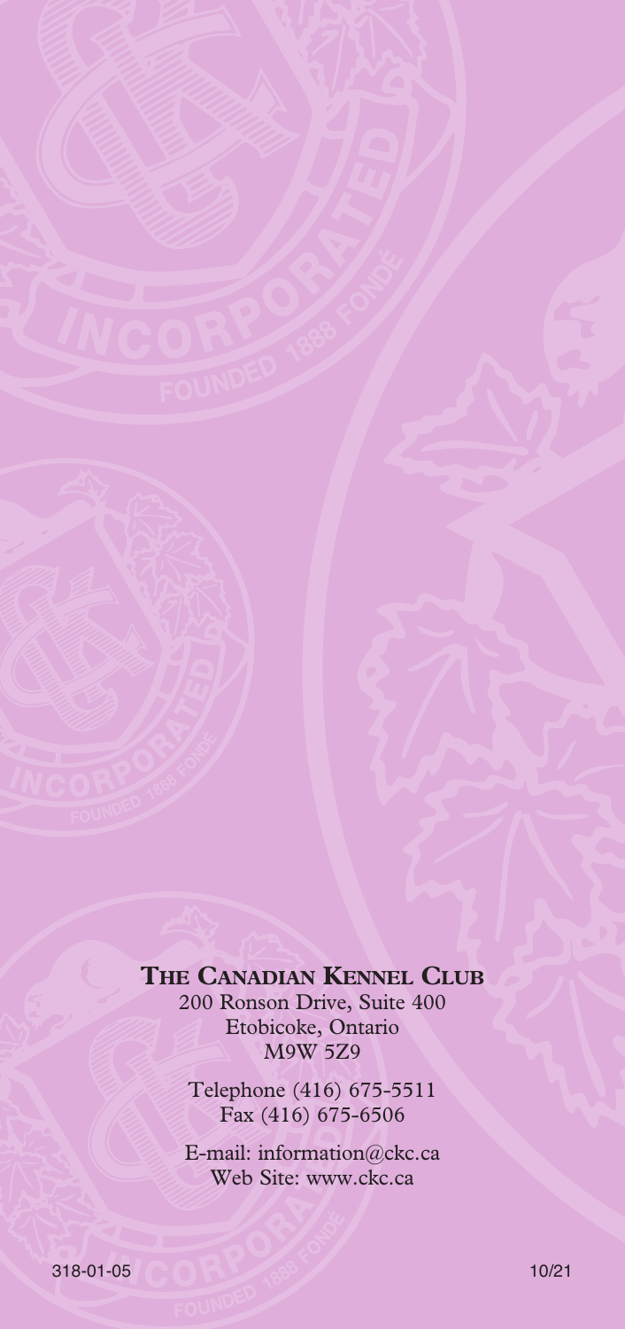**THE CANADIAN KENNEL CLUB**

200 Ronson Drive, Suite 400
Etobicoke, Ontario
M9W 5Z9

Telephone (416) 675-5511
Fax (416) 675-6506

E-mail: information@ckc.ca
Web Site: www.ckc.ca

318-01-05 10/21